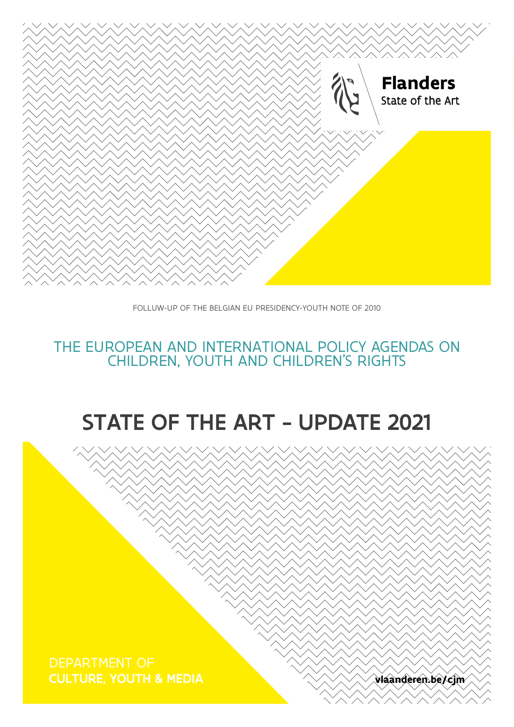**Flanders**
State of the Art

FOLLUW-UP OF THE BELGIAN EU PRESIDENCY-YOUTH NOTE OF 2010

## THE EUROPEAN AND INTERNATIONAL POLICY AGENDAS ON CHILDREN, YOUTH AND CHILDREN'S RIGHTS

# STATE OF THE ART - UPDATE 2021

DEPARTMENT OF
**CULTURE, YOUTH & MEDIA**

**vlaanderen.be/cjm**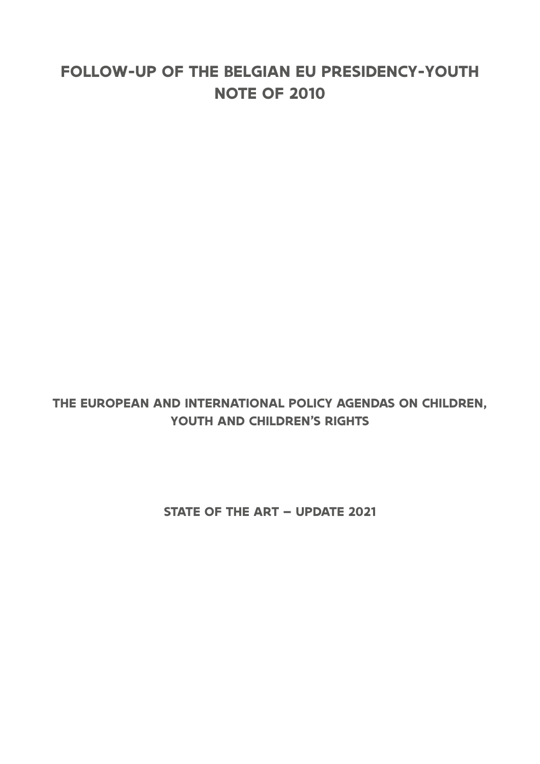# FOLLOW-UP OF THE BELGIAN EU PRESIDENCY-YOUTH NOTE OF 2010

## THE EUROPEAN AND INTERNATIONAL POLICY AGENDAS ON CHILDREN, YOUTH AND CHILDREN'S RIGHTS

## STATE OF THE ART – UPDATE 2021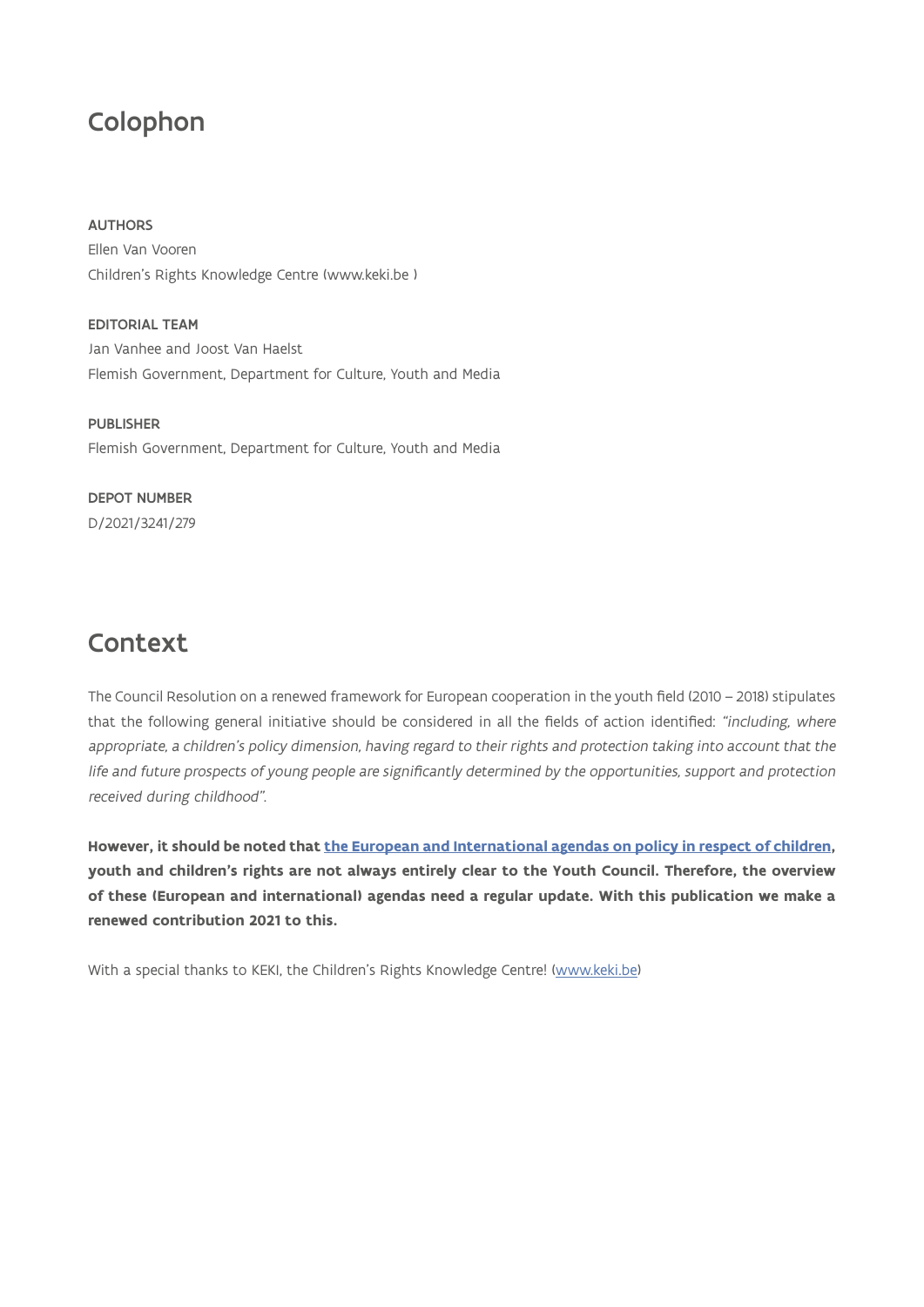# Colophon

**AUTHORS**
Ellen Van Vooren
Children's Rights Knowledge Centre (www.keki.be )

**EDITORIAL TEAM**
Jan Vanhee and Joost Van Haelst
Flemish Government, Department for Culture, Youth and Media

**PUBLISHER**
Flemish Government, Department for Culture, Youth and Media

**DEPOT NUMBER**
D/2021/3241/279

# Context

The Council Resolution on a renewed framework for European cooperation in the youth field (2010 – 2018) stipulates that the following general initiative should be considered in all the fields of action identified: *"including, where appropriate, a children's policy dimension, having regard to their rights and protection taking into account that the life and future prospects of young people are significantly determined by the opportunities, support and protection received during childhood".*

**However, it should be noted that the European and International agendas on policy in respect of children, youth and children's rights are not always entirely clear to the Youth Council. Therefore, the overview of these (European and international) agendas need a regular update. With this publication we make a renewed contribution 2021 to this.**

With a special thanks to KEKI, the Children's Rights Knowledge Centre! (www.keki.be)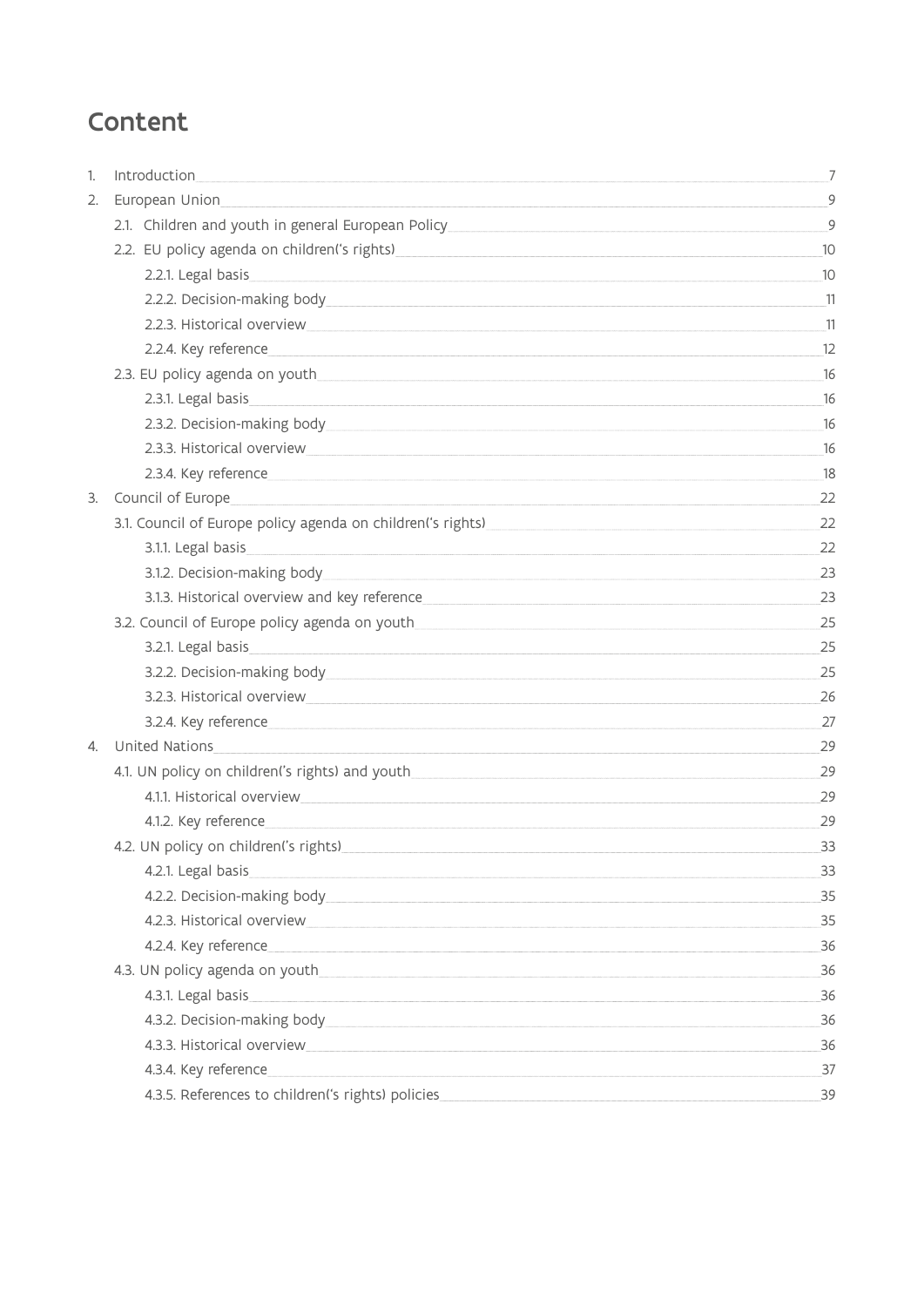# Content

1. Introduction 7
2. European Union 9
   - 2.1. Children and youth in general European Policy 9
   - 2.2. EU policy agenda on children('s rights) 10
     - 2.2.1. Legal basis 10
     - 2.2.2. Decision-making body 11
     - 2.2.3. Historical overview 11
     - 2.2.4. Key reference 12
   - 2.3. EU policy agenda on youth 16
     - 2.3.1. Legal basis 16
     - 2.3.2. Decision-making body 16
     - 2.3.3. Historical overview 16
     - 2.3.4. Key reference 18
3. Council of Europe 22
   - 3.1. Council of Europe policy agenda on children('s rights) 22
     - 3.1.1. Legal basis 22
     - 3.1.2. Decision-making body 23
     - 3.1.3. Historical overview and key reference 23
   - 3.2. Council of Europe policy agenda on youth 25
     - 3.2.1. Legal basis 25
     - 3.2.2. Decision-making body 25
     - 3.2.3. Historical overview 26
     - 3.2.4. Key reference 27
4. United Nations 29
   - 4.1. UN policy on children('s rights) and youth 29
     - 4.1.1. Historical overview 29
     - 4.1.2. Key reference 29
   - 4.2. UN policy on children('s rights) 33
     - 4.2.1. Legal basis 33
     - 4.2.2. Decision-making body 35
     - 4.2.3. Historical overview 35
     - 4.2.4. Key reference 36
   - 4.3. UN policy agenda on youth 36
     - 4.3.1. Legal basis 36
     - 4.3.2. Decision-making body 36
     - 4.3.3. Historical overview 36
     - 4.3.4. Key reference 37
     - 4.3.5. References to children('s rights) policies 39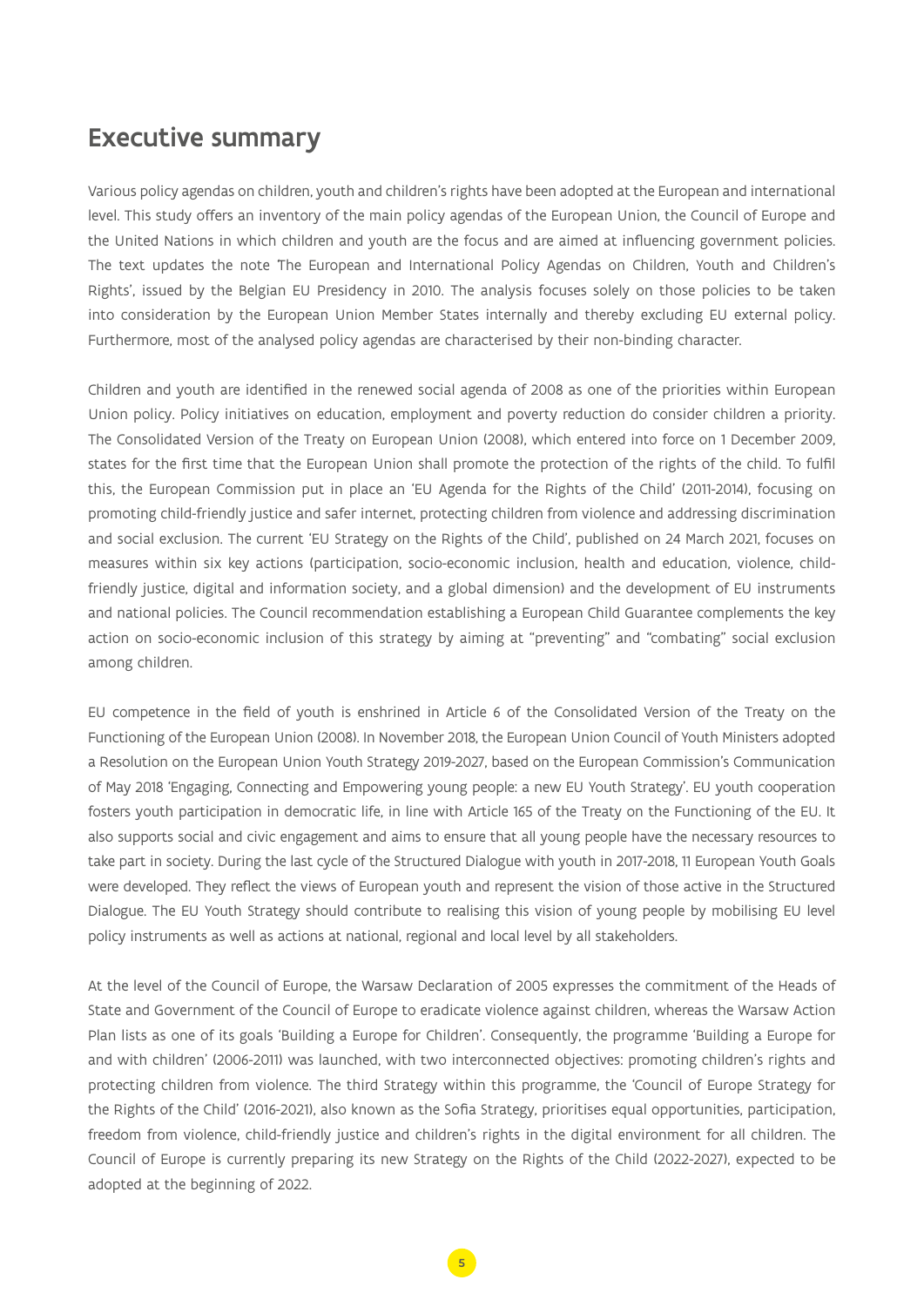## Executive summary

Various policy agendas on children, youth and children's rights have been adopted at the European and international level. This study offers an inventory of the main policy agendas of the European Union, the Council of Europe and the United Nations in which children and youth are the focus and are aimed at influencing government policies. The text updates the note 'The European and International Policy Agendas on Children, Youth and Children's Rights', issued by the Belgian EU Presidency in 2010. The analysis focuses solely on those policies to be taken into consideration by the European Union Member States internally and thereby excluding EU external policy. Furthermore, most of the analysed policy agendas are characterised by their non-binding character.

Children and youth are identified in the renewed social agenda of 2008 as one of the priorities within European Union policy. Policy initiatives on education, employment and poverty reduction do consider children a priority. The Consolidated Version of the Treaty on European Union (2008), which entered into force on 1 December 2009, states for the first time that the European Union shall promote the protection of the rights of the child. To fulfil this, the European Commission put in place an 'EU Agenda for the Rights of the Child' (2011-2014), focusing on promoting child-friendly justice and safer internet, protecting children from violence and addressing discrimination and social exclusion. The current 'EU Strategy on the Rights of the Child', published on 24 March 2021, focuses on measures within six key actions (participation, socio-economic inclusion, health and education, violence, child-friendly justice, digital and information society, and a global dimension) and the development of EU instruments and national policies. The Council recommendation establishing a European Child Guarantee complements the key action on socio-economic inclusion of this strategy by aiming at "preventing" and "combating" social exclusion among children.

EU competence in the field of youth is enshrined in Article 6 of the Consolidated Version of the Treaty on the Functioning of the European Union (2008). In November 2018, the European Union Council of Youth Ministers adopted a Resolution on the European Union Youth Strategy 2019-2027, based on the European Commission's Communication of May 2018 'Engaging, Connecting and Empowering young people: a new EU Youth Strategy'. EU youth cooperation fosters youth participation in democratic life, in line with Article 165 of the Treaty on the Functioning of the EU. It also supports social and civic engagement and aims to ensure that all young people have the necessary resources to take part in society. During the last cycle of the Structured Dialogue with youth in 2017-2018, 11 European Youth Goals were developed. They reflect the views of European youth and represent the vision of those active in the Structured Dialogue. The EU Youth Strategy should contribute to realising this vision of young people by mobilising EU level policy instruments as well as actions at national, regional and local level by all stakeholders.

At the level of the Council of Europe, the Warsaw Declaration of 2005 expresses the commitment of the Heads of State and Government of the Council of Europe to eradicate violence against children, whereas the Warsaw Action Plan lists as one of its goals 'Building a Europe for Children'. Consequently, the programme 'Building a Europe for and with children' (2006-2011) was launched, with two interconnected objectives: promoting children's rights and protecting children from violence. The third Strategy within this programme, the 'Council of Europe Strategy for the Rights of the Child' (2016-2021), also known as the Sofia Strategy, prioritises equal opportunities, participation, freedom from violence, child-friendly justice and children's rights in the digital environment for all children. The Council of Europe is currently preparing its new Strategy on the Rights of the Child (2022-2027), expected to be adopted at the beginning of 2022.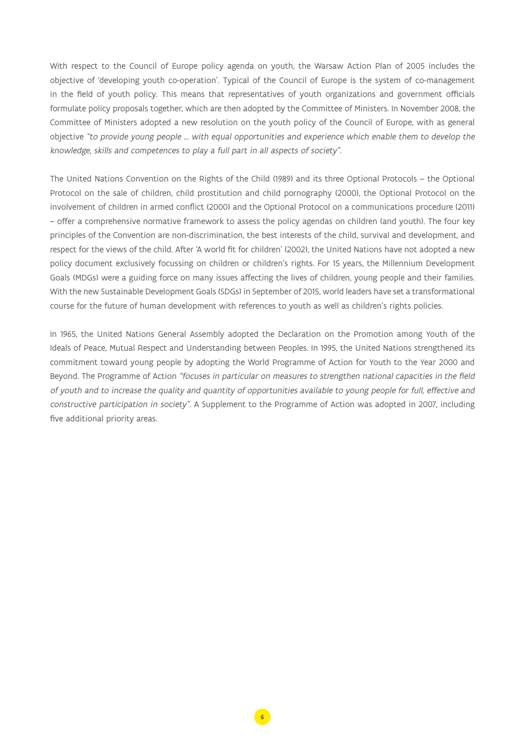With respect to the Council of Europe policy agenda on youth, the Warsaw Action Plan of 2005 includes the objective of 'developing youth co-operation'. Typical of the Council of Europe is the system of co-management in the field of youth policy. This means that representatives of youth organizations and government officials formulate policy proposals together, which are then adopted by the Committee of Ministers. In November 2008, the Committee of Ministers adopted a new resolution on the youth policy of the Council of Europe, with as general objective *"to provide young people … with equal opportunities and experience which enable them to develop the knowledge, skills and competences to play a full part in all aspects of society".*

The United Nations Convention on the Rights of the Child (1989) and its three Optional Protocols – the Optional Protocol on the sale of children, child prostitution and child pornography (2000), the Optional Protocol on the involvement of children in armed conflict (2000) and the Optional Protocol on a communications procedure (2011) – offer a comprehensive normative framework to assess the policy agendas on children (and youth). The four key principles of the Convention are non-discrimination, the best interests of the child, survival and development, and respect for the views of the child. After 'A world fit for children' (2002), the United Nations have not adopted a new policy document exclusively focussing on children or children's rights. For 15 years, the Millennium Development Goals (MDGs) were a guiding force on many issues affecting the lives of children, young people and their families. With the new Sustainable Development Goals (SDGs) in September of 2015, world leaders have set a transformational course for the future of human development with references to youth as well as children's rights policies.

In 1965, the United Nations General Assembly adopted the Declaration on the Promotion among Youth of the Ideals of Peace, Mutual Respect and Understanding between Peoples. In 1995, the United Nations strengthened its commitment toward young people by adopting the World Programme of Action for Youth to the Year 2000 and Beyond. The Programme of Action *"focuses in particular on measures to strengthen national capacities in the field of youth and to increase the quality and quantity of opportunities available to young people for full, effective and constructive participation in society".* A Supplement to the Programme of Action was adopted in 2007, including five additional priority areas.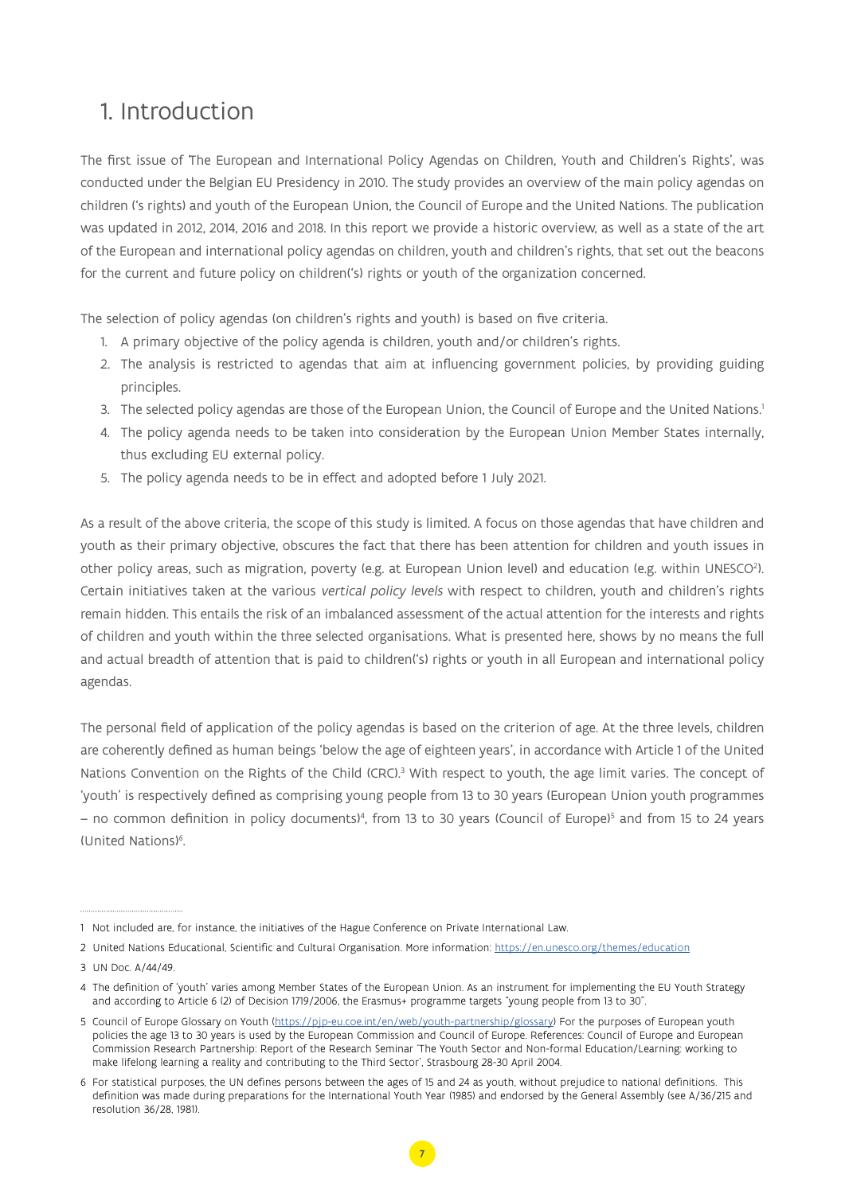# 1. Introduction

The first issue of 'The European and International Policy Agendas on Children, Youth and Children's Rights', was conducted under the Belgian EU Presidency in 2010. The study provides an overview of the main policy agendas on children ('s rights) and youth of the European Union, the Council of Europe and the United Nations. The publication was updated in 2012, 2014, 2016 and 2018. In this report we provide a historic overview, as well as a state of the art of the European and international policy agendas on children, youth and children's rights, that set out the beacons for the current and future policy on children('s) rights or youth of the organization concerned.

The selection of policy agendas (on children's rights and youth) is based on five criteria.

1. A primary objective of the policy agenda is children, youth and/or children's rights.
2. The analysis is restricted to agendas that aim at influencing government policies, by providing guiding principles.
3. The selected policy agendas are those of the European Union, the Council of Europe and the United Nations.[1]
4. The policy agenda needs to be taken into consideration by the European Union Member States internally, thus excluding EU external policy.
5. The policy agenda needs to be in effect and adopted before 1 July 2021.

As a result of the above criteria, the scope of this study is limited. A focus on those agendas that have children and youth as their primary objective, obscures the fact that there has been attention for children and youth issues in other policy areas, such as migration, poverty (e.g. at European Union level) and education (e.g. within UNESCO[2]). Certain initiatives taken at the various *vertical policy levels* with respect to children, youth and children's rights remain hidden. This entails the risk of an imbalanced assessment of the actual attention for the interests and rights of children and youth within the three selected organisations. What is presented here, shows by no means the full and actual breadth of attention that is paid to children('s) rights or youth in all European and international policy agendas.

The personal field of application of the policy agendas is based on the criterion of age. At the three levels, children are coherently defined as human beings 'below the age of eighteen years', in accordance with Article 1 of the United Nations Convention on the Rights of the Child (CRC).[3] With respect to youth, the age limit varies. The concept of 'youth' is respectively defined as comprising young people from 13 to 30 years (European Union youth programmes – no common definition in policy documents)[4], from 13 to 30 years (Council of Europe)[5] and from 15 to 24 years (United Nations)[6].

---

1 Not included are, for instance, the initiatives of the Hague Conference on Private International Law.

2 United Nations Educational, Scientific and Cultural Organisation. More information: https://en.unesco.org/themes/education

3 UN Doc. A/44/49.

4 The definition of 'youth' varies among Member States of the European Union. As an instrument for implementing the EU Youth Strategy and according to Article 6 (2) of Decision 1719/2006, the Erasmus+ programme targets "young people from 13 to 30".

5 Council of Europe Glossary on Youth (https://pjp-eu.coe.int/en/web/youth-partnership/glossary) For the purposes of European youth policies the age 13 to 30 years is used by the European Commission and Council of Europe. References: Council of Europe and European Commission Research Partnership: Report of the Research Seminar 'The Youth Sector and Non-formal Education/Learning: working to make lifelong learning a reality and contributing to the Third Sector', Strasbourg 28-30 April 2004.

6 For statistical purposes, the UN defines persons between the ages of 15 and 24 as youth, without prejudice to national definitions. This definition was made during preparations for the International Youth Year (1985) and endorsed by the General Assembly (see A/36/215 and resolution 36/28, 1981).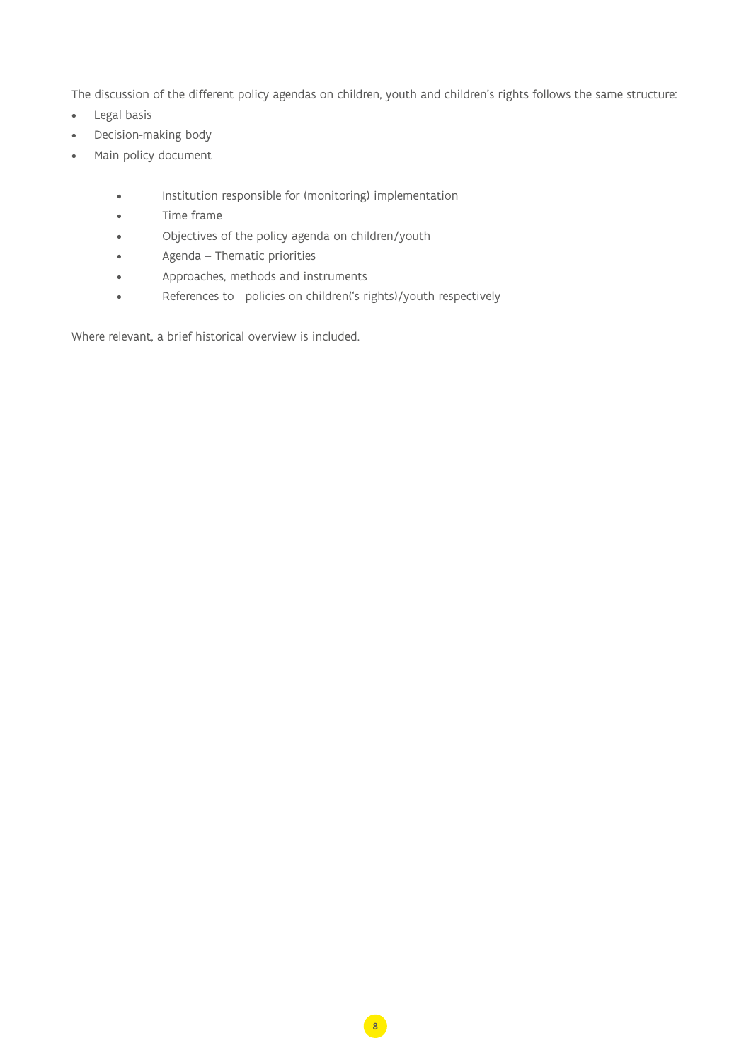The discussion of the different policy agendas on children, youth and children's rights follows the same structure:

- Legal basis
- Decision-making body
- Main policy document

    - Institution responsible for (monitoring) implementation
    - Time frame
    - Objectives of the policy agenda on children/youth
    - Agenda – Thematic priorities
    - Approaches, methods and instruments
    - References to policies on children('s rights)/youth respectively

Where relevant, a brief historical overview is included.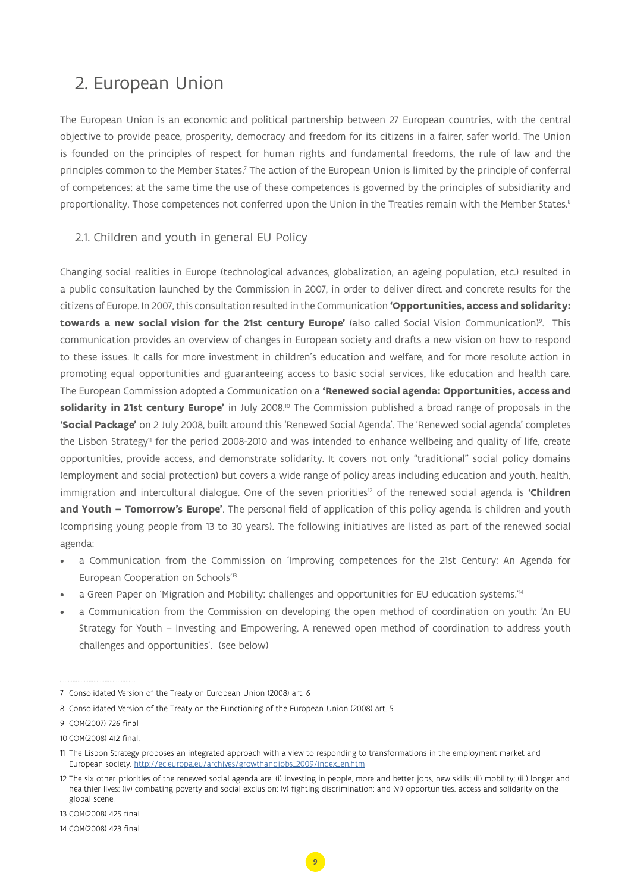# 2. European Union

The European Union is an economic and political partnership between 27 European countries, with the central objective to provide peace, prosperity, democracy and freedom for its citizens in a fairer, safer world. The Union is founded on the principles of respect for human rights and fundamental freedoms, the rule of law and the principles common to the Member States.[7] The action of the European Union is limited by the principle of conferral of competences; at the same time the use of these competences is governed by the principles of subsidiarity and proportionality. Those competences not conferred upon the Union in the Treaties remain with the Member States.[8]

## 2.1. Children and youth in general EU Policy

Changing social realities in Europe (technological advances, globalization, an ageing population, etc.) resulted in a public consultation launched by the Commission in 2007, in order to deliver direct and concrete results for the citizens of Europe. In 2007, this consultation resulted in the Communication **'Opportunities, access and solidarity: towards a new social vision for the 21st century Europe'** (also called Social Vision Communication)[9]. This communication provides an overview of changes in European society and drafts a new vision on how to respond to these issues. It calls for more investment in children's education and welfare, and for more resolute action in promoting equal opportunities and guaranteeing access to basic social services, like education and health care. The European Commission adopted a Communication on a **'Renewed social agenda: Opportunities, access and solidarity in 21st century Europe'** in July 2008.[10] The Commission published a broad range of proposals in the **'Social Package'** on 2 July 2008, built around this 'Renewed Social Agenda'. The 'Renewed social agenda' completes the Lisbon Strategy[11] for the period 2008-2010 and was intended to enhance wellbeing and quality of life, create opportunities, provide access, and demonstrate solidarity. It covers not only "traditional" social policy domains (employment and social protection) but covers a wide range of policy areas including education and youth, health, immigration and intercultural dialogue. One of the seven priorities[12] of the renewed social agenda is **'Children and Youth – Tomorrow's Europe'**. The personal field of application of this policy agenda is children and youth (comprising young people from 13 to 30 years). The following initiatives are listed as part of the renewed social agenda:

- a Communication from the Commission on 'Improving competences for the 21st Century: An Agenda for European Cooperation on Schools'[13]
- a Green Paper on 'Migration and Mobility: challenges and opportunities for EU education systems.'[14]
- a Communication from the Commission on developing the open method of coordination on youth: 'An EU Strategy for Youth – Investing and Empowering. A renewed open method of coordination to address youth challenges and opportunities'. (see below)

---

7 Consolidated Version of the Treaty on European Union (2008) art. 6

8 Consolidated Version of the Treaty on the Functioning of the European Union (2008) art. 5

9 COM(2007) 726 final

10 COM(2008) 412 final.

11 The Lisbon Strategy proposes an integrated approach with a view to responding to transformations in the employment market and European society, http://ec.europa.eu/archives/growthandjobs_2009/index_en.htm

12 The six other priorities of the renewed social agenda are: (i) investing in people, more and better jobs, new skills; (ii) mobility; (iii) longer and healthier lives; (iv) combating poverty and social exclusion; (v) fighting discrimination; and (vi) opportunities, access and solidarity on the global scene.

13 COM(2008) 425 final

14 COM(2008) 423 final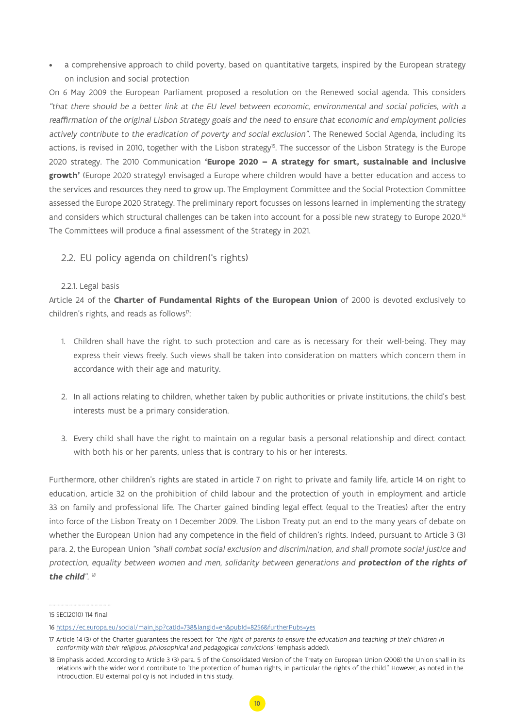- a comprehensive approach to child poverty, based on quantitative targets, inspired by the European strategy on inclusion and social protection

On 6 May 2009 the European Parliament proposed a resolution on the Renewed social agenda. This considers *"that there should be a better link at the EU level between economic, environmental and social policies, with a reaffirmation of the original Lisbon Strategy goals and the need to ensure that economic and employment policies actively contribute to the eradication of poverty and social exclusion"*. The Renewed Social Agenda, including its actions, is revised in 2010, together with the Lisbon strategy[15]. The successor of the Lisbon Strategy is the Europe 2020 strategy. The 2010 Communication **'Europe 2020 – A strategy for smart, sustainable and inclusive growth'** (Europe 2020 strategy) envisaged a Europe where children would have a better education and access to the services and resources they need to grow up. The Employment Committee and the Social Protection Committee assessed the Europe 2020 Strategy. The preliminary report focusses on lessons learned in implementing the strategy and considers which structural challenges can be taken into account for a possible new strategy to Europe 2020.[16] The Committees will produce a final assessment of the Strategy in 2021.

## 2.2. EU policy agenda on children('s rights)

### 2.2.1. Legal basis

Article 24 of the **Charter of Fundamental Rights of the European Union** of 2000 is devoted exclusively to children's rights, and reads as follows[17]:

1. Children shall have the right to such protection and care as is necessary for their well-being. They may express their views freely. Such views shall be taken into consideration on matters which concern them in accordance with their age and maturity.

2. In all actions relating to children, whether taken by public authorities or private institutions, the child's best interests must be a primary consideration.

3. Every child shall have the right to maintain on a regular basis a personal relationship and direct contact with both his or her parents, unless that is contrary to his or her interests.

Furthermore, other children's rights are stated in article 7 on right to private and family life, article 14 on right to education, article 32 on the prohibition of child labour and the protection of youth in employment and article 33 on family and professional life. The Charter gained binding legal effect (equal to the Treaties) after the entry into force of the Lisbon Treaty on 1 December 2009. The Lisbon Treaty put an end to the many years of debate on whether the European Union had any competence in the field of children's rights. Indeed, pursuant to Article 3 (3) para. 2, the European Union *"shall combat social exclusion and discrimination, and shall promote social justice and protection, equality between women and men, solidarity between generations and* ***protection of the rights of the child****".* [18]

---

15 SEC(2010) 114 final

16 https://ec.europa.eu/social/main.jsp?catId=738&langId=en&pubId=8256&furtherPubs=yes

17 Article 14 (3) of the Charter guarantees the respect for *"the right of parents to ensure the education and teaching of their children in conformity with their religious, philosophical and pedagogical convictions"* (emphasis added).

18 Emphasis added. According to Article 3 (3) para. 5 of the Consolidated Version of the Treaty on European Union (2008) the Union shall in its relations with the wider world contribute to "the protection of human rights, in particular the rights of the child." However, as noted in the introduction, EU external policy is not included in this study.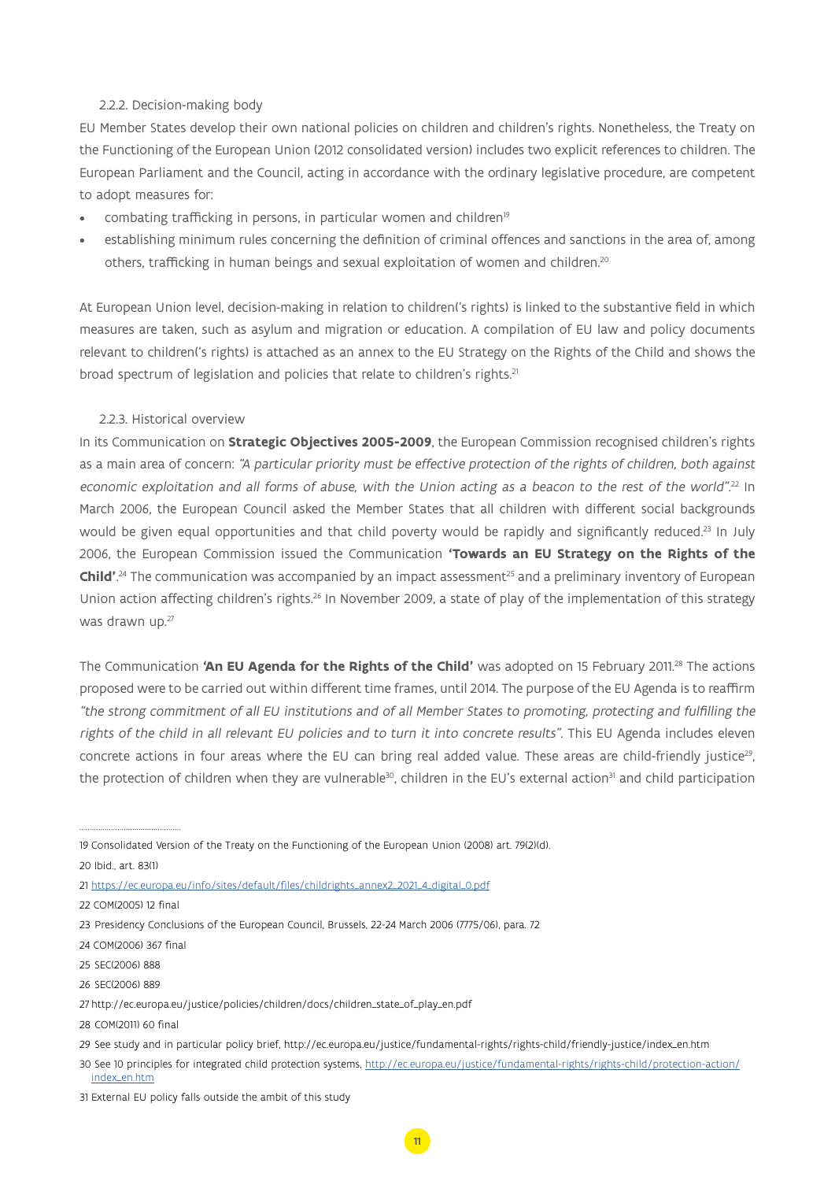### 2.2.2. Decision-making body

EU Member States develop their own national policies on children and children's rights. Nonetheless, the Treaty on the Functioning of the European Union (2012 consolidated version) includes two explicit references to children. The European Parliament and the Council, acting in accordance with the ordinary legislative procedure, are competent to adopt measures for:

- combating trafficking in persons, in particular women and children[19]
- establishing minimum rules concerning the definition of criminal offences and sanctions in the area of, among others, trafficking in human beings and sexual exploitation of women and children.[20]

At European Union level, decision-making in relation to children('s rights) is linked to the substantive field in which measures are taken, such as asylum and migration or education. A compilation of EU law and policy documents relevant to children('s rights) is attached as an annex to the EU Strategy on the Rights of the Child and shows the broad spectrum of legislation and policies that relate to children's rights.[21]

### 2.2.3. Historical overview

In its Communication on **Strategic Objectives 2005-2009**, the European Commission recognised children's rights as a main area of concern: *"A particular priority must be effective protection of the rights of children, both against economic exploitation and all forms of abuse, with the Union acting as a beacon to the rest of the world"*.[22] In March 2006, the European Council asked the Member States that all children with different social backgrounds would be given equal opportunities and that child poverty would be rapidly and significantly reduced.[23] In July 2006, the European Commission issued the Communication **'Towards an EU Strategy on the Rights of the Child'**.[24] The communication was accompanied by an impact assessment[25] and a preliminary inventory of European Union action affecting children's rights.[26] In November 2009, a state of play of the implementation of this strategy was drawn up.[27]

The Communication **'An EU Agenda for the Rights of the Child'** was adopted on 15 February 2011.[28] The actions proposed were to be carried out within different time frames, until 2014. The purpose of the EU Agenda is to reaffirm *"the strong commitment of all EU institutions and of all Member States to promoting, protecting and fulfilling the rights of the child in all relevant EU policies and to turn it into concrete results"*. This EU Agenda includes eleven concrete actions in four areas where the EU can bring real added value. These areas are child-friendly justice[29], the protection of children when they are vulnerable[30], children in the EU's external action[31] and child participation

---

19 Consolidated Version of the Treaty on the Functioning of the European Union (2008) art. 79(2)(d).

20 Ibid., art. 83(1)

21 https://ec.europa.eu/info/sites/default/files/childrights_annex2_2021_4_digital_0.pdf

22 COM(2005) 12 final

23 Presidency Conclusions of the European Council, Brussels, 22-24 March 2006 (7775/06), para. 72

24 COM(2006) 367 final

25 SEC(2006) 888

26 SEC(2006) 889

27 http://ec.europa.eu/justice/policies/children/docs/children_state_of_play_en.pdf

28 COM(2011) 60 final

29 See study and in particular policy brief, http://ec.europa.eu/justice/fundamental-rights/rights-child/friendly-justice/index_en.htm

30 See 10 principles for integrated child protection systems, http://ec.europa.eu/justice/fundamental-rights/rights-child/protection-action/index_en.htm

31 External EU policy falls outside the ambit of this study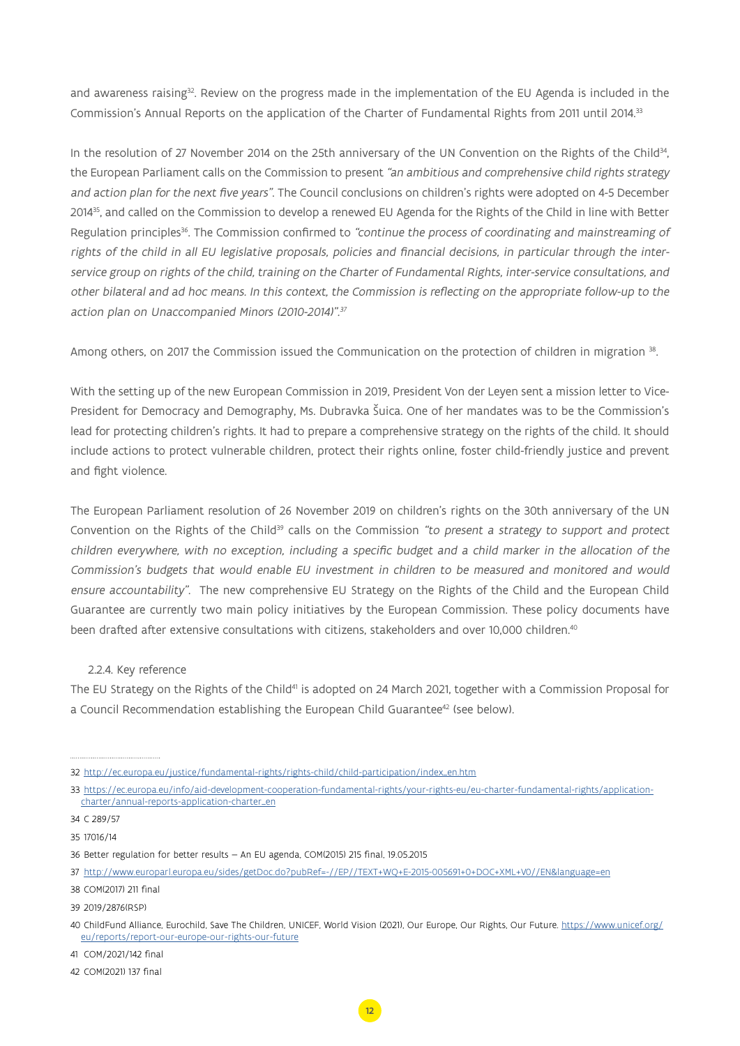and awareness raising[32]. Review on the progress made in the implementation of the EU Agenda is included in the Commission's Annual Reports on the application of the Charter of Fundamental Rights from 2011 until 2014.[33]

In the resolution of 27 November 2014 on the 25th anniversary of the UN Convention on the Rights of the Child[34], the European Parliament calls on the Commission to present *"an ambitious and comprehensive child rights strategy and action plan for the next five years"*. The Council conclusions on children's rights were adopted on 4-5 December 2014[35], and called on the Commission to develop a renewed EU Agenda for the Rights of the Child in line with Better Regulation principles[36]. The Commission confirmed to *"continue the process of coordinating and mainstreaming of rights of the child in all EU legislative proposals, policies and financial decisions, in particular through the inter-service group on rights of the child, training on the Charter of Fundamental Rights, inter-service consultations, and other bilateral and ad hoc means. In this context, the Commission is reflecting on the appropriate follow-up to the action plan on Unaccompanied Minors (2010-2014)".*[37]

Among others, on 2017 the Commission issued the Communication on the protection of children in migration [38].

With the setting up of the new European Commission in 2019, President Von der Leyen sent a mission letter to Vice-President for Democracy and Demography, Ms. Dubravka Šuica. One of her mandates was to be the Commission's lead for protecting children's rights. It had to prepare a comprehensive strategy on the rights of the child. It should include actions to protect vulnerable children, protect their rights online, foster child-friendly justice and prevent and fight violence.

The European Parliament resolution of 26 November 2019 on children's rights on the 30th anniversary of the UN Convention on the Rights of the Child[39] calls on the Commission *"to present a strategy to support and protect children everywhere, with no exception, including a specific budget and a child marker in the allocation of the Commission's budgets that would enable EU investment in children to be measured and monitored and would ensure accountability"*. The new comprehensive EU Strategy on the Rights of the Child and the European Child Guarantee are currently two main policy initiatives by the European Commission. These policy documents have been drafted after extensive consultations with citizens, stakeholders and over 10,000 children.[40]

### 2.2.4. Key reference

The EU Strategy on the Rights of the Child[41] is adopted on 24 March 2021, together with a Commission Proposal for a Council Recommendation establishing the European Child Guarantee[42] (see below).

---

32 http://ec.europa.eu/justice/fundamental-rights/rights-child/child-participation/index_en.htm

33 https://ec.europa.eu/info/aid-development-cooperation-fundamental-rights/your-rights-eu/eu-charter-fundamental-rights/application-charter/annual-reports-application-charter_en

34 C 289/57

35 17016/14

36 Better regulation for better results – An EU agenda, COM(2015) 215 final, 19.05.2015

37 http://www.europarl.europa.eu/sides/getDoc.do?pubRef=-//EP//TEXT+WQ+E-2015-005691+0+DOC+XML+V0//EN&language=en

38 COM(2017) 211 final

39 2019/2876(RSP)

40 ChildFund Alliance, Eurochild, Save The Children, UNICEF, World Vision (2021), Our Europe, Our Rights, Our Future. https://www.unicef.org/eu/reports/report-our-europe-our-rights-our-future

41 COM/2021/142 final

42 COM(2021) 137 final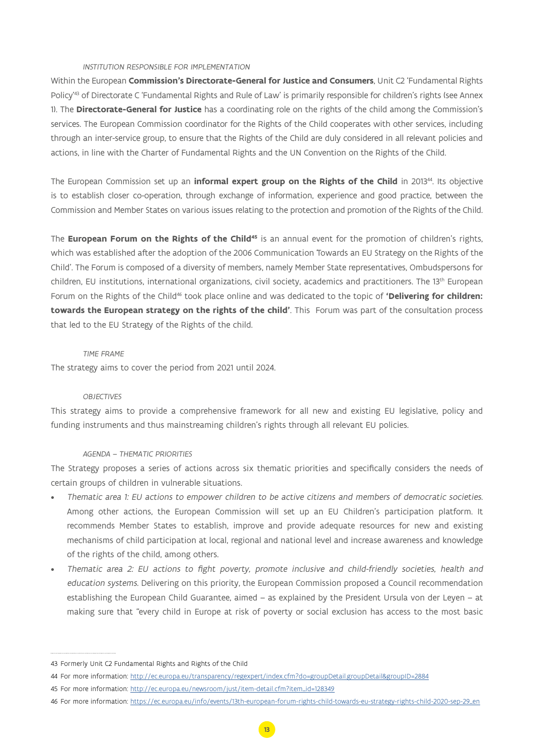*INSTITUTION RESPONSIBLE FOR IMPLEMENTATION*

Within the European **Commission's Directorate-General for Justice and Consumers**, Unit C2 'Fundamental Rights Policy'[43] of Directorate C 'Fundamental Rights and Rule of Law' is primarily responsible for children's rights (see Annex 1). The **Directorate-General for Justice** has a coordinating role on the rights of the child among the Commission's services. The European Commission coordinator for the Rights of the Child cooperates with other services, including through an inter-service group, to ensure that the Rights of the Child are duly considered in all relevant policies and actions, in line with the Charter of Fundamental Rights and the UN Convention on the Rights of the Child.

The European Commission set up an **informal expert group on the Rights of the Child** in 2013[44]. Its objective is to establish closer co-operation, through exchange of information, experience and good practice, between the Commission and Member States on various issues relating to the protection and promotion of the Rights of the Child.

The **European Forum on the Rights of the Child[45]** is an annual event for the promotion of children's rights, which was established after the adoption of the 2006 Communication Towards an EU Strategy on the Rights of the Child'. The Forum is composed of a diversity of members, namely Member State representatives, Ombudspersons for children, EU institutions, international organizations, civil society, academics and practitioners. The 13th European Forum on the Rights of the Child[46] took place online and was dedicated to the topic of **'Delivering for children: towards the European strategy on the rights of the child'**. This Forum was part of the consultation process that led to the EU Strategy of the Rights of the child.

*TIME FRAME*

The strategy aims to cover the period from 2021 until 2024.

*OBJECTIVES*

This strategy aims to provide a comprehensive framework for all new and existing EU legislative, policy and funding instruments and thus mainstreaming children's rights through all relevant EU policies.

*AGENDA – THEMATIC PRIORITIES*

The Strategy proposes a series of actions across six thematic priorities and specifically considers the needs of certain groups of children in vulnerable situations.

- *Thematic area 1: EU actions to empower children to be active citizens and members of democratic societies.* Among other actions, the European Commission will set up an EU Children's participation platform. It recommends Member States to establish, improve and provide adequate resources for new and existing mechanisms of child participation at local, regional and national level and increase awareness and knowledge of the rights of the child, among others.
- *Thematic area 2: EU actions to fight poverty, promote inclusive and child-friendly societies, health and education systems.* Delivering on this priority, the European Commission proposed a Council recommendation establishing the European Child Guarantee, aimed – as explained by the President Ursula von der Leyen – at making sure that "every child in Europe at risk of poverty or social exclusion has access to the most basic

---

43 Formerly Unit C2 Fundamental Rights and Rights of the Child

44 For more information: http://ec.europa.eu/transparency/regexpert/index.cfm?do=groupDetail.groupDetail&groupID=2884

45 For more information: http://ec.europa.eu/newsroom/just/item-detail.cfm?item_id=128349

46 For more information: https://ec.europa.eu/info/events/13th-european-forum-rights-child-towards-eu-strategy-rights-child-2020-sep-29_en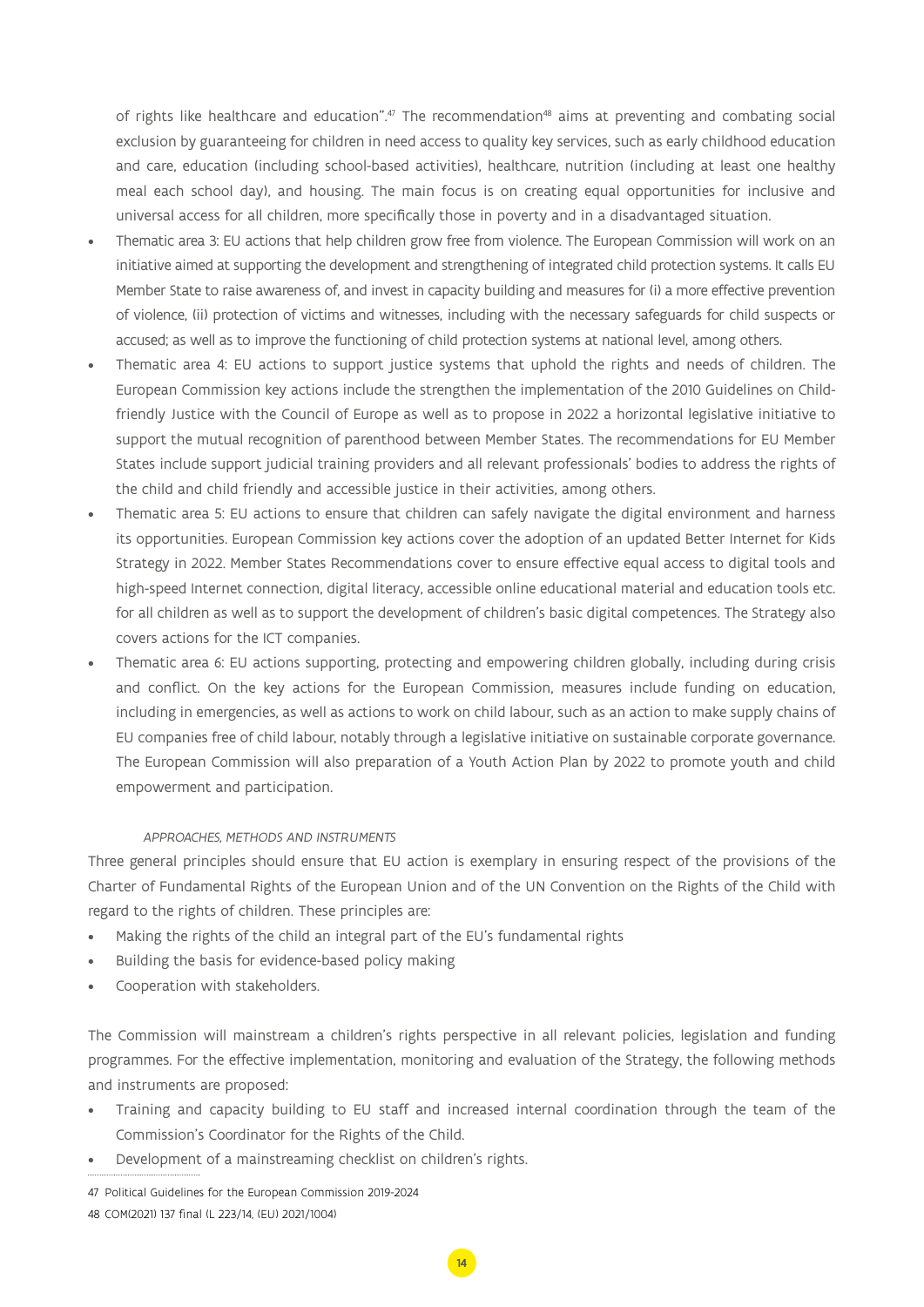of rights like healthcare and education".[47] The recommendation[48] aims at preventing and combating social exclusion by guaranteeing for children in need access to quality key services, such as early childhood education and care, education (including school-based activities), healthcare, nutrition (including at least one healthy meal each school day), and housing. The main focus is on creating equal opportunities for inclusive and universal access for all children, more specifically those in poverty and in a disadvantaged situation.

- Thematic area 3: EU actions that help children grow free from violence. The European Commission will work on an initiative aimed at supporting the development and strengthening of integrated child protection systems. It calls EU Member State to raise awareness of, and invest in capacity building and measures for (i) a more effective prevention of violence, (ii) protection of victims and witnesses, including with the necessary safeguards for child suspects or accused; as well as to improve the functioning of child protection systems at national level, among others.
- Thematic area 4: EU actions to support justice systems that uphold the rights and needs of children. The European Commission key actions include the strengthen the implementation of the 2010 Guidelines on Child-friendly Justice with the Council of Europe as well as to propose in 2022 a horizontal legislative initiative to support the mutual recognition of parenthood between Member States. The recommendations for EU Member States include support judicial training providers and all relevant professionals' bodies to address the rights of the child and child friendly and accessible justice in their activities, among others.
- Thematic area 5: EU actions to ensure that children can safely navigate the digital environment and harness its opportunities. European Commission key actions cover the adoption of an updated Better Internet for Kids Strategy in 2022. Member States Recommendations cover to ensure effective equal access to digital tools and high-speed Internet connection, digital literacy, accessible online educational material and education tools etc. for all children as well as to support the development of children's basic digital competences. The Strategy also covers actions for the ICT companies.
- Thematic area 6: EU actions supporting, protecting and empowering children globally, including during crisis and conflict. On the key actions for the European Commission, measures include funding on education, including in emergencies, as well as actions to work on child labour, such as an action to make supply chains of EU companies free of child labour, notably through a legislative initiative on sustainable corporate governance. The European Commission will also preparation of a Youth Action Plan by 2022 to promote youth and child empowerment and participation.

*APPROACHES, METHODS AND INSTRUMENTS*

Three general principles should ensure that EU action is exemplary in ensuring respect of the provisions of the Charter of Fundamental Rights of the European Union and of the UN Convention on the Rights of the Child with regard to the rights of children. These principles are:

- Making the rights of the child an integral part of the EU's fundamental rights
- Building the basis for evidence-based policy making
- Cooperation with stakeholders.

The Commission will mainstream a children's rights perspective in all relevant policies, legislation and funding programmes. For the effective implementation, monitoring and evaluation of the Strategy, the following methods and instruments are proposed:

- Training and capacity building to EU staff and increased internal coordination through the team of the Commission's Coordinator for the Rights of the Child.
- Development of a mainstreaming checklist on children's rights.

47 Political Guidelines for the European Commission 2019-2024

48 COM(2021) 137 final (L 223/14, (EU) 2021/1004)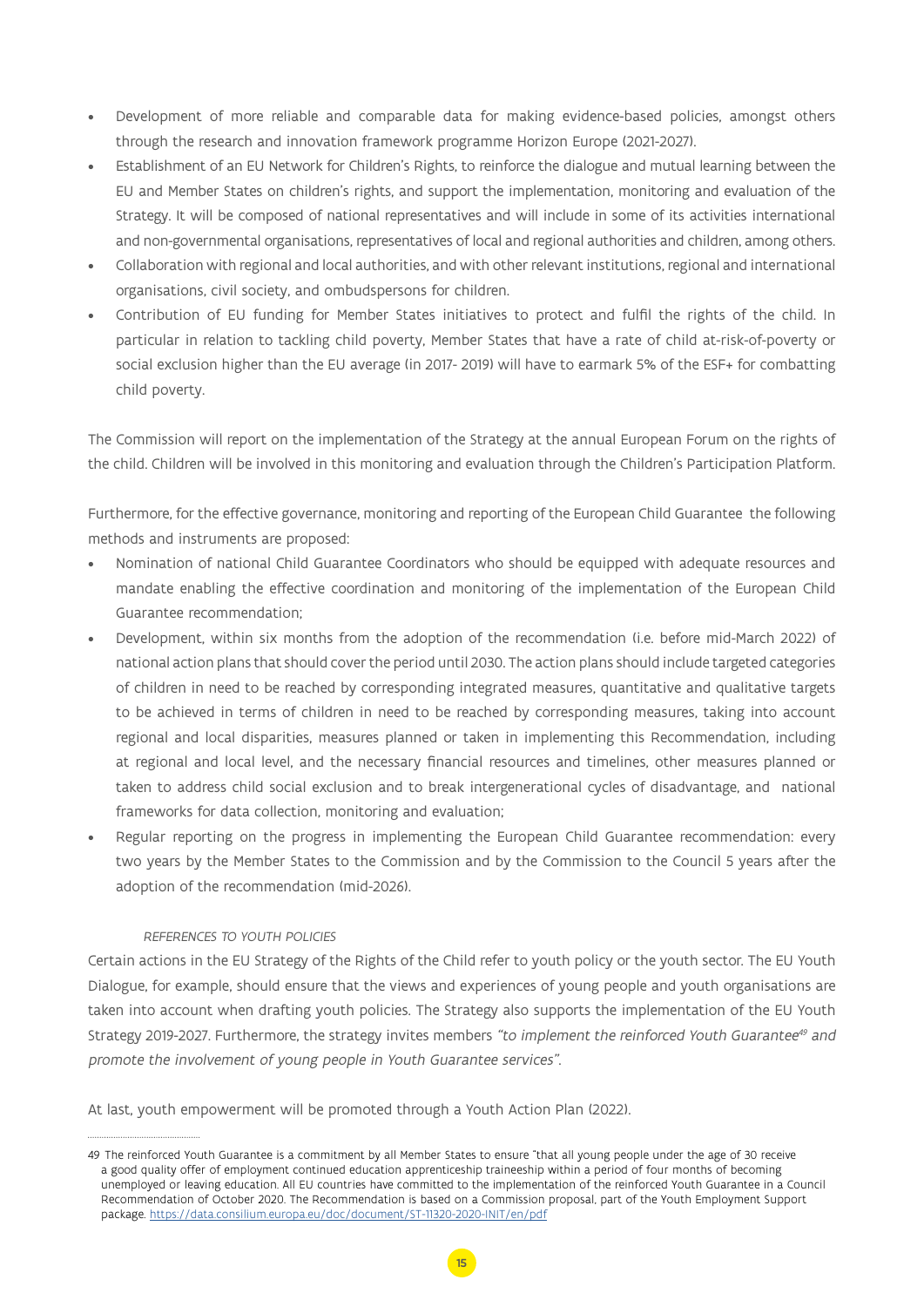- Development of more reliable and comparable data for making evidence-based policies, amongst others through the research and innovation framework programme Horizon Europe (2021-2027).
- Establishment of an EU Network for Children's Rights, to reinforce the dialogue and mutual learning between the EU and Member States on children's rights, and support the implementation, monitoring and evaluation of the Strategy. It will be composed of national representatives and will include in some of its activities international and non-governmental organisations, representatives of local and regional authorities and children, among others.
- Collaboration with regional and local authorities, and with other relevant institutions, regional and international organisations, civil society, and ombudspersons for children.
- Contribution of EU funding for Member States initiatives to protect and fulfil the rights of the child. In particular in relation to tackling child poverty, Member States that have a rate of child at-risk-of-poverty or social exclusion higher than the EU average (in 2017- 2019) will have to earmark 5% of the ESF+ for combatting child poverty.

The Commission will report on the implementation of the Strategy at the annual European Forum on the rights of the child. Children will be involved in this monitoring and evaluation through the Children's Participation Platform.

Furthermore, for the effective governance, monitoring and reporting of the European Child Guarantee the following methods and instruments are proposed:

- Nomination of national Child Guarantee Coordinators who should be equipped with adequate resources and mandate enabling the effective coordination and monitoring of the implementation of the European Child Guarantee recommendation;
- Development, within six months from the adoption of the recommendation (i.e. before mid-March 2022) of national action plans that should cover the period until 2030. The action plans should include targeted categories of children in need to be reached by corresponding integrated measures, quantitative and qualitative targets to be achieved in terms of children in need to be reached by corresponding measures, taking into account regional and local disparities, measures planned or taken in implementing this Recommendation, including at regional and local level, and the necessary financial resources and timelines, other measures planned or taken to address child social exclusion and to break intergenerational cycles of disadvantage, and national frameworks for data collection, monitoring and evaluation;
- Regular reporting on the progress in implementing the European Child Guarantee recommendation: every two years by the Member States to the Commission and by the Commission to the Council 5 years after the adoption of the recommendation (mid-2026).

#### *REFERENCES TO YOUTH POLICIES*

Certain actions in the EU Strategy of the Rights of the Child refer to youth policy or the youth sector. The EU Youth Dialogue, for example, should ensure that the views and experiences of young people and youth organisations are taken into account when drafting youth policies. The Strategy also supports the implementation of the EU Youth Strategy 2019-2027. Furthermore, the strategy invites members *"to implement the reinforced Youth Guarantee*[49] *and promote the involvement of young people in Youth Guarantee services"*.

At last, youth empowerment will be promoted through a Youth Action Plan (2022).

---

49 The reinforced Youth Guarantee is a commitment by all Member States to ensure "that all young people under the age of 30 receive a good quality offer of employment continued education apprenticeship traineeship within a period of four months of becoming unemployed or leaving education. All EU countries have committed to the implementation of the reinforced Youth Guarantee in a Council Recommendation of October 2020. The Recommendation is based on a Commission proposal, part of the Youth Employment Support package. https://data.consilium.europa.eu/doc/document/ST-11320-2020-INIT/en/pdf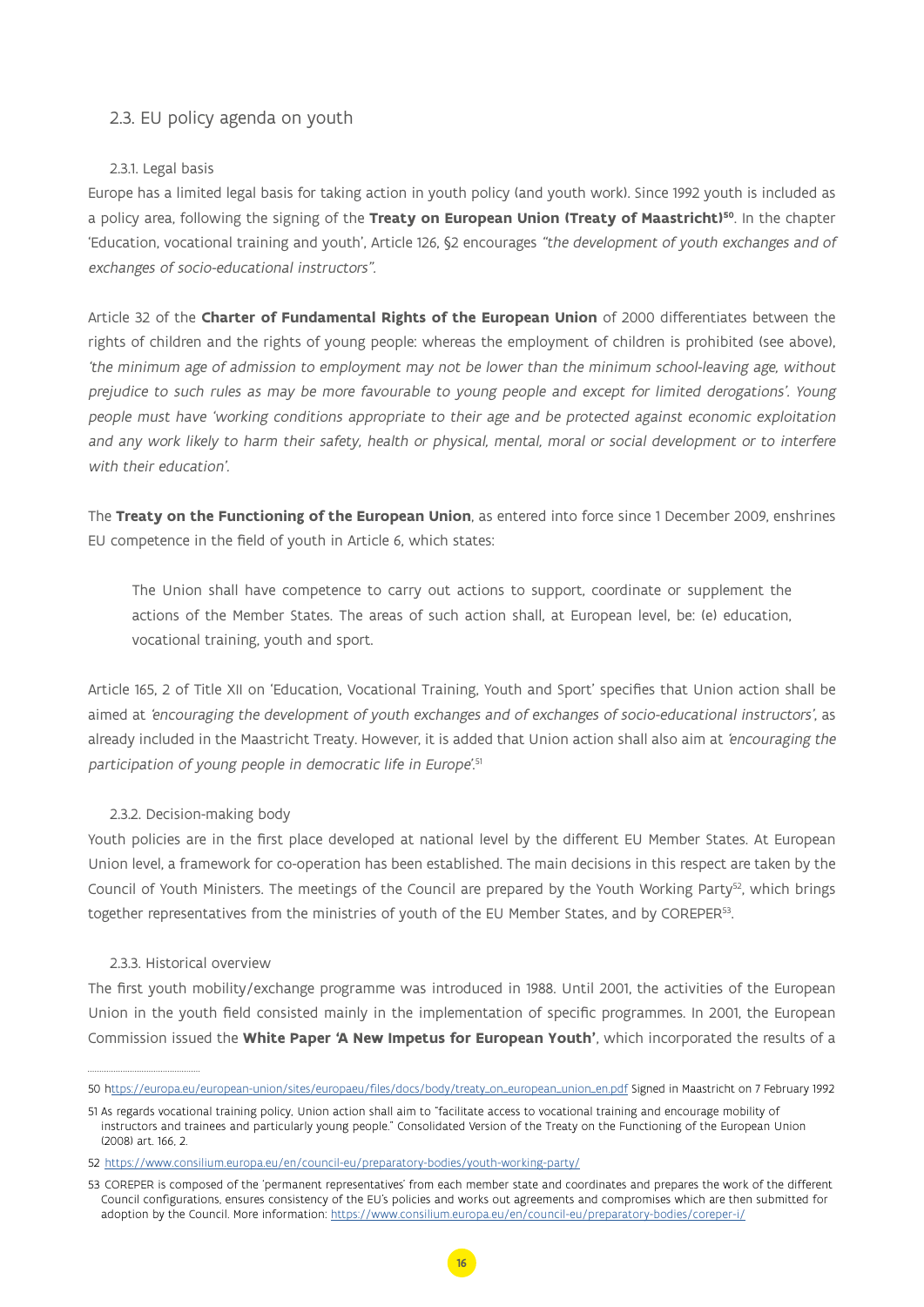## 2.3. EU policy agenda on youth

### 2.3.1. Legal basis

Europe has a limited legal basis for taking action in youth policy (and youth work). Since 1992 youth is included as a policy area, following the signing of the **Treaty on European Union (Treaty of Maastricht)**[50]. In the chapter 'Education, vocational training and youth', Article 126, §2 encourages *"the development of youth exchanges and of exchanges of socio-educational instructors"*.

Article 32 of the **Charter of Fundamental Rights of the European Union** of 2000 differentiates between the rights of children and the rights of young people: whereas the employment of children is prohibited (see above), *'the minimum age of admission to employment may not be lower than the minimum school-leaving age, without prejudice to such rules as may be more favourable to young people and except for limited derogations'. Young people must have 'working conditions appropriate to their age and be protected against economic exploitation and any work likely to harm their safety, health or physical, mental, moral or social development or to interfere with their education'.*

The **Treaty on the Functioning of the European Union**, as entered into force since 1 December 2009, enshrines EU competence in the field of youth in Article 6, which states:

> The Union shall have competence to carry out actions to support, coordinate or supplement the actions of the Member States. The areas of such action shall, at European level, be: (e) education, vocational training, youth and sport.

Article 165, 2 of Title XII on 'Education, Vocational Training, Youth and Sport' specifies that Union action shall be aimed at *'encouraging the development of youth exchanges and of exchanges of socio-educational instructors'*, as already included in the Maastricht Treaty. However, it is added that Union action shall also aim at *'encouraging the participation of young people in democratic life in Europe'*.[51]

### 2.3.2. Decision-making body

Youth policies are in the first place developed at national level by the different EU Member States. At European Union level, a framework for co-operation has been established. The main decisions in this respect are taken by the Council of Youth Ministers. The meetings of the Council are prepared by the Youth Working Party[52], which brings together representatives from the ministries of youth of the EU Member States, and by COREPER[53].

### 2.3.3. Historical overview

The first youth mobility/exchange programme was introduced in 1988. Until 2001, the activities of the European Union in the youth field consisted mainly in the implementation of specific programmes. In 2001, the European Commission issued the **White Paper 'A New Impetus for European Youth'**, which incorporated the results of a

---

50 https://europa.eu/european-union/sites/europaeu/files/docs/body/treaty_on_european_union_en.pdf Signed in Maastricht on 7 February 1992

51 As regards vocational training policy, Union action shall aim to "facilitate access to vocational training and encourage mobility of instructors and trainees and particularly young people." Consolidated Version of the Treaty on the Functioning of the European Union (2008) art. 166, 2.

52 https://www.consilium.europa.eu/en/council-eu/preparatory-bodies/youth-working-party/

53 COREPER is composed of the 'permanent representatives' from each member state and coordinates and prepares the work of the different Council configurations, ensures consistency of the EU's policies and works out agreements and compromises which are then submitted for adoption by the Council. More information: https://www.consilium.europa.eu/en/council-eu/preparatory-bodies/coreper-i/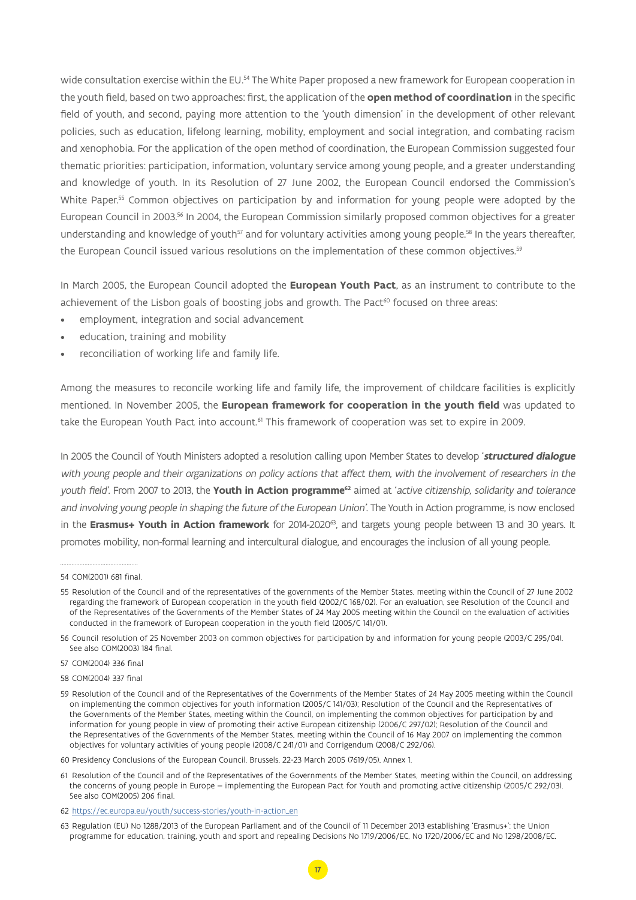wide consultation exercise within the EU.[54] The White Paper proposed a new framework for European cooperation in the youth field, based on two approaches: first, the application of the **open method of coordination** in the specific field of youth, and second, paying more attention to the 'youth dimension' in the development of other relevant policies, such as education, lifelong learning, mobility, employment and social integration, and combating racism and xenophobia. For the application of the open method of coordination, the European Commission suggested four thematic priorities: participation, information, voluntary service among young people, and a greater understanding and knowledge of youth. In its Resolution of 27 June 2002, the European Council endorsed the Commission's White Paper.[55] Common objectives on participation by and information for young people were adopted by the European Council in 2003.[56] In 2004, the European Commission similarly proposed common objectives for a greater understanding and knowledge of youth[57] and for voluntary activities among young people.[58] In the years thereafter, the European Council issued various resolutions on the implementation of these common objectives.[59]

In March 2005, the European Council adopted the **European Youth Pact**, as an instrument to contribute to the achievement of the Lisbon goals of boosting jobs and growth. The Pact[60] focused on three areas:

- employment, integration and social advancement
- education, training and mobility
- reconciliation of working life and family life.

Among the measures to reconcile working life and family life, the improvement of childcare facilities is explicitly mentioned. In November 2005, the **European framework for cooperation in the youth field** was updated to take the European Youth Pact into account.[61] This framework of cooperation was set to expire in 2009.

In 2005 the Council of Youth Ministers adopted a resolution calling upon Member States to develop '***structured dialogue** with young people and their organizations on policy actions that affect them, with the involvement of researchers in the youth field*'. From 2007 to 2013, the **Youth in Action programme**[62] aimed at '*active citizenship, solidarity and tolerance and involving young people in shaping the future of the European Union*'. The Youth in Action programme, is now enclosed in the **Erasmus+ Youth in Action framework** for 2014-2020[63], and targets young people between 13 and 30 years. It promotes mobility, non-formal learning and intercultural dialogue, and encourages the inclusion of all young people.

---

54 COM(2001) 681 final.

55 Resolution of the Council and of the representatives of the governments of the Member States, meeting within the Council of 27 June 2002 regarding the framework of European cooperation in the youth field (2002/C 168/02). For an evaluation, see Resolution of the Council and of the Representatives of the Governments of the Member States of 24 May 2005 meeting within the Council on the evaluation of activities conducted in the framework of European cooperation in the youth field (2005/C 141/01).

56 Council resolution of 25 November 2003 on common objectives for participation by and information for young people (2003/C 295/04). See also COM(2003) 184 final.

57 COM(2004) 336 final

58 COM(2004) 337 final

59 Resolution of the Council and of the Representatives of the Governments of the Member States of 24 May 2005 meeting within the Council on implementing the common objectives for youth information (2005/C 141/03); Resolution of the Council and the Representatives of the Governments of the Member States, meeting within the Council, on implementing the common objectives for participation by and information for young people in view of promoting their active European citizenship (2006/C 297/02); Resolution of the Council and the Representatives of the Governments of the Member States, meeting within the Council of 16 May 2007 on implementing the common objectives for voluntary activities of young people (2008/C 241/01) and Corrigendum (2008/C 292/06).

60 Presidency Conclusions of the European Council, Brussels, 22-23 March 2005 (7619/05), Annex 1.

61 Resolution of the Council and of the Representatives of the Governments of the Member States, meeting within the Council, on addressing the concerns of young people in Europe — implementing the European Pact for Youth and promoting active citizenship (2005/C 292/03). See also COM(2005) 206 final.

62 https://ec.europa.eu/youth/success-stories/youth-in-action_en

63 Regulation (EU) No 1288/2013 of the European Parliament and of the Council of 11 December 2013 establishing 'Erasmus+': the Union programme for education, training, youth and sport and repealing Decisions No 1719/2006/EC, No 1720/2006/EC and No 1298/2008/EC.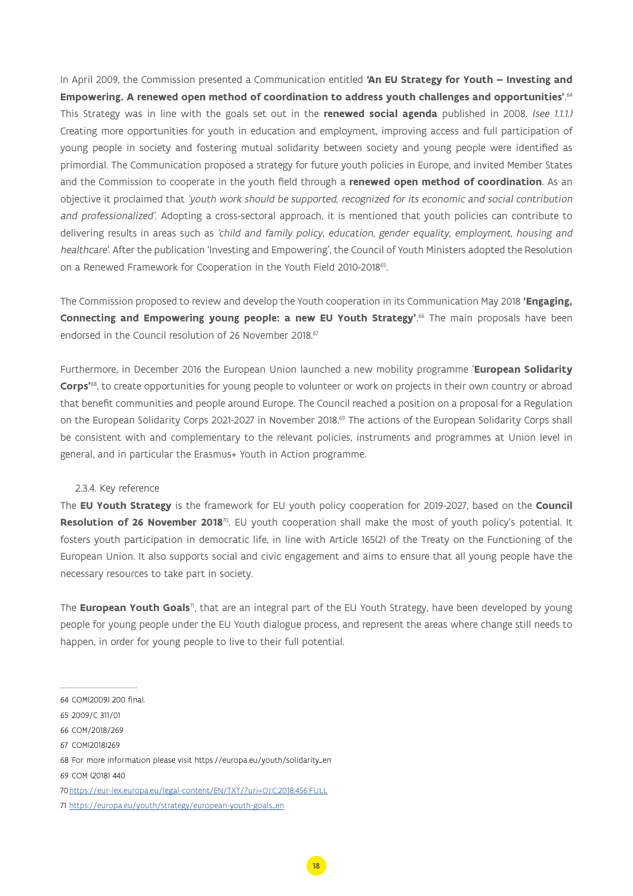In April 2009, the Commission presented a Communication entitled **'An EU Strategy for Youth – Investing and Empowering. A renewed open method of coordination to address youth challenges and opportunities'**.[64] This Strategy was in line with the goals set out in the **renewed social agenda** published in 2008. *(see 1.1.1.)* Creating more opportunities for youth in education and employment, improving access and full participation of young people in society and fostering mutual solidarity between society and young people were identified as primordial. The Communication proposed a strategy for future youth policies in Europe, and invited Member States and the Commission to cooperate in the youth field through a **renewed open method of coordination**. As an objective it proclaimed that *'youth work should be supported, recognized for its economic and social contribution and professionalized'*. Adopting a cross-sectoral approach, it is mentioned that youth policies can contribute to delivering results in areas such as *'child and family policy, education, gender equality, employment, housing and healthcare'*. After the publication 'Investing and Empowering', the Council of Youth Ministers adopted the Resolution on a Renewed Framework for Cooperation in the Youth Field 2010-2018[65].

The Commission proposed to review and develop the Youth cooperation in its Communication May 2018 **'Engaging, Connecting and Empowering young people: a new EU Youth Strategy'**.[66] The main proposals have been endorsed in the Council resolution of 26 November 2018.[67]

Furthermore, in December 2016 the European Union launched a new mobility programme '**European Solidarity Corps'**[68], to create opportunities for young people to volunteer or work on projects in their own country or abroad that benefit communities and people around Europe. The Council reached a position on a proposal for a Regulation on the European Solidarity Corps 2021-2027 in November 2018.[69] The actions of the European Solidarity Corps shall be consistent with and complementary to the relevant policies, instruments and programmes at Union level in general, and in particular the Erasmus+ Youth in Action programme.

2.3.4. Key reference

The **EU Youth Strategy** is the framework for EU youth policy cooperation for 2019-2027, based on the **Council Resolution of 26 November 2018**[70]. EU youth cooperation shall make the most of youth policy's potential. It fosters youth participation in democratic life, in line with Article 165(2) of the Treaty on the Functioning of the European Union. It also supports social and civic engagement and aims to ensure that all young people have the necessary resources to take part in society.

The **European Youth Goals**[71], that are an integral part of the EU Youth Strategy, have been developed by young people for young people under the EU Youth dialogue process, and represent the areas where change still needs to happen, in order for young people to live to their full potential.

---

64 COM(2009) 200 final.

65 2009/C 311/01

66 COM/2018/269

67 COM(2018)269

68 For more information please visit https://europa.eu/youth/solidarity_en

69 COM (2018) 440

70 https://eur-lex.europa.eu/legal-content/EN/TXT/?uri=OJ:C:2018:456:FULL

71 https://europa.eu/youth/strategy/european-youth-goals_en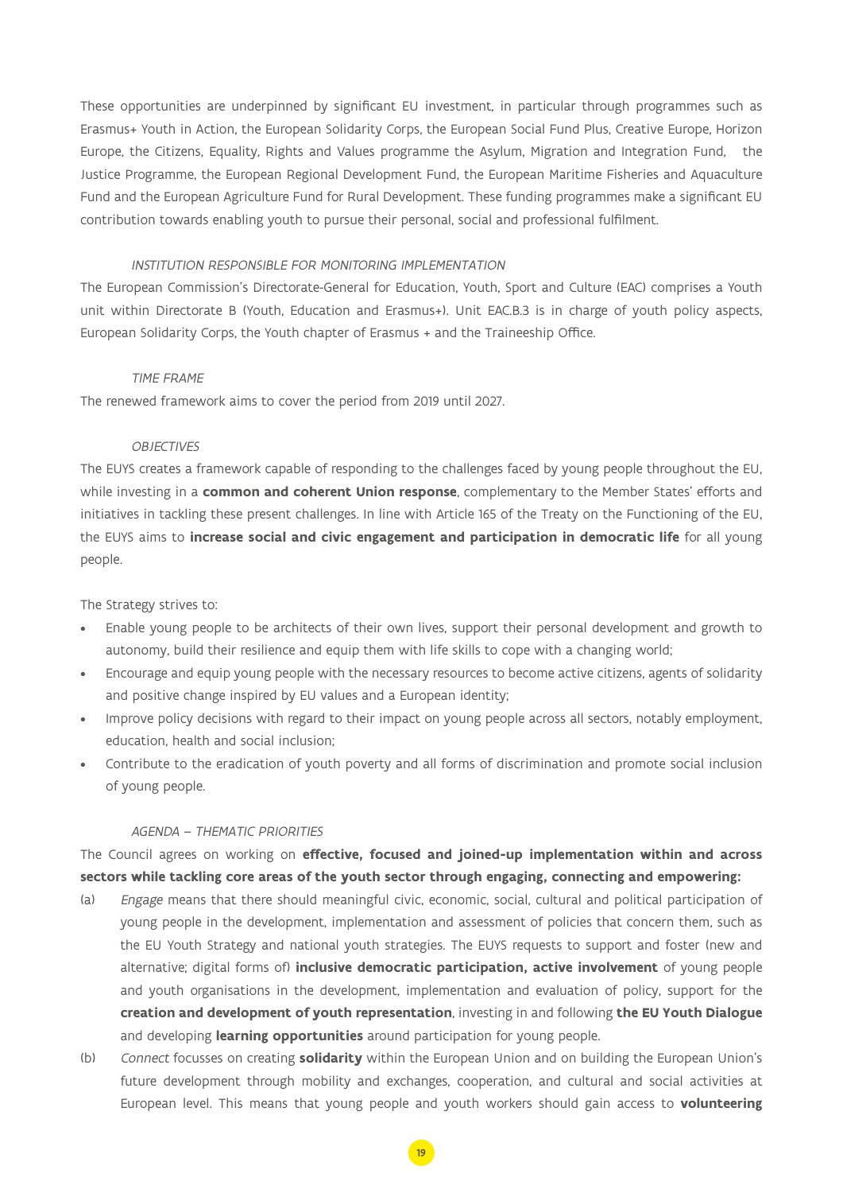These opportunities are underpinned by significant EU investment, in particular through programmes such as Erasmus+ Youth in Action, the European Solidarity Corps, the European Social Fund Plus, Creative Europe, Horizon Europe, the Citizens, Equality, Rights and Values programme the Asylum, Migration and Integration Fund, the Justice Programme, the European Regional Development Fund, the European Maritime Fisheries and Aquaculture Fund and the European Agriculture Fund for Rural Development. These funding programmes make a significant EU contribution towards enabling youth to pursue their personal, social and professional fulfilment.

*INSTITUTION RESPONSIBLE FOR MONITORING IMPLEMENTATION*

The European Commission's Directorate-General for Education, Youth, Sport and Culture (EAC) comprises a Youth unit within Directorate B (Youth, Education and Erasmus+). Unit EAC.B.3 is in charge of youth policy aspects, European Solidarity Corps, the Youth chapter of Erasmus + and the Traineeship Office.

*TIME FRAME*

The renewed framework aims to cover the period from 2019 until 2027.

*OBJECTIVES*

The EUYS creates a framework capable of responding to the challenges faced by young people throughout the EU, while investing in a **common and coherent Union response**, complementary to the Member States' efforts and initiatives in tackling these present challenges. In line with Article 165 of the Treaty on the Functioning of the EU, the EUYS aims to **increase social and civic engagement and participation in democratic life** for all young people.

The Strategy strives to:

- Enable young people to be architects of their own lives, support their personal development and growth to autonomy, build their resilience and equip them with life skills to cope with a changing world;
- Encourage and equip young people with the necessary resources to become active citizens, agents of solidarity and positive change inspired by EU values and a European identity;
- Improve policy decisions with regard to their impact on young people across all sectors, notably employment, education, health and social inclusion;
- Contribute to the eradication of youth poverty and all forms of discrimination and promote social inclusion of young people.

*AGENDA – THEMATIC PRIORITIES*

The Council agrees on working on **effective, focused and joined-up implementation within and across sectors while tackling core areas of the youth sector through engaging, connecting and empowering:**

(a) *Engage* means that there should meaningful civic, economic, social, cultural and political participation of young people in the development, implementation and assessment of policies that concern them, such as the EU Youth Strategy and national youth strategies. The EUYS requests to support and foster (new and alternative; digital forms of) **inclusive democratic participation, active involvement** of young people and youth organisations in the development, implementation and evaluation of policy, support for the **creation and development of youth representation**, investing in and following **the EU Youth Dialogue** and developing **learning opportunities** around participation for young people.

(b) *Connect* focusses on creating **solidarity** within the European Union and on building the European Union's future development through mobility and exchanges, cooperation, and cultural and social activities at European level. This means that young people and youth workers should gain access to **volunteering**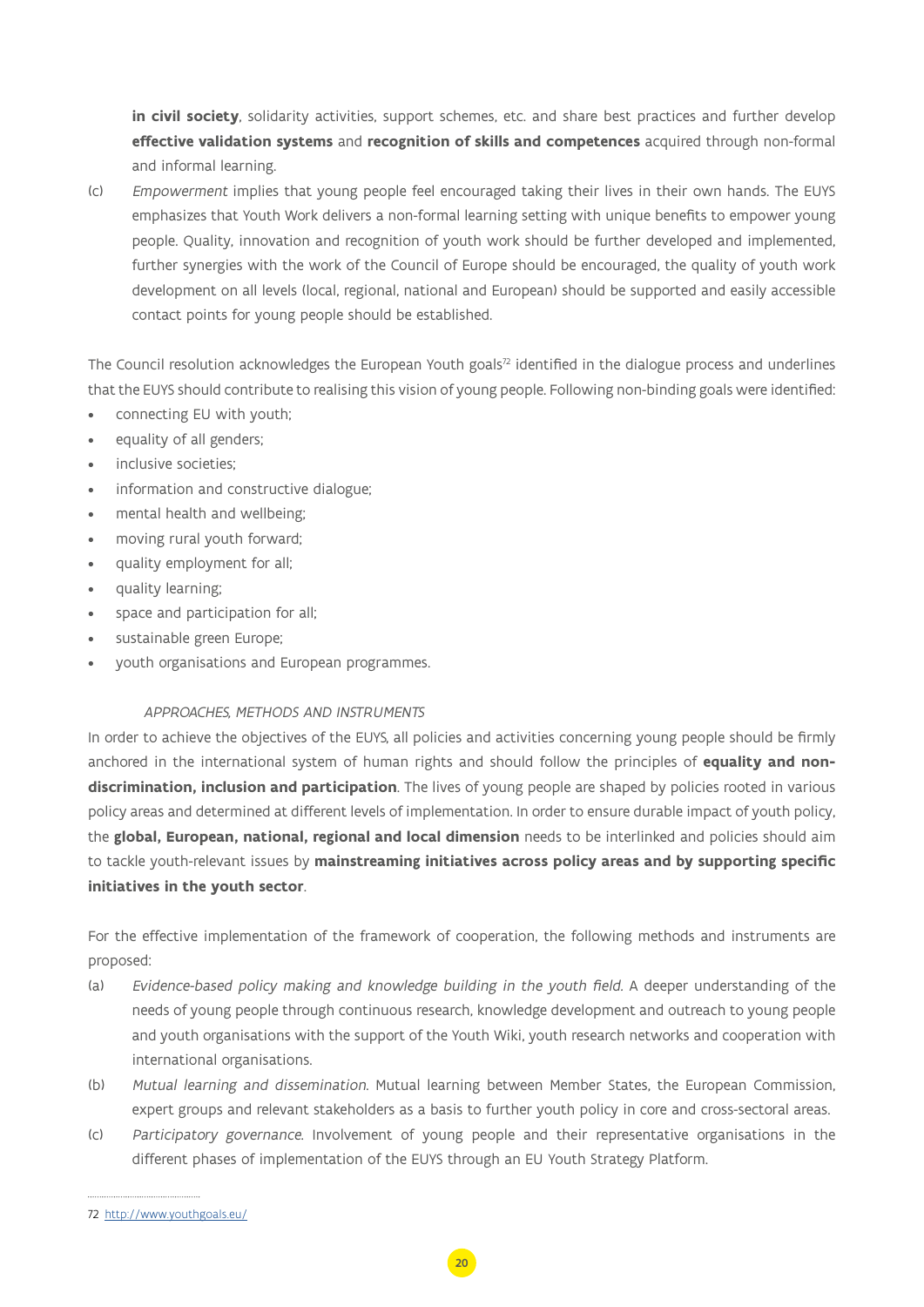**in civil society**, solidarity activities, support schemes, etc. and share best practices and further develop **effective validation systems** and **recognition of skills and competences** acquired through non-formal and informal learning.

(c) *Empowerment* implies that young people feel encouraged taking their lives in their own hands. The EUYS emphasizes that Youth Work delivers a non-formal learning setting with unique benefits to empower young people. Quality, innovation and recognition of youth work should be further developed and implemented, further synergies with the work of the Council of Europe should be encouraged, the quality of youth work development on all levels (local, regional, national and European) should be supported and easily accessible contact points for young people should be established.

The Council resolution acknowledges the European Youth goals[72] identified in the dialogue process and underlines that the EUYS should contribute to realising this vision of young people. Following non-binding goals were identified:

- connecting EU with youth;
- equality of all genders;
- inclusive societies;
- information and constructive dialogue;
- mental health and wellbeing;
- moving rural youth forward;
- quality employment for all;
- quality learning;
- space and participation for all;
- sustainable green Europe;
- youth organisations and European programmes.

*APPROACHES, METHODS AND INSTRUMENTS*

In order to achieve the objectives of the EUYS, all policies and activities concerning young people should be firmly anchored in the international system of human rights and should follow the principles of **equality and non-discrimination, inclusion and participation**. The lives of young people are shaped by policies rooted in various policy areas and determined at different levels of implementation. In order to ensure durable impact of youth policy, the **global, European, national, regional and local dimension** needs to be interlinked and policies should aim to tackle youth-relevant issues by **mainstreaming initiatives across policy areas and by supporting specific initiatives in the youth sector**.

For the effective implementation of the framework of cooperation, the following methods and instruments are proposed:

(a) *Evidence-based policy making and knowledge building in the youth field.* A deeper understanding of the needs of young people through continuous research, knowledge development and outreach to young people and youth organisations with the support of the Youth Wiki, youth research networks and cooperation with international organisations.

(b) *Mutual learning and dissemination.* Mutual learning between Member States, the European Commission, expert groups and relevant stakeholders as a basis to further youth policy in core and cross-sectoral areas.

(c) *Participatory governance.* Involvement of young people and their representative organisations in the different phases of implementation of the EUYS through an EU Youth Strategy Platform.

72 http://www.youthgoals.eu/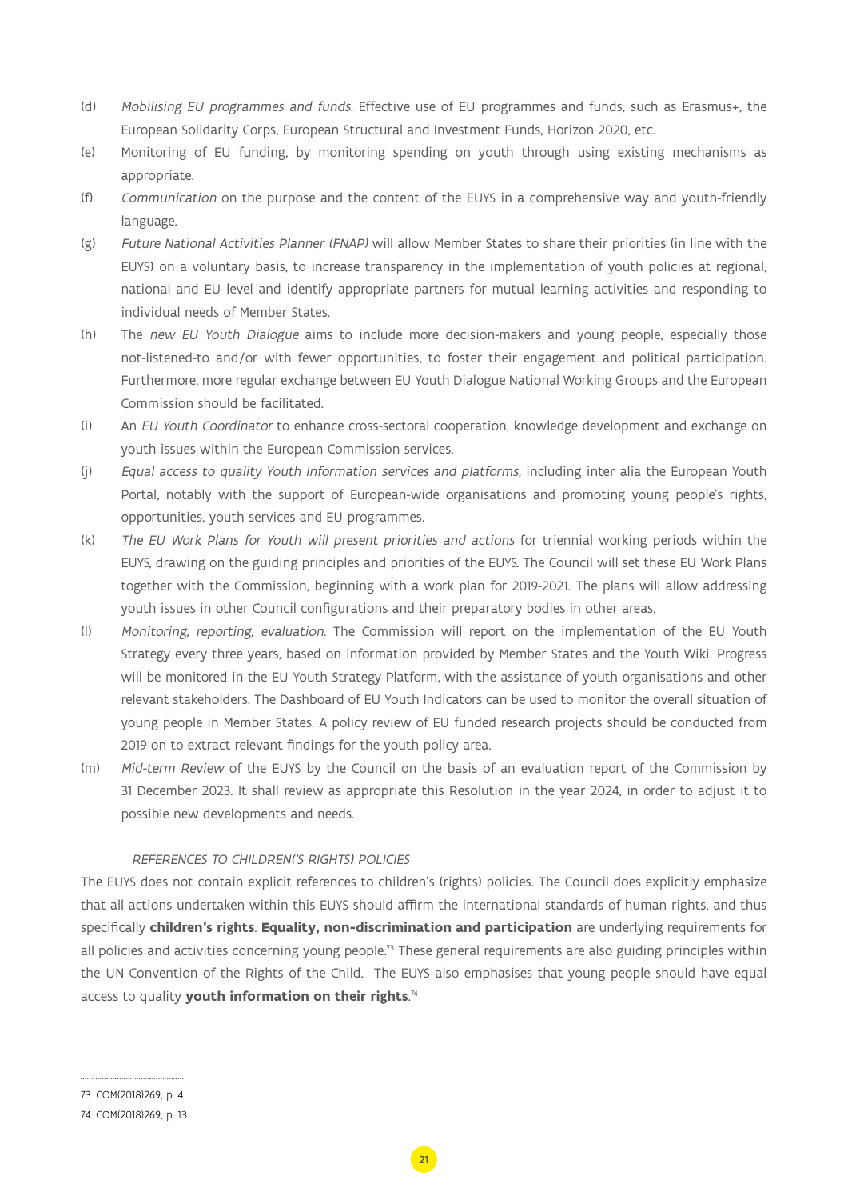(d) *Mobilising EU programmes and funds.* Effective use of EU programmes and funds, such as Erasmus+, the European Solidarity Corps, European Structural and Investment Funds, Horizon 2020, etc.

(e) Monitoring of EU funding, by monitoring spending on youth through using existing mechanisms as appropriate.

(f) *Communication* on the purpose and the content of the EUYS in a comprehensive way and youth-friendly language.

(g) *Future National Activities Planner (FNAP)* will allow Member States to share their priorities (in line with the EUYS) on a voluntary basis, to increase transparency in the implementation of youth policies at regional, national and EU level and identify appropriate partners for mutual learning activities and responding to individual needs of Member States.

(h) The *new EU Youth Dialogue* aims to include more decision-makers and young people, especially those not-listened-to and/or with fewer opportunities, to foster their engagement and political participation. Furthermore, more regular exchange between EU Youth Dialogue National Working Groups and the European Commission should be facilitated.

(i) An *EU Youth Coordinator* to enhance cross-sectoral cooperation, knowledge development and exchange on youth issues within the European Commission services.

(j) *Equal access to quality Youth Information services and platforms*, including inter alia the European Youth Portal, notably with the support of European-wide organisations and promoting young people's rights, opportunities, youth services and EU programmes.

(k) *The EU Work Plans for Youth will present priorities and actions* for triennial working periods within the EUYS, drawing on the guiding principles and priorities of the EUYS. The Council will set these EU Work Plans together with the Commission, beginning with a work plan for 2019-2021. The plans will allow addressing youth issues in other Council configurations and their preparatory bodies in other areas.

(l) *Monitoring, reporting, evaluation.* The Commission will report on the implementation of the EU Youth Strategy every three years, based on information provided by Member States and the Youth Wiki. Progress will be monitored in the EU Youth Strategy Platform, with the assistance of youth organisations and other relevant stakeholders. The Dashboard of EU Youth Indicators can be used to monitor the overall situation of young people in Member States. A policy review of EU funded research projects should be conducted from 2019 on to extract relevant findings for the youth policy area.

(m) *Mid-term Review* of the EUYS by the Council on the basis of an evaluation report of the Commission by 31 December 2023. It shall review as appropriate this Resolution in the year 2024, in order to adjust it to possible new developments and needs.

### *REFERENCES TO CHILDREN('S RIGHTS) POLICIES*

The EUYS does not contain explicit references to children's (rights) policies. The Council does explicitly emphasize that all actions undertaken within this EUYS should affirm the international standards of human rights, and thus specifically **children's rights**. **Equality, non-discrimination and participation** are underlying requirements for all policies and activities concerning young people.[73] These general requirements are also guiding principles within the UN Convention of the Rights of the Child. The EUYS also emphasises that young people should have equal access to quality **youth information on their rights**.[74]

73 COM(2018)269, p. 4

74 COM(2018)269, p. 13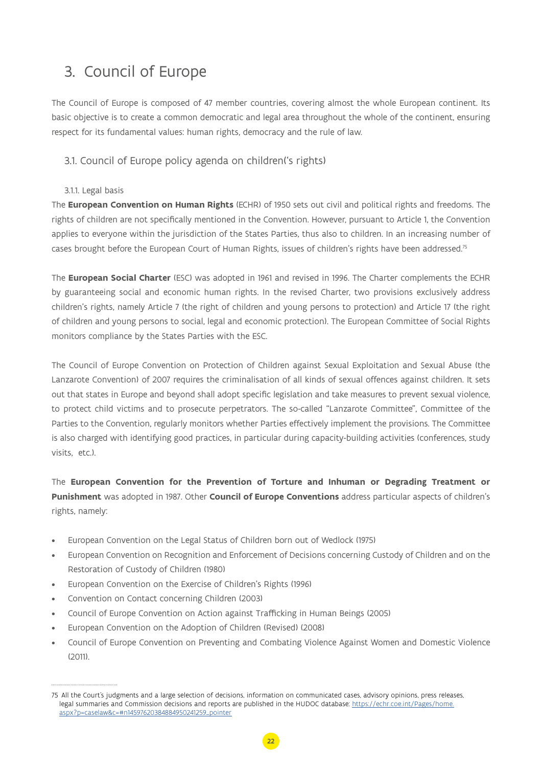# 3. Council of Europe

The Council of Europe is composed of 47 member countries, covering almost the whole European continent. Its basic objective is to create a common democratic and legal area throughout the whole of the continent, ensuring respect for its fundamental values: human rights, democracy and the rule of law.

## 3.1. Council of Europe policy agenda on children('s rights)

### 3.1.1. Legal basis

The **European Convention on Human Rights** (ECHR) of 1950 sets out civil and political rights and freedoms. The rights of children are not specifically mentioned in the Convention. However, pursuant to Article 1, the Convention applies to everyone within the jurisdiction of the States Parties, thus also to children. In an increasing number of cases brought before the European Court of Human Rights, issues of children's rights have been addressed.[75]

The **European Social Charter** (ESC) was adopted in 1961 and revised in 1996. The Charter complements the ECHR by guaranteeing social and economic human rights. In the revised Charter, two provisions exclusively address children's rights, namely Article 7 (the right of children and young persons to protection) and Article 17 (the right of children and young persons to social, legal and economic protection). The European Committee of Social Rights monitors compliance by the States Parties with the ESC.

The Council of Europe Convention on Protection of Children against Sexual Exploitation and Sexual Abuse (the Lanzarote Convention) of 2007 requires the criminalisation of all kinds of sexual offences against children. It sets out that states in Europe and beyond shall adopt specific legislation and take measures to prevent sexual violence, to protect child victims and to prosecute perpetrators. The so-called "Lanzarote Committee", Committee of the Parties to the Convention, regularly monitors whether Parties effectively implement the provisions. The Committee is also charged with identifying good practices, in particular during capacity-building activities (conferences, study visits, etc.).

The **European Convention for the Prevention of Torture and Inhuman or Degrading Treatment or Punishment** was adopted in 1987. Other **Council of Europe Conventions** address particular aspects of children's rights, namely:

- European Convention on the Legal Status of Children born out of Wedlock (1975)
- European Convention on Recognition and Enforcement of Decisions concerning Custody of Children and on the Restoration of Custody of Children (1980)
- European Convention on the Exercise of Children's Rights (1996)
- Convention on Contact concerning Children (2003)
- Council of Europe Convention on Action against Trafficking in Human Beings (2005)
- European Convention on the Adoption of Children (Revised) (2008)
- Council of Europe Convention on Preventing and Combating Violence Against Women and Domestic Violence (2011).

---

75 All the Court's judgments and a large selection of decisions, information on communicated cases, advisory opinions, press releases, legal summaries and Commission decisions and reports are published in the HUDOC database: https://echr.coe.int/Pages/home.aspx?p=caselaw&c=#n14597620384884950241259_pointer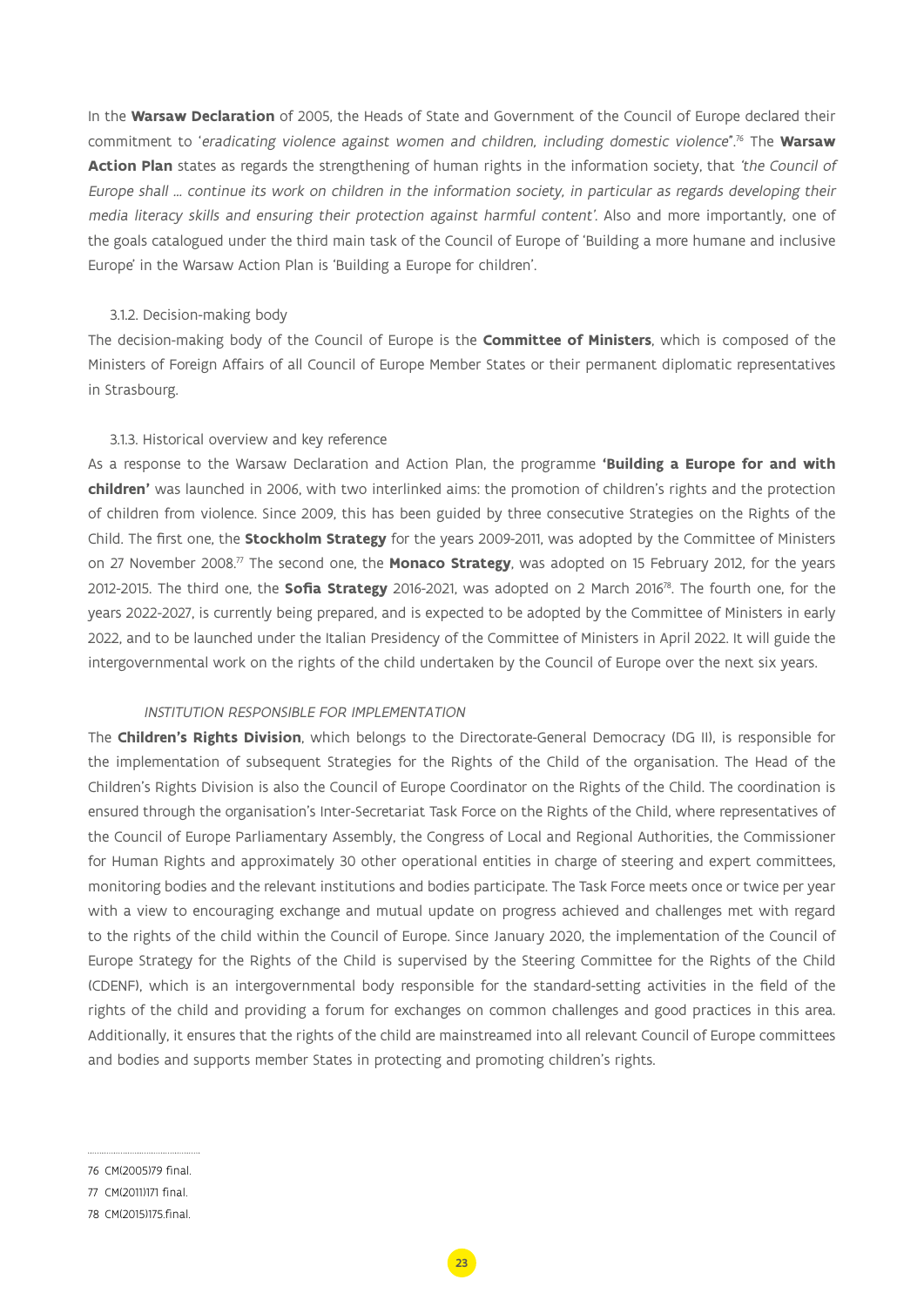In the **Warsaw Declaration** of 2005, the Heads of State and Government of the Council of Europe declared their commitment to '*eradicating violence against women and children, including domestic violence*".[76] The **Warsaw Action Plan** states as regards the strengthening of human rights in the information society, that *'the Council of Europe shall … continue its work on children in the information society, in particular as regards developing their media literacy skills and ensuring their protection against harmful content'*. Also and more importantly, one of the goals catalogued under the third main task of the Council of Europe of 'Building a more humane and inclusive Europe' in the Warsaw Action Plan is 'Building a Europe for children'.

### 3.1.2. Decision-making body

The decision-making body of the Council of Europe is the **Committee of Ministers**, which is composed of the Ministers of Foreign Affairs of all Council of Europe Member States or their permanent diplomatic representatives in Strasbourg.

### 3.1.3. Historical overview and key reference

As a response to the Warsaw Declaration and Action Plan, the programme **'Building a Europe for and with children'** was launched in 2006, with two interlinked aims: the promotion of children's rights and the protection of children from violence. Since 2009, this has been guided by three consecutive Strategies on the Rights of the Child. The first one, the **Stockholm Strategy** for the years 2009-2011, was adopted by the Committee of Ministers on 27 November 2008.[77] The second one, the **Monaco Strategy**, was adopted on 15 February 2012, for the years 2012-2015. The third one, the **Sofia Strategy** 2016-2021, was adopted on 2 March 2016[78]. The fourth one, for the years 2022-2027, is currently being prepared, and is expected to be adopted by the Committee of Ministers in early 2022, and to be launched under the Italian Presidency of the Committee of Ministers in April 2022. It will guide the intergovernmental work on the rights of the child undertaken by the Council of Europe over the next six years.

#### *INSTITUTION RESPONSIBLE FOR IMPLEMENTATION*

The **Children's Rights Division**, which belongs to the Directorate-General Democracy (DG II), is responsible for the implementation of subsequent Strategies for the Rights of the Child of the organisation. The Head of the Children's Rights Division is also the Council of Europe Coordinator on the Rights of the Child. The coordination is ensured through the organisation's Inter-Secretariat Task Force on the Rights of the Child, where representatives of the Council of Europe Parliamentary Assembly, the Congress of Local and Regional Authorities, the Commissioner for Human Rights and approximately 30 other operational entities in charge of steering and expert committees, monitoring bodies and the relevant institutions and bodies participate. The Task Force meets once or twice per year with a view to encouraging exchange and mutual update on progress achieved and challenges met with regard to the rights of the child within the Council of Europe. Since January 2020, the implementation of the Council of Europe Strategy for the Rights of the Child is supervised by the Steering Committee for the Rights of the Child (CDENF), which is an intergovernmental body responsible for the standard-setting activities in the field of the rights of the child and providing a forum for exchanges on common challenges and good practices in this area. Additionally, it ensures that the rights of the child are mainstreamed into all relevant Council of Europe committees and bodies and supports member States in protecting and promoting children's rights.

---

76 CM(2005)79 final.

77 CM(2011)171 final.

78 CM(2015)175.final.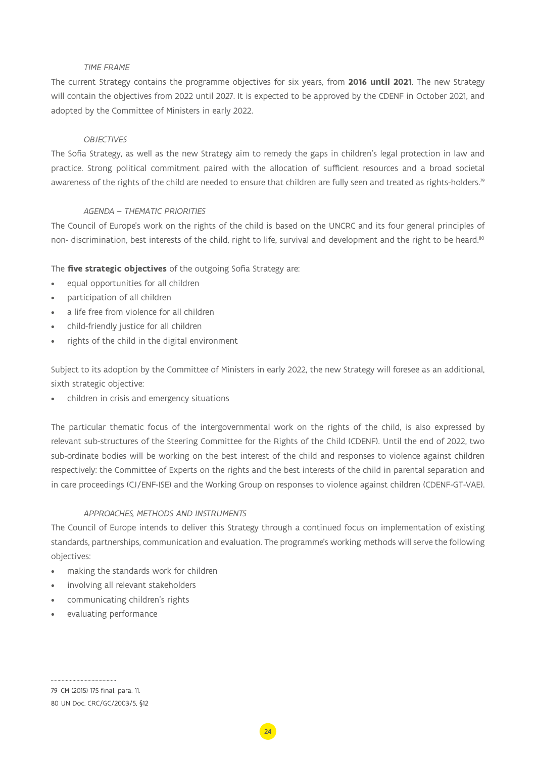*TIME FRAME*

The current Strategy contains the programme objectives for six years, from **2016 until 2021**. The new Strategy will contain the objectives from 2022 until 2027. It is expected to be approved by the CDENF in October 2021, and adopted by the Committee of Ministers in early 2022.

*OBJECTIVES*

The Sofia Strategy, as well as the new Strategy aim to remedy the gaps in children's legal protection in law and practice. Strong political commitment paired with the allocation of sufficient resources and a broad societal awareness of the rights of the child are needed to ensure that children are fully seen and treated as rights-holders.[79]

*AGENDA – THEMATIC PRIORITIES*

The Council of Europe's work on the rights of the child is based on the UNCRC and its four general principles of non- discrimination, best interests of the child, right to life, survival and development and the right to be heard.[80]

The **five strategic objectives** of the outgoing Sofia Strategy are:

- equal opportunities for all children
- participation of all children
- a life free from violence for all children
- child-friendly justice for all children
- rights of the child in the digital environment

Subject to its adoption by the Committee of Ministers in early 2022, the new Strategy will foresee as an additional, sixth strategic objective:

- children in crisis and emergency situations

The particular thematic focus of the intergovernmental work on the rights of the child, is also expressed by relevant sub-structures of the Steering Committee for the Rights of the Child (CDENF). Until the end of 2022, two sub-ordinate bodies will be working on the best interest of the child and responses to violence against children respectively: the Committee of Experts on the rights and the best interests of the child in parental separation and in care proceedings (CJ/ENF-ISE) and the Working Group on responses to violence against children (CDENF-GT-VAE).

*APPROACHES, METHODS AND INSTRUMENTS*

The Council of Europe intends to deliver this Strategy through a continued focus on implementation of existing standards, partnerships, communication and evaluation. The programme's working methods will serve the following objectives:

- making the standards work for children
- involving all relevant stakeholders
- communicating children's rights
- evaluating performance

---

79 CM (2015) 175 final, para. 11.

80 UN Doc. CRC/GC/2003/5, §12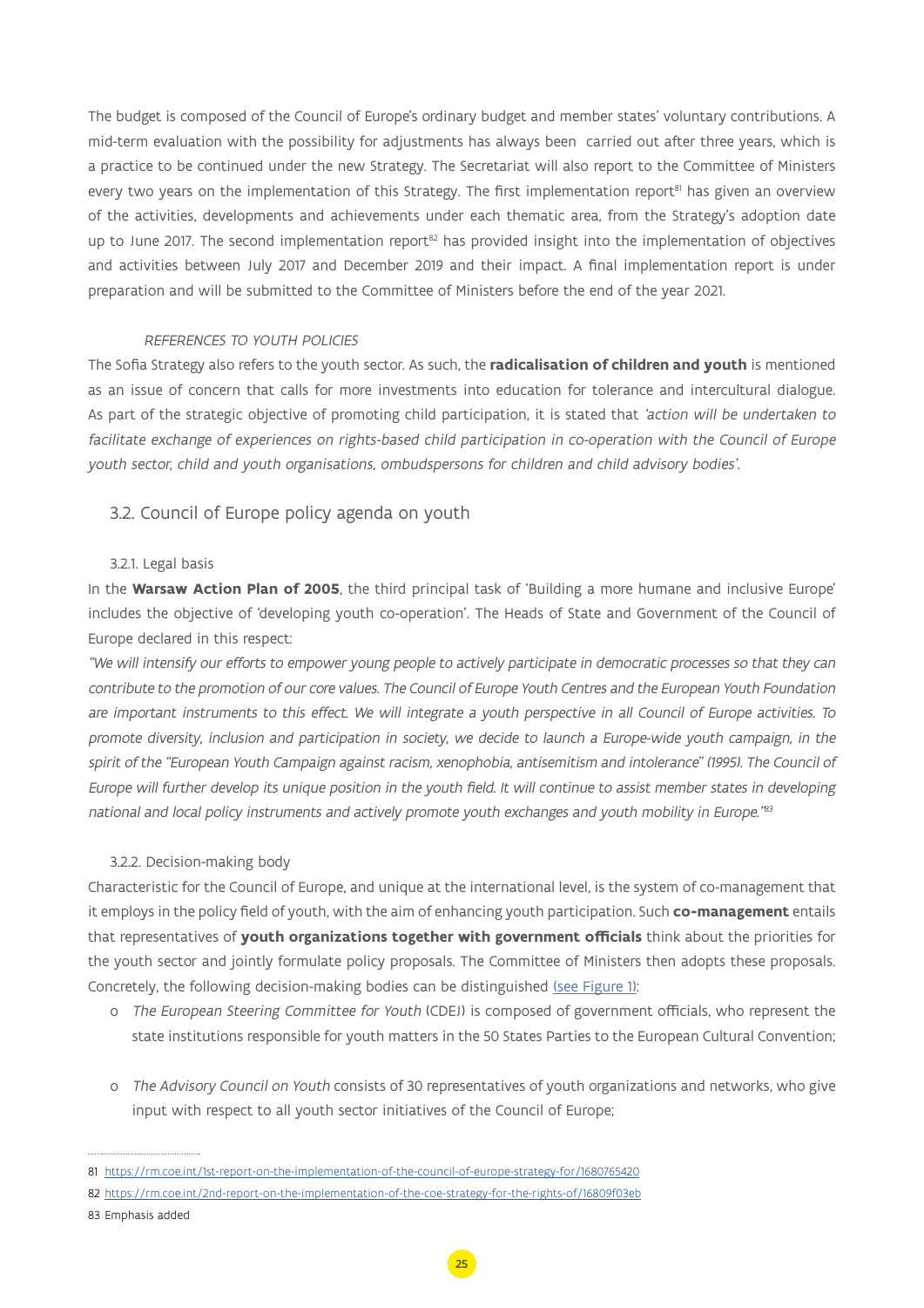The budget is composed of the Council of Europe's ordinary budget and member states' voluntary contributions. A mid-term evaluation with the possibility for adjustments has always been carried out after three years, which is a practice to be continued under the new Strategy. The Secretariat will also report to the Committee of Ministers every two years on the implementation of this Strategy. The first implementation report[81] has given an overview of the activities, developments and achievements under each thematic area, from the Strategy's adoption date up to June 2017. The second implementation report[82] has provided insight into the implementation of objectives and activities between July 2017 and December 2019 and their impact. A final implementation report is under preparation and will be submitted to the Committee of Ministers before the end of the year 2021.

*REFERENCES TO YOUTH POLICIES*

The Sofia Strategy also refers to the youth sector. As such, the **radicalisation of children and youth** is mentioned as an issue of concern that calls for more investments into education for tolerance and intercultural dialogue. As part of the strategic objective of promoting child participation, it is stated that *'action will be undertaken to facilitate exchange of experiences on rights-based child participation in co-operation with the Council of Europe youth sector, child and youth organisations, ombudspersons for children and child advisory bodies'*.

## 3.2. Council of Europe policy agenda on youth

### 3.2.1. Legal basis

In the **Warsaw Action Plan of 2005**, the third principal task of 'Building a more humane and inclusive Europe' includes the objective of 'developing youth co-operation'. The Heads of State and Government of the Council of Europe declared in this respect:

*"We will intensify our efforts to empower young people to actively participate in democratic processes so that they can contribute to the promotion of our core values. The Council of Europe Youth Centres and the European Youth Foundation are important instruments to this effect. We will integrate a youth perspective in all Council of Europe activities. To promote diversity, inclusion and participation in society, we decide to launch a Europe-wide youth campaign, in the spirit of the "European Youth Campaign against racism, xenophobia, antisemitism and intolerance" (1995). The Council of Europe will further develop its unique position in the youth field. It will continue to assist member states in developing national and local policy instruments and actively promote youth exchanges and youth mobility in Europe."*[83]

### 3.2.2. Decision-making body

Characteristic for the Council of Europe, and unique at the international level, is the system of co-management that it employs in the policy field of youth, with the aim of enhancing youth participation. Such **co-management** entails that representatives of **youth organizations together with government officials** think about the priorities for the youth sector and jointly formulate policy proposals. The Committee of Ministers then adopts these proposals. Concretely, the following decision-making bodies can be distinguished (see Figure 1):

- *The European Steering Committee for Youth* (CDEJ) is composed of government officials, who represent the state institutions responsible for youth matters in the 50 States Parties to the European Cultural Convention;
- *The Advisory Council on Youth* consists of 30 representatives of youth organizations and networks, who give input with respect to all youth sector initiatives of the Council of Europe;

---

81 https://rm.coe.int/1st-report-on-the-implementation-of-the-council-of-europe-strategy-for/1680765420

82 https://rm.coe.int/2nd-report-on-the-implementation-of-the-coe-strategy-for-the-rights-of/16809f03eb

83 Emphasis added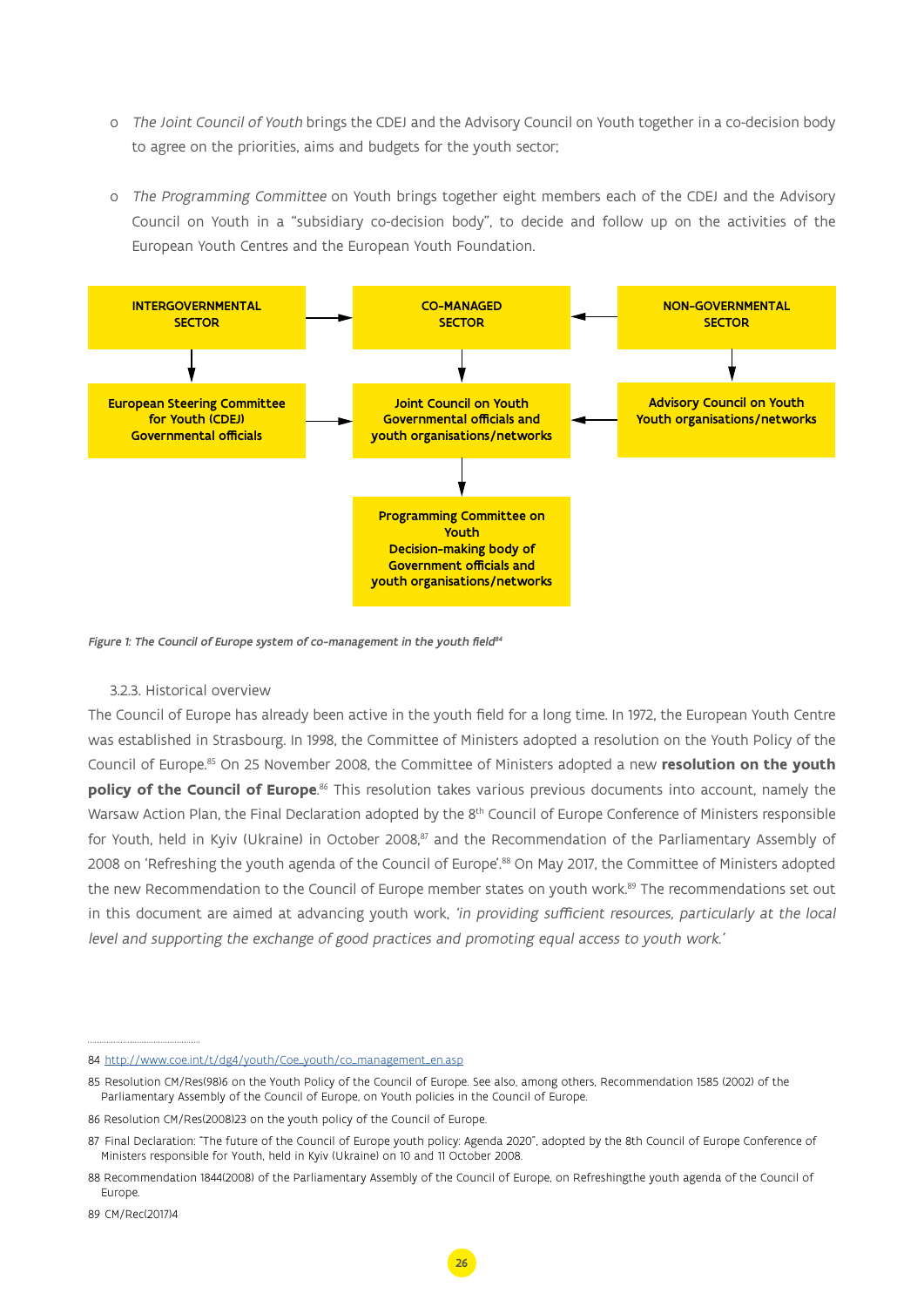- *The Joint Council of Youth* brings the CDEJ and the Advisory Council on Youth together in a co-decision body to agree on the priorities, aims and budgets for the youth sector;

- *The Programming Committee* on Youth brings together eight members each of the CDEJ and the Advisory Council on Youth in a "subsidiary co-decision body", to decide and follow up on the activities of the European Youth Centres and the European Youth Foundation.

**INTERGOVERNMENTAL SECTOR** → **CO-MANAGED SECTOR** ← **NON-GOVERNMENTAL SECTOR**

**European Steering Committee for Youth (CDEJ)**
**Governmental officials**

**Joint Council on Youth**
**Governmental officials and youth organisations/networks**

**Advisory Council on Youth**
**Youth organisations/networks**

**Programming Committee on Youth**
**Decision-making body of Government officials and youth organisations/networks**

*Figure 1: The Council of Europe system of co-management in the youth field*[84]

### 3.2.3. Historical overview

The Council of Europe has already been active in the youth field for a long time. In 1972, the European Youth Centre was established in Strasbourg. In 1998, the Committee of Ministers adopted a resolution on the Youth Policy of the Council of Europe.[85] On 25 November 2008, the Committee of Ministers adopted a new **resolution on the youth policy of the Council of Europe**.[86] This resolution takes various previous documents into account, namely the Warsaw Action Plan, the Final Declaration adopted by the 8th Council of Europe Conference of Ministers responsible for Youth, held in Kyiv (Ukraine) in October 2008,[87] and the Recommendation of the Parliamentary Assembly of 2008 on 'Refreshing the youth agenda of the Council of Europe'.[88] On May 2017, the Committee of Ministers adopted the new Recommendation to the Council of Europe member states on youth work.[89] The recommendations set out in this document are aimed at advancing youth work, *'in providing sufficient resources, particularly at the local level and supporting the exchange of good practices and promoting equal access to youth work.'*

---

84 http://www.coe.int/t/dg4/youth/Coe_youth/co_management_en.asp

85 Resolution CM/Res(98)6 on the Youth Policy of the Council of Europe. See also, among others, Recommendation 1585 (2002) of the Parliamentary Assembly of the Council of Europe, on Youth policies in the Council of Europe.

86 Resolution CM/Res(2008)23 on the youth policy of the Council of Europe.

87 Final Declaration: "The future of the Council of Europe youth policy: Agenda 2020", adopted by the 8th Council of Europe Conference of Ministers responsible for Youth, held in Kyiv (Ukraine) on 10 and 11 October 2008.

88 Recommendation 1844(2008) of the Parliamentary Assembly of the Council of Europe, on Refreshingthe youth agenda of the Council of Europe.

89 CM/Rec(2017)4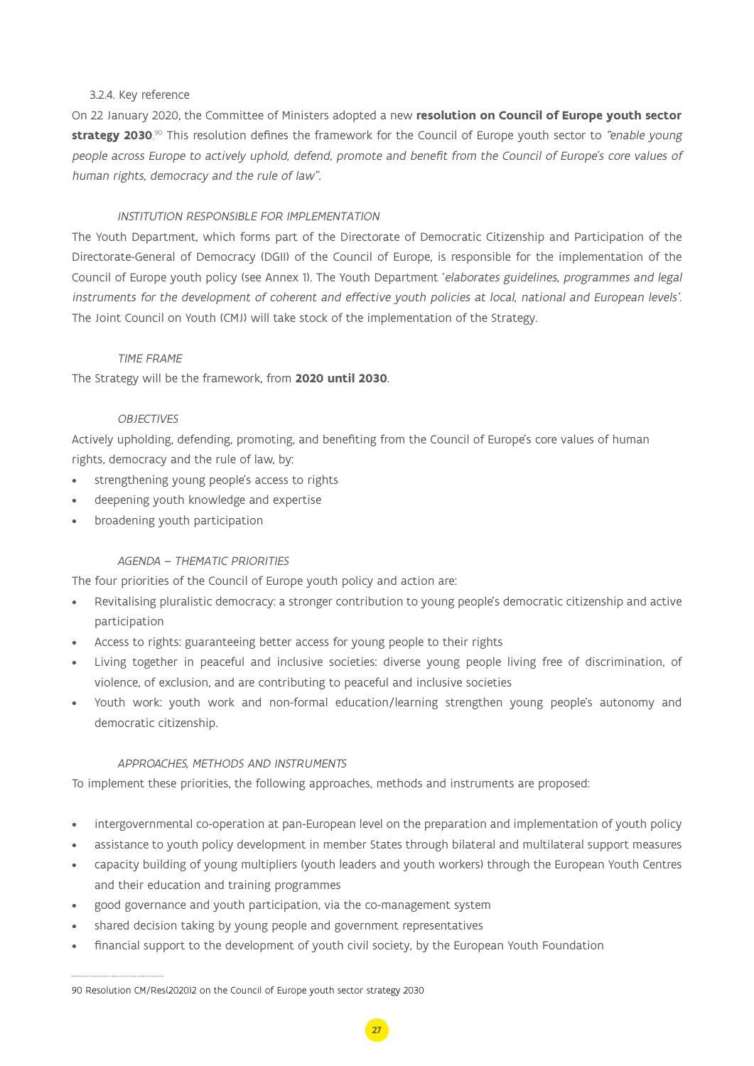#### 3.2.4. Key reference

On 22 January 2020, the Committee of Ministers adopted a new **resolution on Council of Europe youth sector strategy 2030**.[90] This resolution defines the framework for the Council of Europe youth sector to *"enable young people across Europe to actively uphold, defend, promote and benefit from the Council of Europe's core values of human rights, democracy and the rule of law"*.

*INSTITUTION RESPONSIBLE FOR IMPLEMENTATION*

The Youth Department, which forms part of the Directorate of Democratic Citizenship and Participation of the Directorate-General of Democracy (DGII) of the Council of Europe, is responsible for the implementation of the Council of Europe youth policy (see Annex 1). The Youth Department '*elaborates guidelines, programmes and legal instruments for the development of coherent and effective youth policies at local, national and European levels*'. The Joint Council on Youth (CMJ) will take stock of the implementation of the Strategy.

*TIME FRAME*

The Strategy will be the framework, from **2020 until 2030**.

*OBJECTIVES*

Actively upholding, defending, promoting, and benefiting from the Council of Europe's core values of human rights, democracy and the rule of law, by:

- strengthening young people's access to rights
- deepening youth knowledge and expertise
- broadening youth participation

*AGENDA – THEMATIC PRIORITIES*

The four priorities of the Council of Europe youth policy and action are:

- Revitalising pluralistic democracy: a stronger contribution to young people's democratic citizenship and active participation
- Access to rights: guaranteeing better access for young people to their rights
- Living together in peaceful and inclusive societies: diverse young people living free of discrimination, of violence, of exclusion, and are contributing to peaceful and inclusive societies
- Youth work: youth work and non-formal education/learning strengthen young people's autonomy and democratic citizenship.

*APPROACHES, METHODS AND INSTRUMENTS*

To implement these priorities, the following approaches, methods and instruments are proposed:

- intergovernmental co-operation at pan-European level on the preparation and implementation of youth policy
- assistance to youth policy development in member States through bilateral and multilateral support measures
- capacity building of young multipliers (youth leaders and youth workers) through the European Youth Centres and their education and training programmes
- good governance and youth participation, via the co-management system
- shared decision taking by young people and government representatives
- financial support to the development of youth civil society, by the European Youth Foundation

---

90 Resolution CM/Res(2020)2 on the Council of Europe youth sector strategy 2030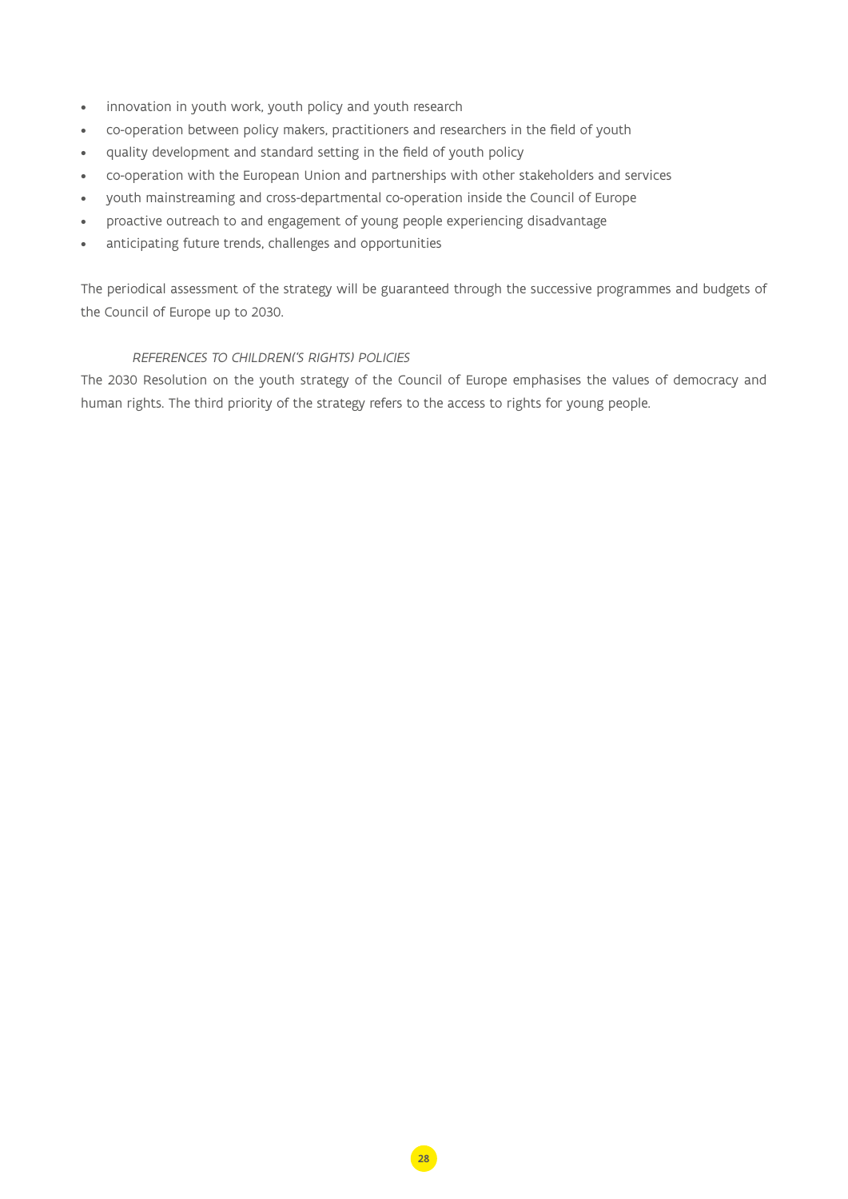- innovation in youth work, youth policy and youth research
- co-operation between policy makers, practitioners and researchers in the field of youth
- quality development and standard setting in the field of youth policy
- co-operation with the European Union and partnerships with other stakeholders and services
- youth mainstreaming and cross-departmental co-operation inside the Council of Europe
- proactive outreach to and engagement of young people experiencing disadvantage
- anticipating future trends, challenges and opportunities

The periodical assessment of the strategy will be guaranteed through the successive programmes and budgets of the Council of Europe up to 2030.

*REFERENCES TO CHILDREN('S RIGHTS) POLICIES*

The 2030 Resolution on the youth strategy of the Council of Europe emphasises the values of democracy and human rights. The third priority of the strategy refers to the access to rights for young people.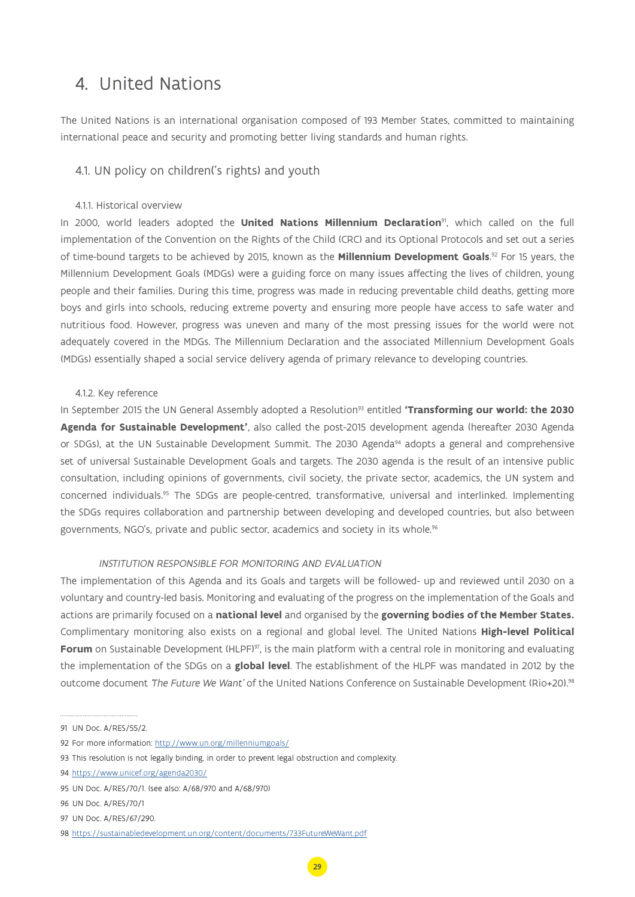# 4. United Nations

The United Nations is an international organisation composed of 193 Member States, committed to maintaining international peace and security and promoting better living standards and human rights.

## 4.1. UN policy on children('s rights) and youth

### 4.1.1. Historical overview

In 2000, world leaders adopted the **United Nations Millennium Declaration**[91], which called on the full implementation of the Convention on the Rights of the Child (CRC) and its Optional Protocols and set out a series of time-bound targets to be achieved by 2015, known as the **Millennium Development Goals**.[92] For 15 years, the Millennium Development Goals (MDGs) were a guiding force on many issues affecting the lives of children, young people and their families. During this time, progress was made in reducing preventable child deaths, getting more boys and girls into schools, reducing extreme poverty and ensuring more people have access to safe water and nutritious food. However, progress was uneven and many of the most pressing issues for the world were not adequately covered in the MDGs. The Millennium Declaration and the associated Millennium Development Goals (MDGs) essentially shaped a social service delivery agenda of primary relevance to developing countries.

### 4.1.2. Key reference

In September 2015 the UN General Assembly adopted a Resolution[93] entitled **'Transforming our world: the 2030 Agenda for Sustainable Development'**, also called the post-2015 development agenda (hereafter 2030 Agenda or SDGs), at the UN Sustainable Development Summit. The 2030 Agenda[94] adopts a general and comprehensive set of universal Sustainable Development Goals and targets. The 2030 agenda is the result of an intensive public consultation, including opinions of governments, civil society, the private sector, academics, the UN system and concerned individuals.[95] The SDGs are people-centred, transformative, universal and interlinked. Implementing the SDGs requires collaboration and partnership between developing and developed countries, but also between governments, NGO's, private and public sector, academics and society in its whole.[96]

*INSTITUTION RESPONSIBLE FOR MONITORING AND EVALUATION*

The implementation of this Agenda and its Goals and targets will be followed- up and reviewed until 2030 on a voluntary and country-led basis. Monitoring and evaluating of the progress on the implementation of the Goals and actions are primarily focused on a **national level** and organised by the **governing bodies of the Member States.** Complimentary monitoring also exists on a regional and global level. The United Nations **High-level Political Forum** on Sustainable Development (HLPF)[97], is the main platform with a central role in monitoring and evaluating the implementation of the SDGs on a **global level**. The establishment of the HLPF was mandated in 2012 by the outcome document *The Future We Want'* of the United Nations Conference on Sustainable Development (Rio+20).[98]

---

91 UN Doc. A/RES/55/2.

92 For more information: http://www.un.org/millenniumgoals/

93 This resolution is not legally binding, in order to prevent legal obstruction and complexity.

94 https://www.unicef.org/agenda2030/

95 UN Doc. A/RES/70/1. (see also: A/68/970 and A/68/970)

96 UN Doc. A/RES/70/1

97 UN Doc. A/RES/67/290.

98 https://sustainabledevelopment.un.org/content/documents/733FutureWeWant.pdf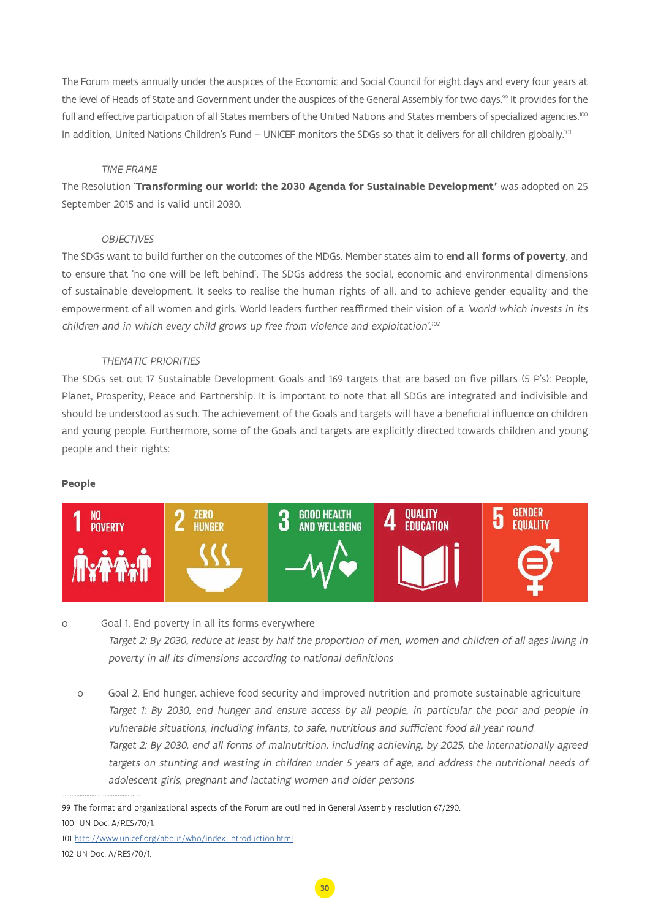The Forum meets annually under the auspices of the Economic and Social Council for eight days and every four years at the level of Heads of State and Government under the auspices of the General Assembly for two days.[99] It provides for the full and effective participation of all States members of the United Nations and States members of specialized agencies.[100] In addition, United Nations Children's Fund – UNICEF monitors the SDGs so that it delivers for all children globally.[101]

*TIME FRAME*

The Resolution '**Transforming our world: the 2030 Agenda for Sustainable Development'** was adopted on 25 September 2015 and is valid until 2030.

*OBJECTIVES*

The SDGs want to build further on the outcomes of the MDGs. Member states aim to **end all forms of poverty**, and to ensure that 'no one will be left behind'. The SDGs address the social, economic and environmental dimensions of sustainable development. It seeks to realise the human rights of all, and to achieve gender equality and the empowerment of all women and girls. World leaders further reaffirmed their vision of a *'world which invests in its children and in which every child grows up free from violence and exploitation'.*[102]

*THEMATIC PRIORITIES*

The SDGs set out 17 Sustainable Development Goals and 169 targets that are based on five pillars (5 P's): People, Planet, Prosperity, Peace and Partnership. It is important to note that all SDGs are integrated and indivisible and should be understood as such. The achievement of the Goals and targets will have a beneficial influence on children and young people. Furthermore, some of the Goals and targets are explicitly directed towards children and young people and their rights:

**People**

1 NO POVERTY | 2 ZERO HUNGER | 3 GOOD HEALTH AND WELL-BEING | 4 QUALITY EDUCATION | 5 GENDER EQUALITY

- Goal 1. End poverty in all its forms everywhere
  *Target 2: By 2030, reduce at least by half the proportion of men, women and children of all ages living in poverty in all its dimensions according to national definitions*

- Goal 2. End hunger, achieve food security and improved nutrition and promote sustainable agriculture
  *Target 1: By 2030, end hunger and ensure access by all people, in particular the poor and people in vulnerable situations, including infants, to safe, nutritious and sufficient food all year round*
  *Target 2: By 2030, end all forms of malnutrition, including achieving, by 2025, the internationally agreed targets on stunting and wasting in children under 5 years of age, and address the nutritional needs of adolescent girls, pregnant and lactating women and older persons*

---

99 The format and organizational aspects of the Forum are outlined in General Assembly resolution 67/290.

100 UN Doc. A/RES/70/1.

101 http://www.unicef.org/about/who/index_introduction.html

102 UN Doc. A/RES/70/1.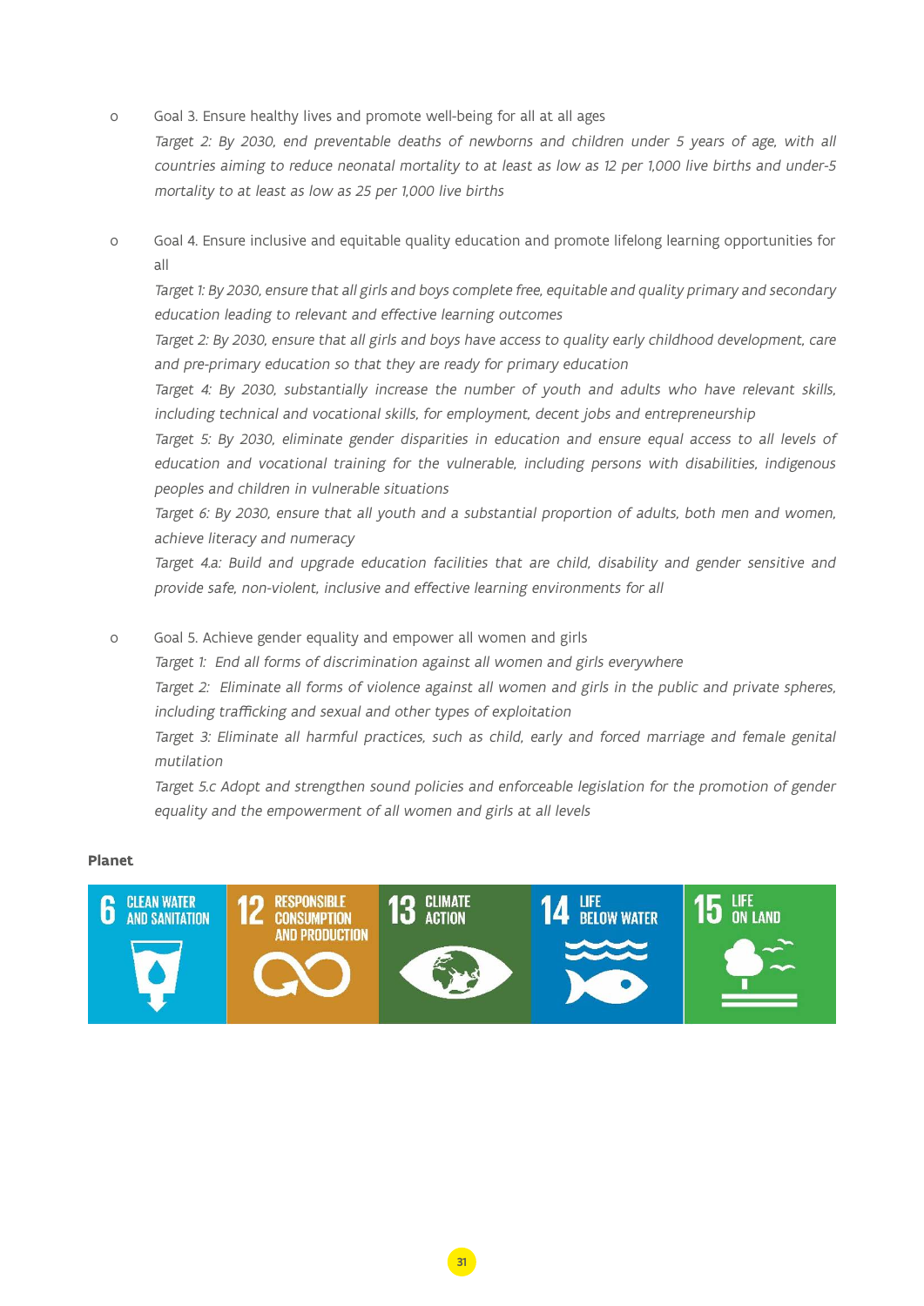- Goal 3. Ensure healthy lives and promote well-being for all at all ages

  *Target 2: By 2030, end preventable deaths of newborns and children under 5 years of age, with all countries aiming to reduce neonatal mortality to at least as low as 12 per 1,000 live births and under-5 mortality to at least as low as 25 per 1,000 live births*

- Goal 4. Ensure inclusive and equitable quality education and promote lifelong learning opportunities for all

  *Target 1: By 2030, ensure that all girls and boys complete free, equitable and quality primary and secondary education leading to relevant and effective learning outcomes*

  *Target 2: By 2030, ensure that all girls and boys have access to quality early childhood development, care and pre-primary education so that they are ready for primary education*

  *Target 4: By 2030, substantially increase the number of youth and adults who have relevant skills, including technical and vocational skills, for employment, decent jobs and entrepreneurship*

  *Target 5: By 2030, eliminate gender disparities in education and ensure equal access to all levels of education and vocational training for the vulnerable, including persons with disabilities, indigenous peoples and children in vulnerable situations*

  *Target 6: By 2030, ensure that all youth and a substantial proportion of adults, both men and women, achieve literacy and numeracy*

  *Target 4.a: Build and upgrade education facilities that are child, disability and gender sensitive and provide safe, non-violent, inclusive and effective learning environments for all*

- Goal 5. Achieve gender equality and empower all women and girls

  *Target 1: End all forms of discrimination against all women and girls everywhere*

  *Target 2: Eliminate all forms of violence against all women and girls in the public and private spheres, including trafficking and sexual and other types of exploitation*

  *Target 3: Eliminate all harmful practices, such as child, early and forced marriage and female genital mutilation*

  *Target 5.c Adopt and strengthen sound policies and enforceable legislation for the promotion of gender equality and the empowerment of all women and girls at all levels*

**Planet**

6 CLEAN WATER AND SANITATION | 12 RESPONSIBLE CONSUMPTION AND PRODUCTION | 13 CLIMATE ACTION | 14 LIFE BELOW WATER | 15 LIFE ON LAND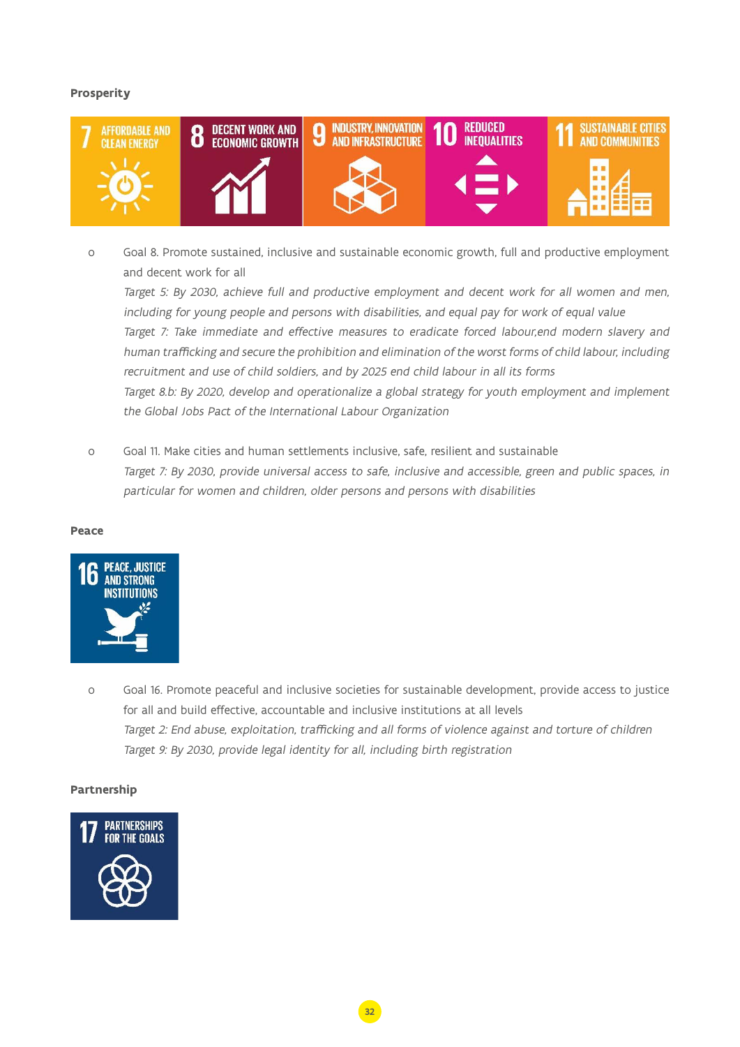**Prosperity**

- Goal 8. Promote sustained, inclusive and sustainable economic growth, full and productive employment and decent work for all

  *Target 5: By 2030, achieve full and productive employment and decent work for all women and men, including for young people and persons with disabilities, and equal pay for work of equal value*

  *Target 7: Take immediate and effective measures to eradicate forced labour,end modern slavery and human trafficking and secure the prohibition and elimination of the worst forms of child labour, including recruitment and use of child soldiers, and by 2025 end child labour in all its forms*

  *Target 8.b: By 2020, develop and operationalize a global strategy for youth employment and implement the Global Jobs Pact of the International Labour Organization*

- Goal 11. Make cities and human settlements inclusive, safe, resilient and sustainable

  *Target 7: By 2030, provide universal access to safe, inclusive and accessible, green and public spaces, in particular for women and children, older persons and persons with disabilities*

**Peace**

- Goal 16. Promote peaceful and inclusive societies for sustainable development, provide access to justice for all and build effective, accountable and inclusive institutions at all levels

  *Target 2: End abuse, exploitation, trafficking and all forms of violence against and torture of children*

  *Target 9: By 2030, provide legal identity for all, including birth registration*

**Partnership**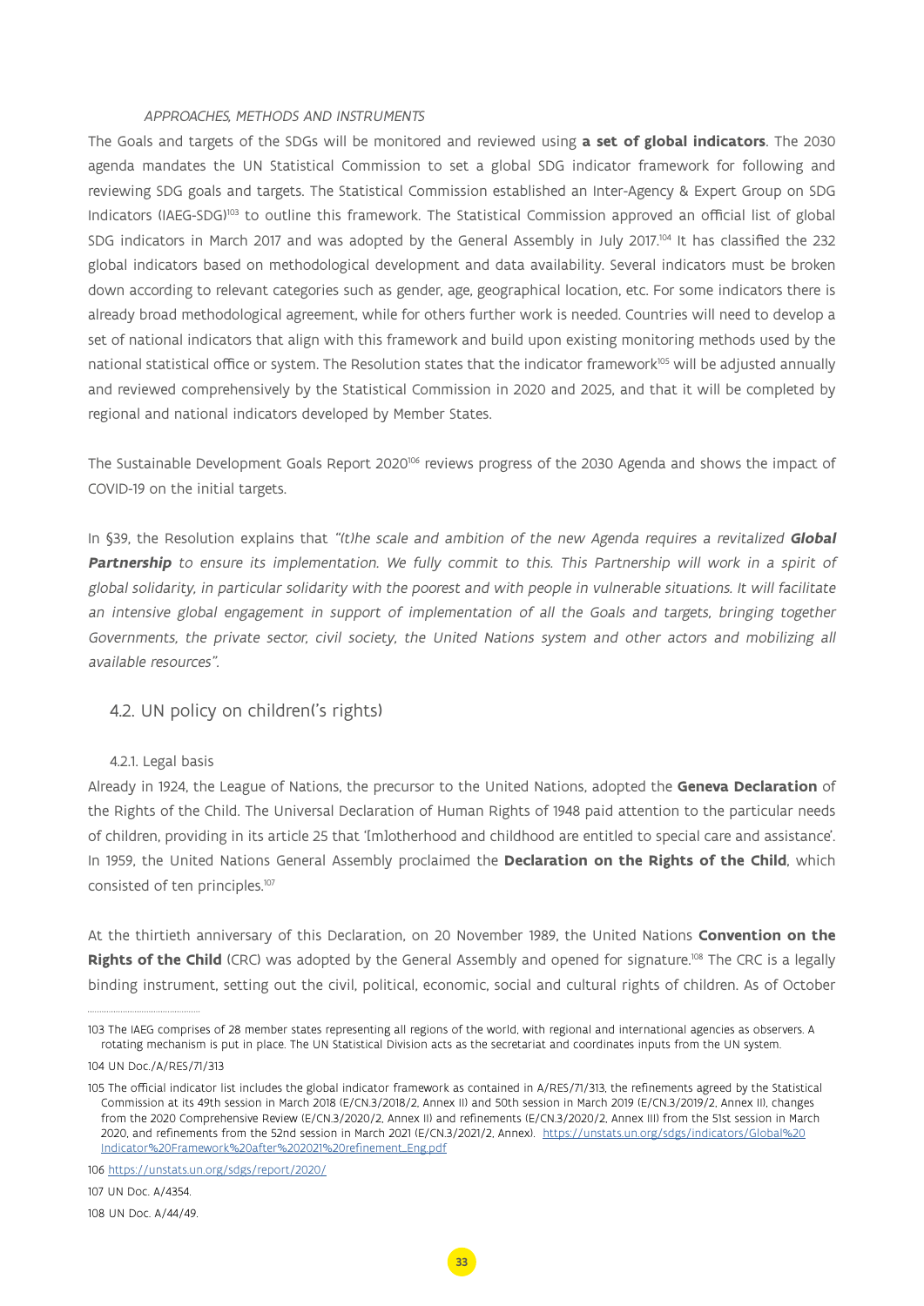*APPROACHES, METHODS AND INSTRUMENTS*

The Goals and targets of the SDGs will be monitored and reviewed using **a set of global indicators**. The 2030 agenda mandates the UN Statistical Commission to set a global SDG indicator framework for following and reviewing SDG goals and targets. The Statistical Commission established an Inter-Agency & Expert Group on SDG Indicators (IAEG-SDG)[103] to outline this framework. The Statistical Commission approved an official list of global SDG indicators in March 2017 and was adopted by the General Assembly in July 2017.[104] It has classified the 232 global indicators based on methodological development and data availability. Several indicators must be broken down according to relevant categories such as gender, age, geographical location, etc. For some indicators there is already broad methodological agreement, while for others further work is needed. Countries will need to develop a set of national indicators that align with this framework and build upon existing monitoring methods used by the national statistical office or system. The Resolution states that the indicator framework[105] will be adjusted annually and reviewed comprehensively by the Statistical Commission in 2020 and 2025, and that it will be completed by regional and national indicators developed by Member States.

The Sustainable Development Goals Report 2020[106] reviews progress of the 2030 Agenda and shows the impact of COVID-19 on the initial targets.

In §39, the Resolution explains that *"(t)he scale and ambition of the new Agenda requires a revitalized **Global Partnership** to ensure its implementation. We fully commit to this. This Partnership will work in a spirit of global solidarity, in particular solidarity with the poorest and with people in vulnerable situations. It will facilitate an intensive global engagement in support of implementation of all the Goals and targets, bringing together Governments, the private sector, civil society, the United Nations system and other actors and mobilizing all available resources".*

## 4.2. UN policy on children('s rights)

### 4.2.1. Legal basis

Already in 1924, the League of Nations, the precursor to the United Nations, adopted the **Geneva Declaration** of the Rights of the Child. The Universal Declaration of Human Rights of 1948 paid attention to the particular needs of children, providing in its article 25 that '[m]otherhood and childhood are entitled to special care and assistance'. In 1959, the United Nations General Assembly proclaimed the **Declaration on the Rights of the Child**, which consisted of ten principles.[107]

At the thirtieth anniversary of this Declaration, on 20 November 1989, the United Nations **Convention on the Rights of the Child** (CRC) was adopted by the General Assembly and opened for signature.[108] The CRC is a legally binding instrument, setting out the civil, political, economic, social and cultural rights of children. As of October

---

103 The IAEG comprises of 28 member states representing all regions of the world, with regional and international agencies as observers. A rotating mechanism is put in place. The UN Statistical Division acts as the secretariat and coordinates inputs from the UN system.

104 UN Doc./A/RES/71/313

105 The official indicator list includes the global indicator framework as contained in A/RES/71/313, the refinements agreed by the Statistical Commission at its 49th session in March 2018 (E/CN.3/2018/2, Annex II) and 50th session in March 2019 (E/CN.3/2019/2, Annex II), changes from the 2020 Comprehensive Review (E/CN.3/2020/2, Annex II) and refinements (E/CN.3/2020/2, Annex III) from the 51st session in March 2020, and refinements from the 52nd session in March 2021 (E/CN.3/2021/2, Annex). https://unstats.un.org/sdgs/indicators/Global%20Indicator%20Framework%20after%202021%20refinement_Eng.pdf

106 https://unstats.un.org/sdgs/report/2020/

107 UN Doc. A/4354.

108 UN Doc. A/44/49.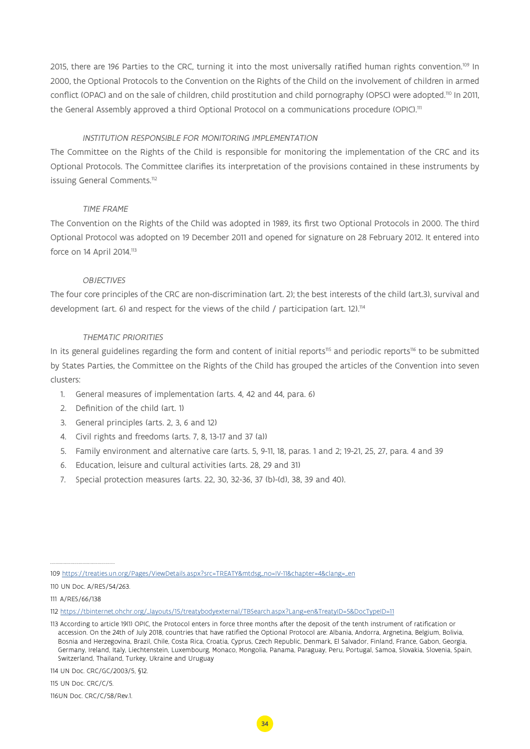2015, there are 196 Parties to the CRC, turning it into the most universally ratified human rights convention.[109] In 2000, the Optional Protocols to the Convention on the Rights of the Child on the involvement of children in armed conflict (OPAC) and on the sale of children, child prostitution and child pornography (OPSC) were adopted.[110] In 2011, the General Assembly approved a third Optional Protocol on a communications procedure (OPIC).[111]

*INSTITUTION RESPONSIBLE FOR MONITORING IMPLEMENTATION*

The Committee on the Rights of the Child is responsible for monitoring the implementation of the CRC and its Optional Protocols. The Committee clarifies its interpretation of the provisions contained in these instruments by issuing General Comments.[112]

*TIME FRAME*

The Convention on the Rights of the Child was adopted in 1989, its first two Optional Protocols in 2000. The third Optional Protocol was adopted on 19 December 2011 and opened for signature on 28 February 2012. It entered into force on 14 April 2014.[113]

*OBJECTIVES*

The four core principles of the CRC are non-discrimination (art. 2); the best interests of the child (art.3), survival and development (art. 6) and respect for the views of the child / participation (art. 12).[114]

*THEMATIC PRIORITIES*

In its general guidelines regarding the form and content of initial reports[115] and periodic reports[116] to be submitted by States Parties, the Committee on the Rights of the Child has grouped the articles of the Convention into seven clusters:

1. General measures of implementation (arts. 4, 42 and 44, para. 6)
2. Definition of the child (art. 1)
3. General principles (arts. 2, 3, 6 and 12)
4. Civil rights and freedoms (arts. 7, 8, 13-17 and 37 (a))
5. Family environment and alternative care (arts. 5, 9-11, 18, paras. 1 and 2; 19-21, 25, 27, para. 4 and 39
6. Education, leisure and cultural activities (arts. 28, 29 and 31)
7. Special protection measures (arts. 22, 30, 32-36, 37 (b)-(d), 38, 39 and 40).

---

109 https://treaties.un.org/Pages/ViewDetails.aspx?src=TREATY&mtdsg_no=IV-11&chapter=4&clang=_en

110 UN Doc. A/RES/54/263.

111 A/RES/66/138

112 https://tbinternet.ohchr.org/_layouts/15/treatybodyexternal/TBSearch.aspx?Lang=en&TreatyID=5&DocTypeID=11

113 According to article 19(1) OPIC, the Protocol enters in force three months after the deposit of the tenth instrument of ratification or accession. On the 24th of July 2018, countries that have ratified the Optional Protocol are: Albania, Andorra, Argnetina, Belgium, Bolivia, Bosnia and Herzegovina, Brazil, Chile, Costa Rica, Croatia, Cyprus, Czech Republic, Denmark, El Salvador, Finland, France, Gabon, Georgia, Germany, Ireland, Italy, Liechtenstein, Luxembourg, Monaco, Mongolia, Panama, Paraguay, Peru, Portugal, Samoa, Slovakia, Slovenia, Spain, Switzerland, Thailand, Turkey, Ukraine and Uruguay

114 UN Doc. CRC/GC/2003/5, §12.

115 UN Doc. CRC/C/5.

116UN Doc. CRC/C/58/Rev.1.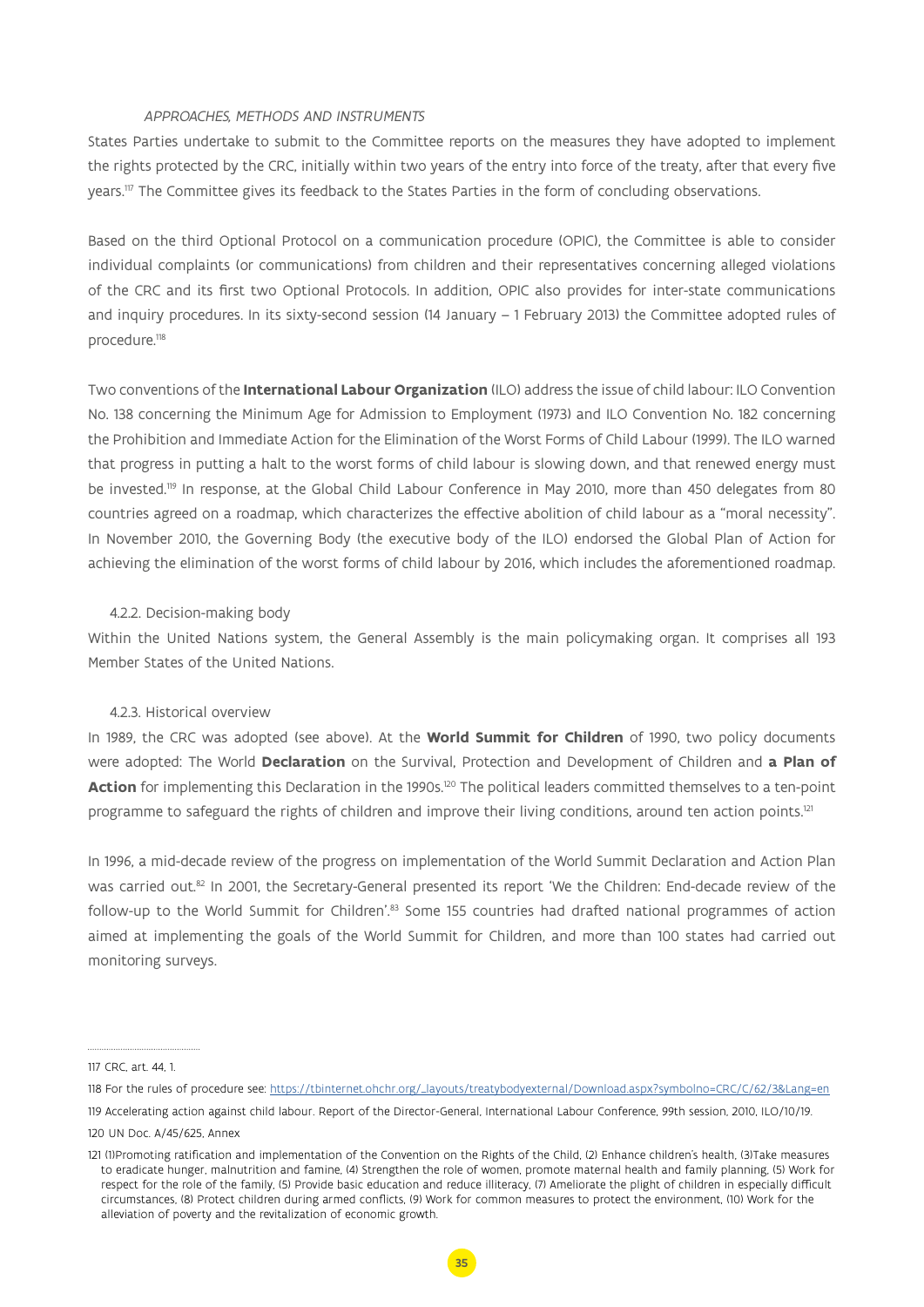*APPROACHES, METHODS AND INSTRUMENTS*

States Parties undertake to submit to the Committee reports on the measures they have adopted to implement the rights protected by the CRC, initially within two years of the entry into force of the treaty, after that every five years.[117] The Committee gives its feedback to the States Parties in the form of concluding observations.

Based on the third Optional Protocol on a communication procedure (OPIC), the Committee is able to consider individual complaints (or communications) from children and their representatives concerning alleged violations of the CRC and its first two Optional Protocols. In addition, OPIC also provides for inter-state communications and inquiry procedures. In its sixty-second session (14 January – 1 February 2013) the Committee adopted rules of procedure.[118]

Two conventions of the **International Labour Organization** (ILO) address the issue of child labour: ILO Convention No. 138 concerning the Minimum Age for Admission to Employment (1973) and ILO Convention No. 182 concerning the Prohibition and Immediate Action for the Elimination of the Worst Forms of Child Labour (1999). The ILO warned that progress in putting a halt to the worst forms of child labour is slowing down, and that renewed energy must be invested.[119] In response, at the Global Child Labour Conference in May 2010, more than 450 delegates from 80 countries agreed on a roadmap, which characterizes the effective abolition of child labour as a "moral necessity". In November 2010, the Governing Body (the executive body of the ILO) endorsed the Global Plan of Action for achieving the elimination of the worst forms of child labour by 2016, which includes the aforementioned roadmap.

#### 4.2.2. Decision-making body

Within the United Nations system, the General Assembly is the main policymaking organ. It comprises all 193 Member States of the United Nations.

#### 4.2.3. Historical overview

In 1989, the CRC was adopted (see above). At the **World Summit for Children** of 1990, two policy documents were adopted: The World **Declaration** on the Survival, Protection and Development of Children and **a Plan of Action** for implementing this Declaration in the 1990s.[120] The political leaders committed themselves to a ten-point programme to safeguard the rights of children and improve their living conditions, around ten action points.[121]

In 1996, a mid-decade review of the progress on implementation of the World Summit Declaration and Action Plan was carried out.[82] In 2001, the Secretary-General presented its report 'We the Children: End-decade review of the follow-up to the World Summit for Children'.[83] Some 155 countries had drafted national programmes of action aimed at implementing the goals of the World Summit for Children, and more than 100 states had carried out monitoring surveys.

---

117 CRC, art. 44, 1.

118 For the rules of procedure see: https://tbinternet.ohchr.org/_layouts/treatybodyexternal/Download.aspx?symbolno=CRC/C/62/3&Lang=en

119 Accelerating action against child labour. Report of the Director-General, International Labour Conference, 99th session, 2010, ILO/10/19.

120 UN Doc. A/45/625, Annex

121 (1)Promoting ratification and implementation of the Convention on the Rights of the Child, (2) Enhance children's health, (3)Take measures to eradicate hunger, malnutrition and famine, (4) Strengthen the role of women, promote maternal health and family planning, (5) Work for respect for the role of the family, (5) Provide basic education and reduce illiteracy, (7) Ameliorate the plight of children in especially difficult circumstances, (8) Protect children during armed conflicts, (9) Work for common measures to protect the environment, (10) Work for the alleviation of poverty and the revitalization of economic growth.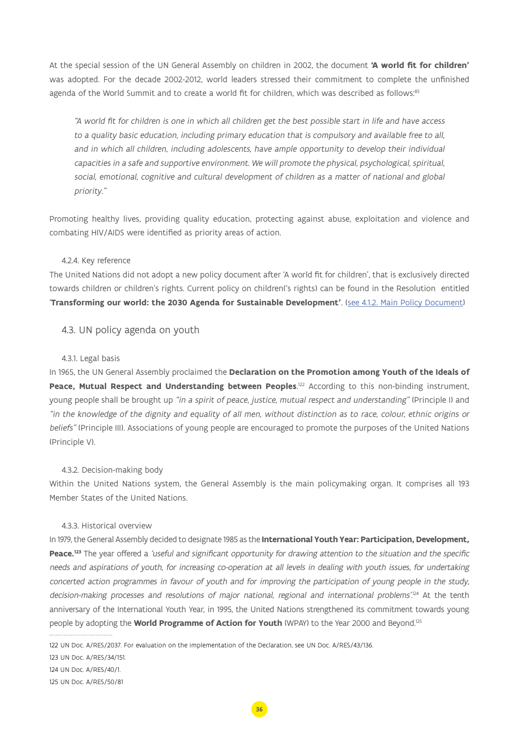At the special session of the UN General Assembly on children in 2002, the document **'A world fit for children'** was adopted. For the decade 2002-2012, world leaders stressed their commitment to complete the unfinished agenda of the World Summit and to create a world fit for children, which was described as follows:[85]

> *"A world fit for children is one in which all children get the best possible start in life and have access to a quality basic education, including primary education that is compulsory and available free to all, and in which all children, including adolescents, have ample opportunity to develop their individual capacities in a safe and supportive environment. We will promote the physical, psychological, spiritual, social, emotional, cognitive and cultural development of children as a matter of national and global priority."*

Promoting healthy lives, providing quality education, protecting against abuse, exploitation and violence and combating HIV/AIDS were identified as priority areas of action.

#### 4.2.4. Key reference

The United Nations did not adopt a new policy document after 'A world fit for children', that is exclusively directed towards children or children's rights. Current policy on children('s rights) can be found in the Resolution entitled '**Transforming our world: the 2030 Agenda for Sustainable Development'**. (see 4.1.2. Main Policy Document)

### 4.3. UN policy agenda on youth

#### 4.3.1. Legal basis

In 1965, the UN General Assembly proclaimed the **Declaration on the Promotion among Youth of the Ideals of Peace, Mutual Respect and Understanding between Peoples**.[122] According to this non-binding instrument, young people shall be brought up *"in a spirit of peace, justice, mutual respect and understanding"* (Principle I) and *"in the knowledge of the dignity and equality of all men, without distinction as to race, colour, ethnic origins or beliefs"* (Principle III). Associations of young people are encouraged to promote the purposes of the United Nations (Principle V).

#### 4.3.2. Decision-making body

Within the United Nations system, the General Assembly is the main policymaking organ. It comprises all 193 Member States of the United Nations.

#### 4.3.3. Historical overview

In 1979, the General Assembly decided to designate 1985 as the **International Youth Year: Participation, Development, Peace.**[123] The year offered a *'useful and significant opportunity for drawing attention to the situation and the specific needs and aspirations of youth, for increasing co-operation at all levels in dealing with youth issues, for undertaking concerted action programmes in favour of youth and for improving the participation of young people in the study, decision-making processes and resolutions of major national, regional and international problems'*.[124] At the tenth anniversary of the International Youth Year, in 1995, the United Nations strengthened its commitment towards young people by adopting the **World Programme of Action for Youth** (WPAY) to the Year 2000 and Beyond.[125]

---

122 UN Doc. A/RES/2037. For evaluation on the implementation of the Declaration, see UN Doc. A/RES/43/136.

123 UN Doc. A/RES/34/151.

124 UN Doc. A/RES/40/1.

125 UN Doc. A/RES/50/81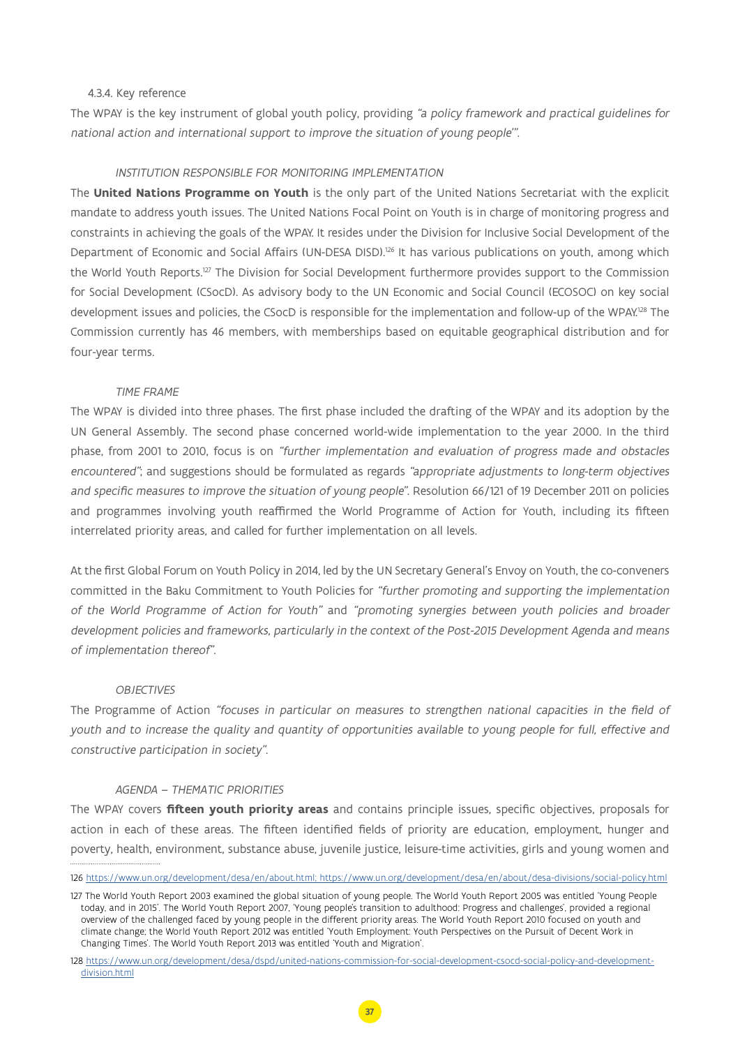#### 4.3.4. Key reference

The WPAY is the key instrument of global youth policy, providing *"a policy framework and practical guidelines for national action and international support to improve the situation of young people'"*.

*INSTITUTION RESPONSIBLE FOR MONITORING IMPLEMENTATION*

The **United Nations Programme on Youth** is the only part of the United Nations Secretariat with the explicit mandate to address youth issues. The United Nations Focal Point on Youth is in charge of monitoring progress and constraints in achieving the goals of the WPAY. It resides under the Division for Inclusive Social Development of the Department of Economic and Social Affairs (UN-DESA DISD).[126] It has various publications on youth, among which the World Youth Reports.[127] The Division for Social Development furthermore provides support to the Commission for Social Development (CSocD). As advisory body to the UN Economic and Social Council (ECOSOC) on key social development issues and policies, the CSocD is responsible for the implementation and follow-up of the WPAY.[128] The Commission currently has 46 members, with memberships based on equitable geographical distribution and for four-year terms.

*TIME FRAME*

The WPAY is divided into three phases. The first phase included the drafting of the WPAY and its adoption by the UN General Assembly. The second phase concerned world-wide implementation to the year 2000. In the third phase, from 2001 to 2010, focus is on *"further implementation and evaluation of progress made and obstacles encountered"*; and suggestions should be formulated as regards *"appropriate adjustments to long-term objectives and specific measures to improve the situation of young people"*. Resolution 66/121 of 19 December 2011 on policies and programmes involving youth reaffirmed the World Programme of Action for Youth, including its fifteen interrelated priority areas, and called for further implementation on all levels.

At the first Global Forum on Youth Policy in 2014, led by the UN Secretary General's Envoy on Youth, the co-conveners committed in the Baku Commitment to Youth Policies for *"further promoting and supporting the implementation of the World Programme of Action for Youth"* and *"promoting synergies between youth policies and broader development policies and frameworks, particularly in the context of the Post-2015 Development Agenda and means of implementation thereof"*.

*OBJECTIVES*

The Programme of Action *"focuses in particular on measures to strengthen national capacities in the field of youth and to increase the quality and quantity of opportunities available to young people for full, effective and constructive participation in society"*.

*AGENDA – THEMATIC PRIORITIES*

The WPAY covers **fifteen youth priority areas** and contains principle issues, specific objectives, proposals for action in each of these areas. The fifteen identified fields of priority are education, employment, hunger and poverty, health, environment, substance abuse, juvenile justice, leisure-time activities, girls and young women and

---

126 https://www.un.org/development/desa/en/about.html; https://www.un.org/development/desa/en/about/desa-divisions/social-policy.html

127 The World Youth Report 2003 examined the global situation of young people. The World Youth Report 2005 was entitled 'Young People today, and in 2015'. The World Youth Report 2007, 'Young people's transition to adulthood: Progress and challenges', provided a regional overview of the challenged faced by young people in the different priority areas. The World Youth Report 2010 focused on youth and climate change; the World Youth Report 2012 was entitled 'Youth Employment: Youth Perspectives on the Pursuit of Decent Work in Changing Times'. The World Youth Report 2013 was entitled 'Youth and Migration'.

128 https://www.un.org/development/desa/dspd/united-nations-commission-for-social-development-csocd-social-policy-and-development-division.html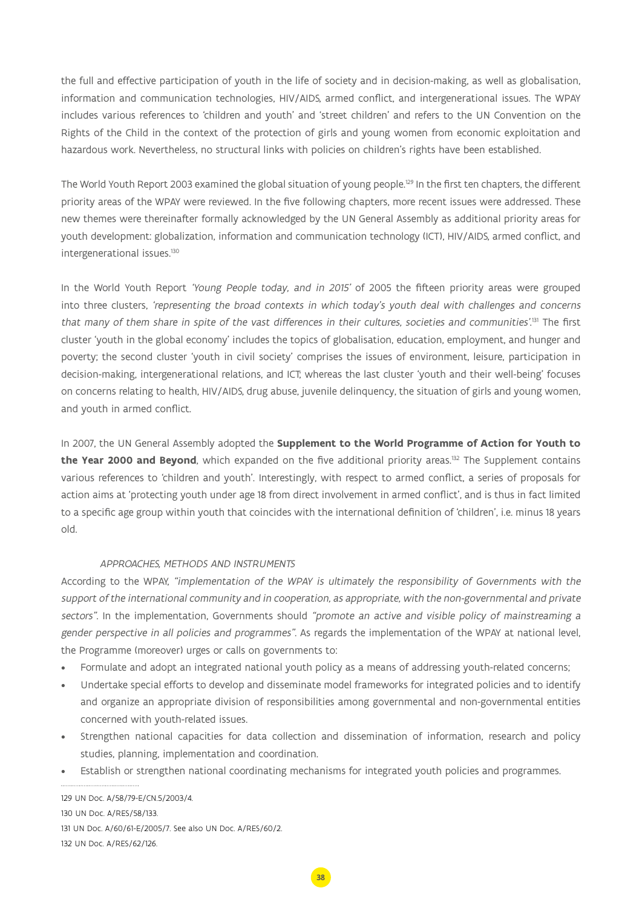the full and effective participation of youth in the life of society and in decision-making, as well as globalisation, information and communication technologies, HIV/AIDS, armed conflict, and intergenerational issues. The WPAY includes various references to 'children and youth' and 'street children' and refers to the UN Convention on the Rights of the Child in the context of the protection of girls and young women from economic exploitation and hazardous work. Nevertheless, no structural links with policies on children's rights have been established.

The World Youth Report 2003 examined the global situation of young people.[129] In the first ten chapters, the different priority areas of the WPAY were reviewed. In the five following chapters, more recent issues were addressed. These new themes were thereinafter formally acknowledged by the UN General Assembly as additional priority areas for youth development: globalization, information and communication technology (ICT), HIV/AIDS, armed conflict, and intergenerational issues.[130]

In the World Youth Report *'Young People today, and in 2015'* of 2005 the fifteen priority areas were grouped into three clusters, *'representing the broad contexts in which today's youth deal with challenges and concerns that many of them share in spite of the vast differences in their cultures, societies and communities'*.[131] The first cluster 'youth in the global economy' includes the topics of globalisation, education, employment, and hunger and poverty; the second cluster 'youth in civil society' comprises the issues of environment, leisure, participation in decision-making, intergenerational relations, and ICT; whereas the last cluster 'youth and their well-being' focuses on concerns relating to health, HIV/AIDS, drug abuse, juvenile delinquency, the situation of girls and young women, and youth in armed conflict.

In 2007, the UN General Assembly adopted the **Supplement to the World Programme of Action for Youth to the Year 2000 and Beyond**, which expanded on the five additional priority areas.[132] The Supplement contains various references to 'children and youth'. Interestingly, with respect to armed conflict, a series of proposals for action aims at 'protecting youth under age 18 from direct involvement in armed conflict', and is thus in fact limited to a specific age group within youth that coincides with the international definition of 'children', i.e. minus 18 years old.

*APPROACHES, METHODS AND INSTRUMENTS*

According to the WPAY, *"implementation of the WPAY is ultimately the responsibility of Governments with the support of the international community and in cooperation, as appropriate, with the non-governmental and private sectors"*. In the implementation, Governments should *"promote an active and visible policy of mainstreaming a gender perspective in all policies and programmes"*. As regards the implementation of the WPAY at national level, the Programme (moreover) urges or calls on governments to:

- Formulate and adopt an integrated national youth policy as a means of addressing youth-related concerns;
- Undertake special efforts to develop and disseminate model frameworks for integrated policies and to identify and organize an appropriate division of responsibilities among governmental and non-governmental entities concerned with youth-related issues.
- Strengthen national capacities for data collection and dissemination of information, research and policy studies, planning, implementation and coordination.
- Establish or strengthen national coordinating mechanisms for integrated youth policies and programmes.

---

129 UN Doc. A/58/79-E/CN.5/2003/4.

130 UN Doc. A/RES/58/133.

131 UN Doc. A/60/61-E/2005/7. See also UN Doc. A/RES/60/2.

132 UN Doc. A/RES/62/126.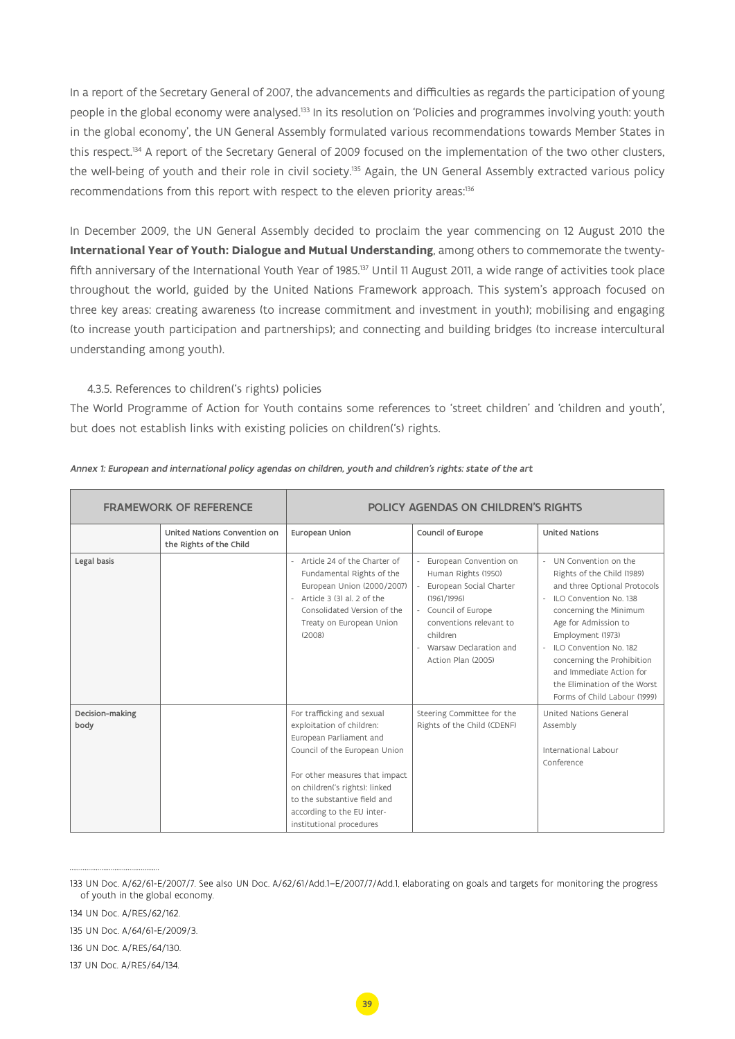In a report of the Secretary General of 2007, the advancements and difficulties as regards the participation of young people in the global economy were analysed.[133] In its resolution on 'Policies and programmes involving youth: youth in the global economy', the UN General Assembly formulated various recommendations towards Member States in this respect.[134] A report of the Secretary General of 2009 focused on the implementation of the two other clusters, the well-being of youth and their role in civil society.[135] Again, the UN General Assembly extracted various policy recommendations from this report with respect to the eleven priority areas:[136]

In December 2009, the UN General Assembly decided to proclaim the year commencing on 12 August 2010 the **International Year of Youth: Dialogue and Mutual Understanding**, among others to commemorate the twenty-fifth anniversary of the International Youth Year of 1985.[137] Until 11 August 2011, a wide range of activities took place throughout the world, guided by the United Nations Framework approach. This system's approach focused on three key areas: creating awareness (to increase commitment and investment in youth); mobilising and engaging (to increase youth participation and partnerships); and connecting and building bridges (to increase intercultural understanding among youth).

#### 4.3.5. References to children('s rights) policies

The World Programme of Action for Youth contains some references to 'street children' and 'children and youth', but does not establish links with existing policies on children('s) rights.

*Annex 1: European and international policy agendas on children, youth and children's rights: state of the art*

| FRAMEWORK OF REFERENCE | | POLICY AGENDAS ON CHILDREN'S RIGHTS | | |
|---|---|---|---|---|
| | **United Nations Convention on the Rights of the Child** | **European Union** | **Council of Europe** | **United Nations** |
| **Legal basis** | | - Article 24 of the Charter of Fundamental Rights of the European Union (2000/2007)<br>- Article 3 (3) al. 2 of the Consolidated Version of the Treaty on European Union (2008) | - European Convention on Human Rights (1950)<br>- European Social Charter (1961/1996)<br>- Council of Europe conventions relevant to children<br>- Warsaw Declaration and Action Plan (2005) | - UN Convention on the Rights of the Child (1989) and three Optional Protocols<br>- ILO Convention No. 138 concerning the Minimum Age for Admission to Employment (1973)<br>- ILO Convention No. 182 concerning the Prohibition and Immediate Action for the Elimination of the Worst Forms of Child Labour (1999) |
| **Decision-making body** | | For trafficking and sexual exploitation of children: European Parliament and Council of the European Union<br><br>For other measures that impact on children('s rights): linked to the substantive field and according to the EU inter-institutional procedures | Steering Committee for the Rights of the Child (CDENF) | United Nations General Assembly<br><br>International Labour Conference |

133 UN Doc. A/62/61-E/2007/7. See also UN Doc. A/62/61/Add.1–E/2007/7/Add.1, elaborating on goals and targets for monitoring the progress of youth in the global economy.

134 UN Doc. A/RES/62/162.

135 UN Doc. A/64/61-E/2009/3.

136 UN Doc. A/RES/64/130.

137 UN Doc. A/RES/64/134.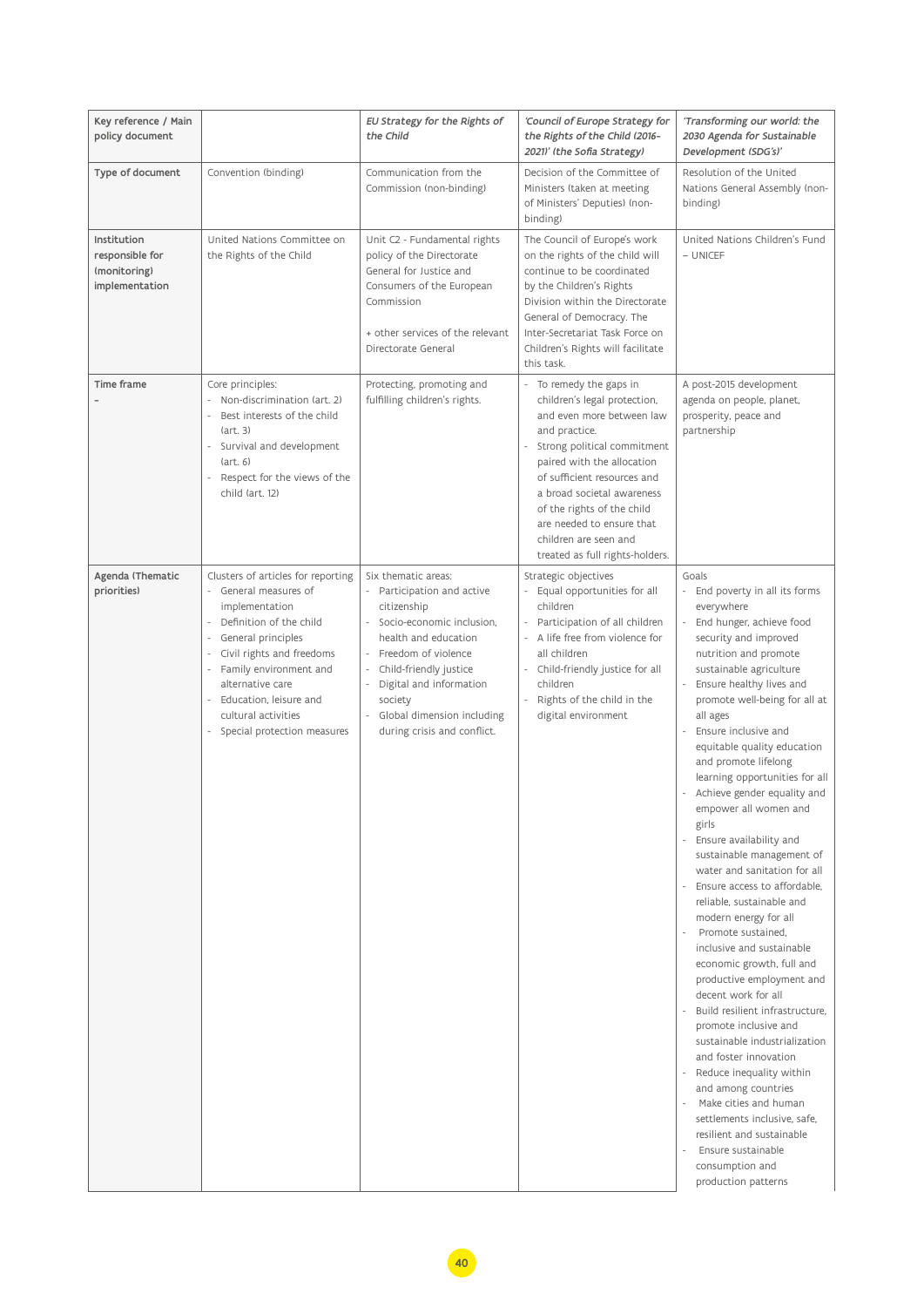| Key reference / Main policy document | | *EU Strategy for the Rights of the Child* | *'Council of Europe Strategy for the Rights of the Child (2016-2021)' (the Sofia Strategy)* | *'Transforming our world: the 2030 Agenda for Sustainable Development (SDG's)'* |
|---|---|---|---|---|
| **Type of document** | Convention (binding) | Communication from the Commission (non-binding) | Decision of the Committee of Ministers (taken at meeting of Ministers' Deputies) (non-binding) | Resolution of the United Nations General Assembly (non-binding) |
| **Institution responsible for (monitoring) implementation** | United Nations Committee on the Rights of the Child | Unit C2 - Fundamental rights policy of the Directorate General for Justice and Consumers of the European Commission<br><br>+ other services of the relevant Directorate General | The Council of Europe's work on the rights of the child will continue to be coordinated by the Children's Rights Division within the Directorate General of Democracy. The Inter-Secretariat Task Force on Children's Rights will facilitate this task. | United Nations Children's Fund – UNICEF |
| **Time frame**<br>- | Core principles:<br>- Non-discrimination (art. 2)<br>- Best interests of the child (art. 3)<br>- Survival and development (art. 6)<br>- Respect for the views of the child (art. 12) | Protecting, promoting and fulfilling children's rights. | - To remedy the gaps in children's legal protection, and even more between law and practice.<br>- Strong political commitment paired with the allocation of sufficient resources and a broad societal awareness of the rights of the child are needed to ensure that children are seen and treated as full rights-holders. | A post-2015 development agenda on people, planet, prosperity, peace and partnership |
| **Agenda (Thematic priorities)** | Clusters of articles for reporting<br>- General measures of implementation<br>- Definition of the child<br>- General principles<br>- Civil rights and freedoms<br>- Family environment and alternative care<br>- Education, leisure and cultural activities<br>- Special protection measures | Six thematic areas:<br>- Participation and active citizenship<br>- Socio-economic inclusion, health and education<br>- Freedom of violence<br>- Child-friendly justice<br>- Digital and information society<br>- Global dimension including during crisis and conflict. | Strategic objectives<br>- Equal opportunities for all children<br>- Participation of all children<br>- A life free from violence for all children<br>- Child-friendly justice for all children<br>- Rights of the child in the digital environment | Goals<br>- End poverty in all its forms everywhere<br>- End hunger, achieve food security and improved nutrition and promote sustainable agriculture<br>- Ensure healthy lives and promote well-being for all at all ages<br>- Ensure inclusive and equitable quality education and promote lifelong learning opportunities for all<br>- Achieve gender equality and empower all women and girls<br>- Ensure availability and sustainable management of water and sanitation for all<br>- Ensure access to affordable, reliable, sustainable and modern energy for all<br>- Promote sustained, inclusive and sustainable economic growth, full and productive employment and decent work for all<br>- Build resilient infrastructure, promote inclusive and sustainable industrialization and foster innovation<br>- Reduce inequality within and among countries<br>- Make cities and human settlements inclusive, safe, resilient and sustainable<br>- Ensure sustainable consumption and production patterns |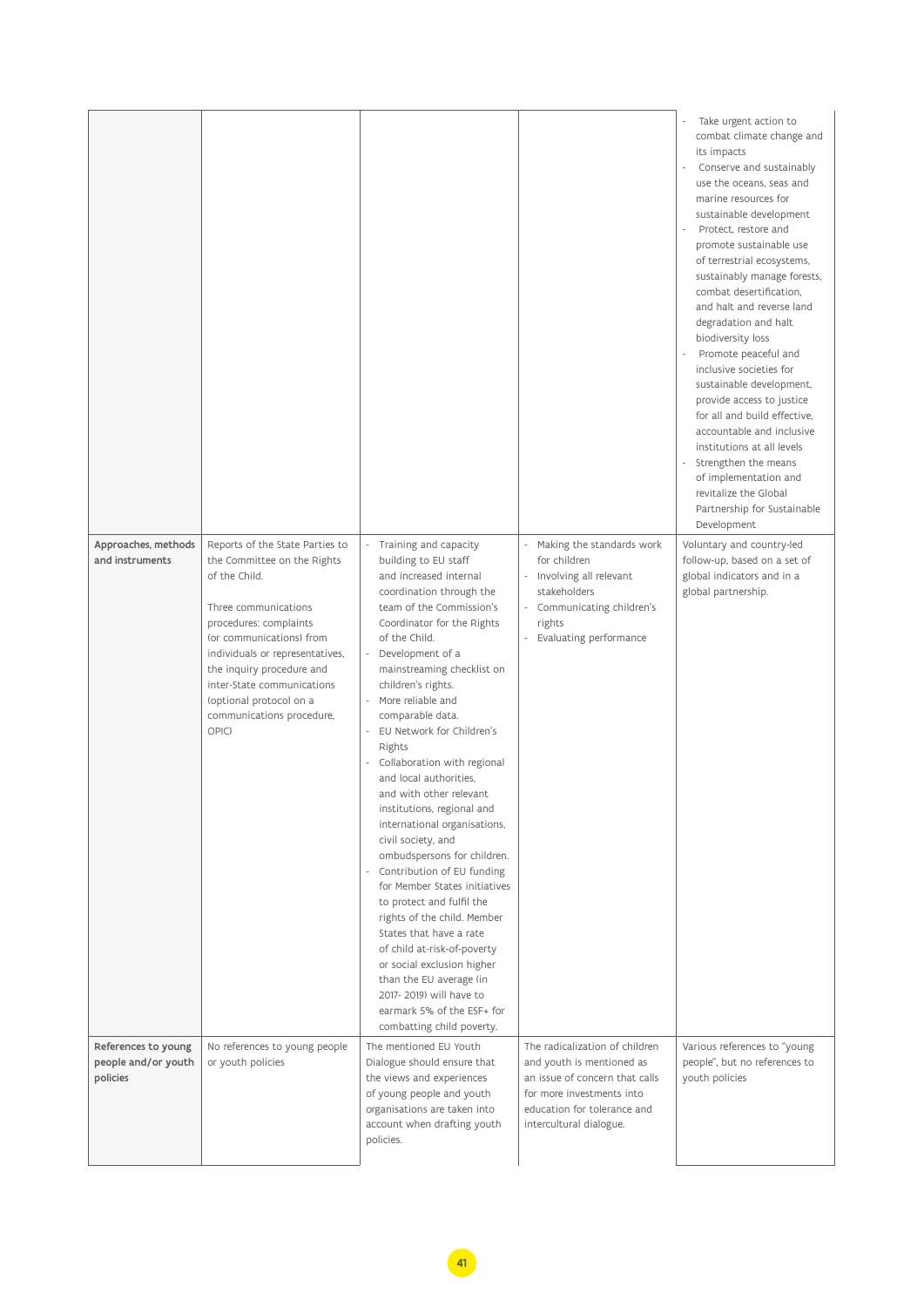| | | | | |
|---|---|---|---|---|
| | | | | - Take urgent action to combat climate change and its impacts<br>- Conserve and sustainably use the oceans, seas and marine resources for sustainable development<br>- Protect, restore and promote sustainable use of terrestrial ecosystems, sustainably manage forests, combat desertification, and halt and reverse land degradation and halt biodiversity loss<br>- Promote peaceful and inclusive societies for sustainable development, provide access to justice for all and build effective, accountable and inclusive institutions at all levels<br>- Strengthen the means of implementation and revitalize the Global Partnership for Sustainable Development |
| **Approaches, methods and instruments** | Reports of the State Parties to the Committee on the Rights of the Child.<br><br>Three communications procedures: complaints (or communications) from individuals or representatives, the inquiry procedure and inter-State communications (optional protocol on a communications procedure, OPIC) | - Training and capacity building to EU staff and increased internal coordination through the team of the Commission's Coordinator for the Rights of the Child.<br>- Development of a mainstreaming checklist on children's rights.<br>- More reliable and comparable data.<br>- EU Network for Children's Rights<br>- Collaboration with regional and local authorities, and with other relevant institutions, regional and international organisations, civil society, and ombudspersons for children.<br>- Contribution of EU funding for Member States initiatives to protect and fulfil the rights of the child. Member States that have a rate of child at-risk-of-poverty or social exclusion higher than the EU average (in 2017- 2019) will have to earmark 5% of the ESF+ for combatting child poverty. | - Making the standards work for children<br>- Involving all relevant stakeholders<br>- Communicating children's rights<br>- Evaluating performance | Voluntary and country-led follow-up, based on a set of global indicators and in a global partnership. |
| **References to young people and/or youth policies** | No references to young people or youth policies | The mentioned EU Youth Dialogue should ensure that the views and experiences of young people and youth organisations are taken into account when drafting youth policies. | The radicalization of children and youth is mentioned as an issue of concern that calls for more investments into education for tolerance and intercultural dialogue. | Various references to "young people", but no references to youth policies |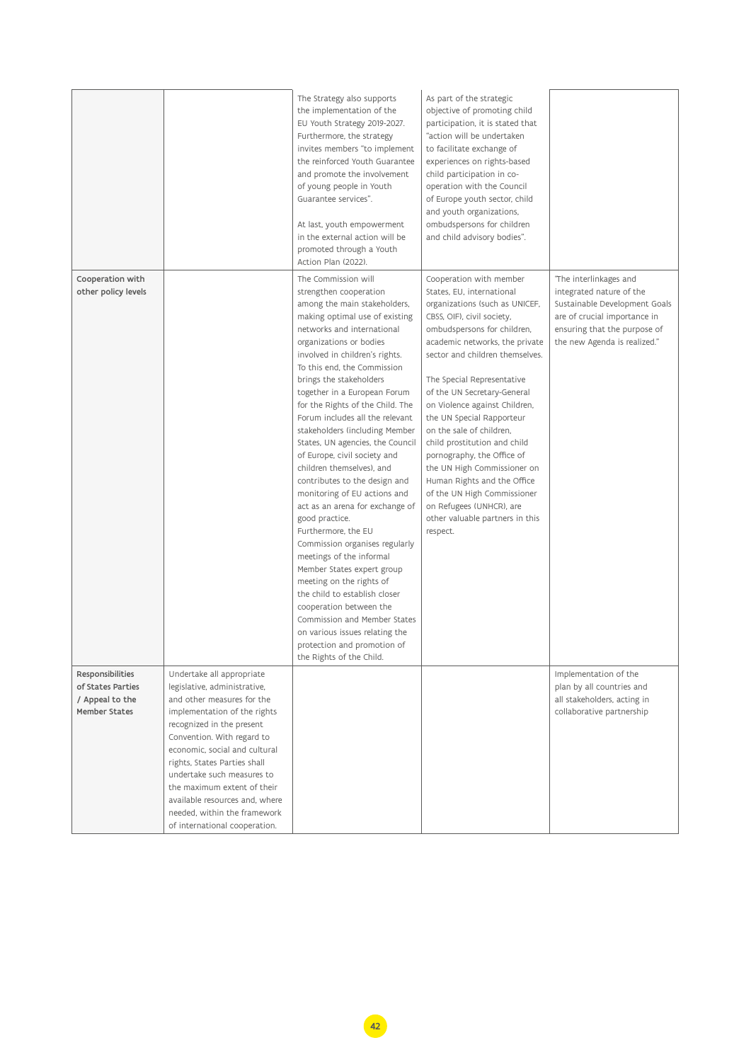| | | | | |
|---|---|---|---|---|
| | | The Strategy also supports the implementation of the EU Youth Strategy 2019-2027. Furthermore, the strategy invites members "to implement the reinforced Youth Guarantee and promote the involvement of young people in Youth Guarantee services".<br><br>At last, youth empowerment in the external action will be promoted through a Youth Action Plan (2022). | As part of the strategic objective of promoting child participation, it is stated that "action will be undertaken to facilitate exchange of experiences on rights-based child participation in co-operation with the Council of Europe youth sector, child and youth organizations, ombudspersons for children and child advisory bodies". | |
| **Cooperation with other policy levels** | | The Commission will strengthen cooperation among the main stakeholders, making optimal use of existing networks and international organizations or bodies involved in children's rights. To this end, the Commission brings the stakeholders together in a European Forum for the Rights of the Child. The Forum includes all the relevant stakeholders (including Member States, UN agencies, the Council of Europe, civil society and children themselves), and contributes to the design and monitoring of EU actions and act as an arena for exchange of good practice.<br>Furthermore, the EU Commission organises regularly meetings of the informal Member States expert group meeting on the rights of the child to establish closer cooperation between the Commission and Member States on various issues relating the protection and promotion of the Rights of the Child. | Cooperation with member States, EU, international organizations (such as UNICEF, CBSS, OIF), civil society, ombudspersons for children, academic networks, the private sector and children themselves.<br><br>The Special Representative of the UN Secretary-General on Violence against Children, the UN Special Rapporteur on the sale of children, child prostitution and child pornography, the Office of the UN High Commissioner on Human Rights and the Office of the UN High Commissioner on Refugees (UNHCR), are other valuable partners in this respect. | "The interlinkages and integrated nature of the Sustainable Development Goals are of crucial importance in ensuring that the purpose of the new Agenda is realized." |
| **Responsibilities of States Parties / Appeal to the Member States** | Undertake all appropriate legislative, administrative, and other measures for the implementation of the rights recognized in the present Convention. With regard to economic, social and cultural rights, States Parties shall undertake such measures to the maximum extent of their available resources and, where needed, within the framework of international cooperation. | | | Implementation of the plan by all countries and all stakeholders, acting in collaborative partnership |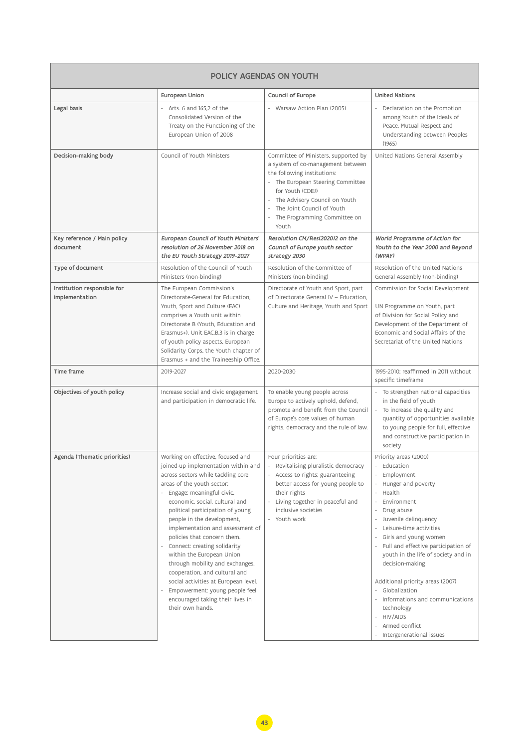| POLICY AGENDAS ON YOUTH | | | |
|---|---|---|---|
| | **European Union** | **Council of Europe** | **United Nations** |
| **Legal basis** | - Arts. 6 and 165,2 of the Consolidated Version of the Treaty on the Functioning of the European Union of 2008 | - Warsaw Action Plan (2005) | - Declaration on the Promotion among Youth of the Ideals of Peace, Mutual Respect and Understanding between Peoples (1965) |
| **Decision-making body** | Council of Youth Ministers | Committee of Ministers, supported by a system of co-management between the following institutions:<br>- The European Steering Committee for Youth (CDEJ)<br>- The Advisory Council on Youth<br>- The Joint Council of Youth<br>- The Programming Committee on Youth | United Nations General Assembly |
| **Key reference / Main policy document** | ***European Council of Youth Ministers' resolution of 26 November 2018 on the EU Youth Strategy 2019-2027*** | ***Resolution CM/Res(2020)2 on the Council of Europe youth sector strategy 2030*** | ***World Programme of Action for Youth to the Year 2000 and Beyond (WPAY)*** |
| **Type of document** | Resolution of the Council of Youth Ministers (non-binding) | Resolution of the Committee of Ministers (non-binding) | Resolution of the United Nations General Assembly (non-binding) |
| **Institution responsible for implementation** | The European Commission's Directorate-General for Education, Youth, Sport and Culture (EAC) comprises a Youth unit within Directorate B (Youth, Education and Erasmus+). Unit EAC.B.3 is in charge of youth policy aspects, European Solidarity Corps, the Youth chapter of Erasmus + and the Traineeship Office. | Directorate of Youth and Sport, part of Directorate General IV – Education, Culture and Heritage, Youth and Sport | Commission for Social Development<br><br>UN Programme on Youth, part of Division for Social Policy and Development of the Department of Economic and Social Affairs of the Secretariat of the United Nations |
| **Time frame** | 2019-2027 | 2020-2030 | 1995-2010; reaffirmed in 2011 without specific timeframe |
| **Objectives of youth policy** | Increase social and civic engagement and participation in democratic life. | To enable young people across Europe to actively uphold, defend, promote and benefit from the Council of Europe's core values of human rights, democracy and the rule of law. | - To strengthen national capacities in the field of youth<br>- To increase the quality and quantity of opportunities available to young people for full, effective and constructive participation in society |
| **Agenda (Thematic priorities)** | Working on effective, focused and joined-up implementation within and across sectors while tackling core areas of the youth sector:<br>- Engage: meaningful civic, economic, social, cultural and political participation of young people in the development, implementation and assessment of policies that concern them.<br>- Connect: creating solidarity within the European Union through mobility and exchanges, cooperation, and cultural and social activities at European level.<br>- Empowerment: young people feel encouraged taking their lives in their own hands. | Four priorities are:<br>- Revitalising pluralistic democracy<br>- Access to rights: guaranteeing better access for young people to their rights<br>- Living together in peaceful and inclusive societies<br>- Youth work | Priority areas (2000)<br>- Education<br>- Employment<br>- Hunger and poverty<br>- Health<br>- Environment<br>- Drug abuse<br>- Juvenile delinquency<br>- Leisure-time activities<br>- Girls and young women<br>- Full and effective participation of youth in the life of society and in decision-making<br><br>Additional priority areas (2007)<br>- Globalization<br>- Informations and communications technology<br>- HIV/AIDS<br>- Armed conflict<br>- Intergenerational issues |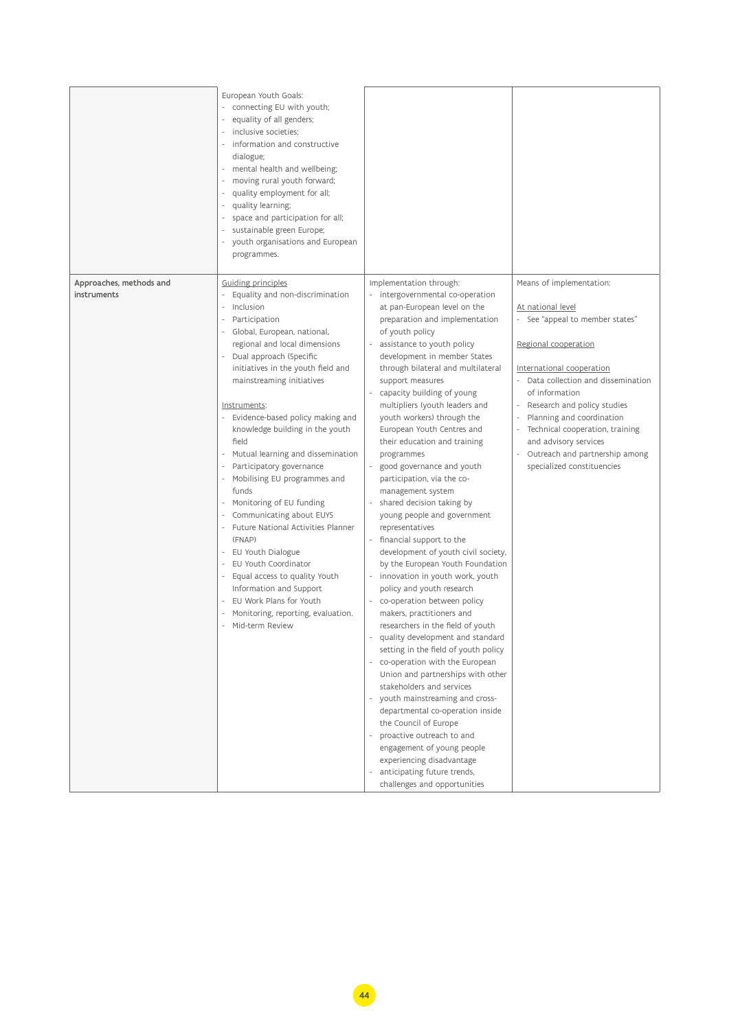| | | | |
|---|---|---|---|
| | European Youth Goals:<br>- connecting EU with youth;<br>- equality of all genders;<br>- inclusive societies;<br>- information and constructive dialogue;<br>- mental health and wellbeing;<br>- moving rural youth forward;<br>- quality employment for all;<br>- quality learning;<br>- space and participation for all;<br>- sustainable green Europe;<br>- youth organisations and European programmes. | | |
| **Approaches, methods and instruments** | Guiding principles<br>- Equality and non-discrimination<br>- Inclusion<br>- Participation<br>- Global, European, national, regional and local dimensions<br>- Dual approach (Specific initiatives in the youth field and mainstreaming initiatives<br><br>Instruments:<br>- Evidence-based policy making and knowledge building in the youth field<br>- Mutual learning and dissemination<br>- Participatory governance<br>- Mobilising EU programmes and funds<br>- Monitoring of EU funding<br>- Communicating about EUYS<br>- Future National Activities Planner (FNAP)<br>- EU Youth Dialogue<br>- EU Youth Coordinator<br>- Equal access to quality Youth Information and Support<br>- EU Work Plans for Youth<br>- Monitoring, reporting, evaluation.<br>- Mid-term Review | Implementation through:<br>- intergovernmental co-operation at pan-European level on the preparation and implementation of youth policy<br>- assistance to youth policy development in member States through bilateral and multilateral support measures<br>- capacity building of young multipliers (youth leaders and youth workers) through the European Youth Centres and their education and training programmes<br>- good governance and youth participation, via the co-management system<br>- shared decision taking by young people and government representatives<br>- financial support to the development of youth civil society, by the European Youth Foundation<br>- innovation in youth work, youth policy and youth research<br>- co-operation between policy makers, practitioners and researchers in the field of youth<br>- quality development and standard setting in the field of youth policy<br>- co-operation with the European Union and partnerships with other stakeholders and services<br>- youth mainstreaming and cross-departmental co-operation inside the Council of Europe<br>- proactive outreach to and engagement of young people experiencing disadvantage<br>- anticipating future trends, challenges and opportunities | Means of implementation:<br><br>At national level<br>- See "appeal to member states"<br><br>Regional cooperation<br><br>International cooperation<br>- Data collection and dissemination of information<br>- Research and policy studies<br>- Planning and coordination<br>- Technical cooperation, training and advisory services<br>- Outreach and partnership among specialized constituencies |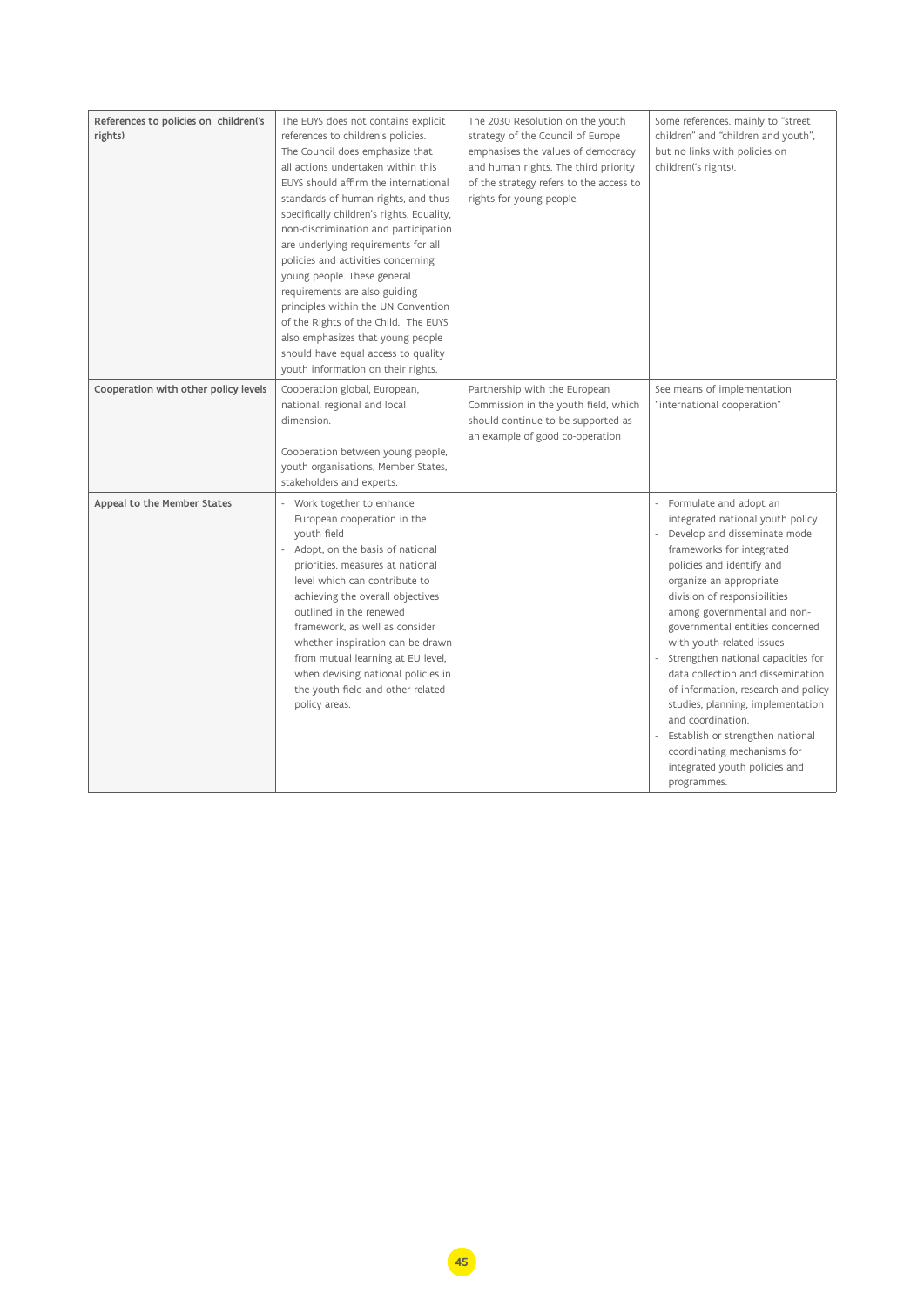| | | | |
|---|---|---|---|
| **References to policies on children('s rights)** | The EUYS does not contains explicit references to children's policies. The Council does emphasize that all actions undertaken within this EUYS should affirm the international standards of human rights, and thus specifically children's rights. Equality, non-discrimination and participation are underlying requirements for all policies and activities concerning young people. These general requirements are also guiding principles within the UN Convention of the Rights of the Child. The EUYS also emphasizes that young people should have equal access to quality youth information on their rights. | The 2030 Resolution on the youth strategy of the Council of Europe emphasises the values of democracy and human rights. The third priority of the strategy refers to the access to rights for young people. | Some references, mainly to "street children" and "children and youth", but no links with policies on children('s rights). |
| **Cooperation with other policy levels** | Cooperation global, European, national, regional and local dimension.<br><br>Cooperation between young people, youth organisations, Member States, stakeholders and experts. | Partnership with the European Commission in the youth field, which should continue to be supported as an example of good co-operation | See means of implementation "international cooperation" |
| **Appeal to the Member States** | - Work together to enhance European cooperation in the youth field<br>- Adopt, on the basis of national priorities, measures at national level which can contribute to achieving the overall objectives outlined in the renewed framework, as well as consider whether inspiration can be drawn from mutual learning at EU level, when devising national policies in the youth field and other related policy areas. | | - Formulate and adopt an integrated national youth policy<br>- Develop and disseminate model frameworks for integrated policies and identify and organize an appropriate division of responsibilities among governmental and non-governmental entities concerned with youth-related issues<br>- Strengthen national capacities for data collection and dissemination of information, research and policy studies, planning, implementation and coordination.<br>- Establish or strengthen national coordinating mechanisms for integrated youth policies and programmes. |